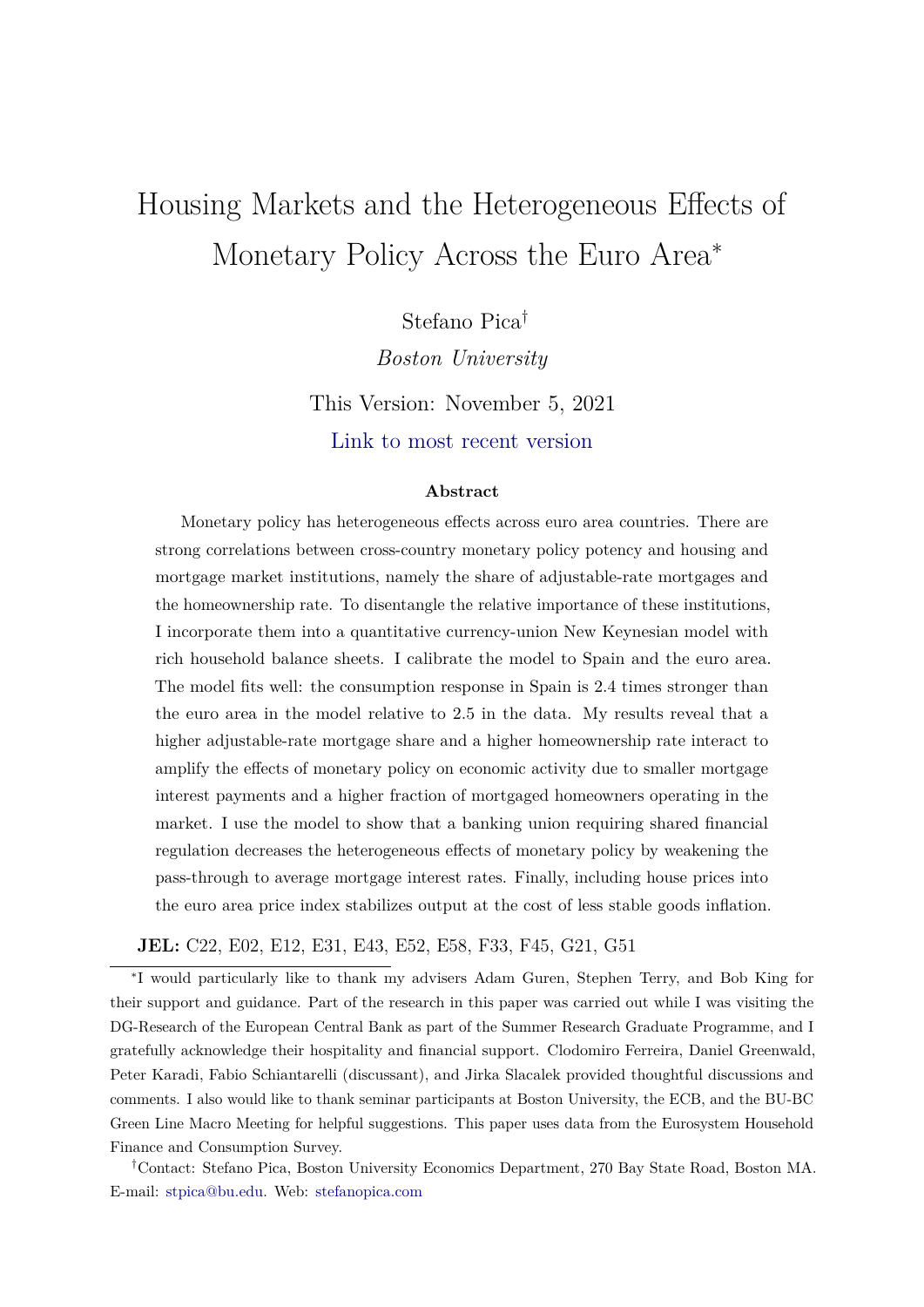# Housing Markets and the Heterogeneous Effects of Monetary Policy Across the Euro Area*

Stefano Pica†

*Boston University*

This Version: November 5, 2021

Link to most recent version

**Abstract**

Monetary policy has heterogeneous effects across euro area countries. There are strong correlations between cross-country monetary policy potency and housing and mortgage market institutions, namely the share of adjustable-rate mortgages and the homeownership rate. To disentangle the relative importance of these institutions, I incorporate them into a quantitative currency-union New Keynesian model with rich household balance sheets. I calibrate the model to Spain and the euro area. The model fits well: the consumption response in Spain is 2.4 times stronger than the euro area in the model relative to 2.5 in the data. My results reveal that a higher adjustable-rate mortgage share and a higher homeownership rate interact to amplify the effects of monetary policy on economic activity due to smaller mortgage interest payments and a higher fraction of mortgaged homeowners operating in the market. I use the model to show that a banking union requiring shared financial regulation decreases the heterogeneous effects of monetary policy by weakening the pass-through to average mortgage interest rates. Finally, including house prices into the euro area price index stabilizes output at the cost of less stable goods inflation.

**JEL:** C22, E02, E12, E31, E43, E52, E58, F33, F45, G21, G51

*I would particularly like to thank my advisers Adam Guren, Stephen Terry, and Bob King for their support and guidance. Part of the research in this paper was carried out while I was visiting the DG-Research of the European Central Bank as part of the Summer Research Graduate Programme, and I gratefully acknowledge their hospitality and financial support. Clodomiro Ferreira, Daniel Greenwald, Peter Karadi, Fabio Schiantarelli (discussant), and Jirka Slacalek provided thoughtful discussions and comments. I also would like to thank seminar participants at Boston University, the ECB, and the BU-BC Green Line Macro Meeting for helpful suggestions. This paper uses data from the Eurosystem Household Finance and Consumption Survey.

†Contact: Stefano Pica, Boston University Economics Department, 270 Bay State Road, Boston MA. E-mail: stpica@bu.edu. Web: stefanopica.com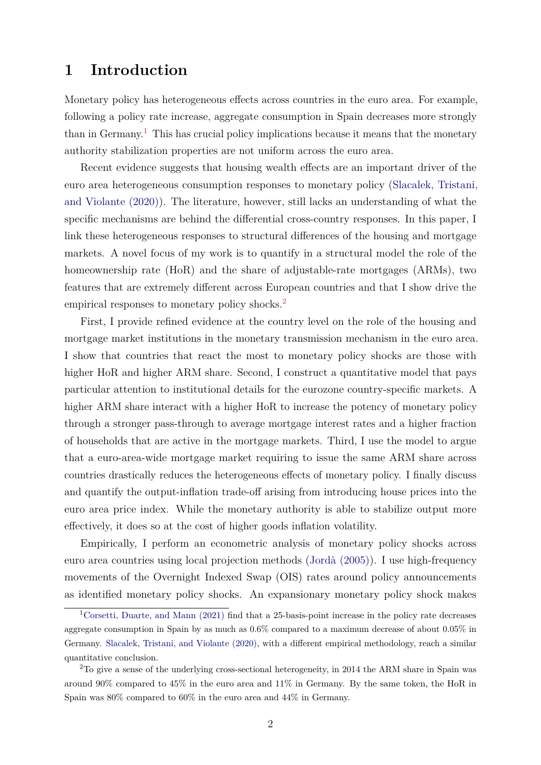# 1 Introduction

Monetary policy has heterogeneous effects across countries in the euro area. For example, following a policy rate increase, aggregate consumption in Spain decreases more strongly than in Germany.[1] This has crucial policy implications because it means that the monetary authority stabilization properties are not uniform across the euro area.

Recent evidence suggests that housing wealth effects are an important driver of the euro area heterogeneous consumption responses to monetary policy (Slacalek, Tristani, and Violante (2020)). The literature, however, still lacks an understanding of what the specific mechanisms are behind the differential cross-country responses. In this paper, I link these heterogeneous responses to structural differences of the housing and mortgage markets. A novel focus of my work is to quantify in a structural model the role of the homeownership rate (HoR) and the share of adjustable-rate mortgages (ARMs), two features that are extremely different across European countries and that I show drive the empirical responses to monetary policy shocks.[2]

First, I provide refined evidence at the country level on the role of the housing and mortgage market institutions in the monetary transmission mechanism in the euro area. I show that countries that react the most to monetary policy shocks are those with higher HoR and higher ARM share. Second, I construct a quantitative model that pays particular attention to institutional details for the eurozone country-specific markets. A higher ARM share interact with a higher HoR to increase the potency of monetary policy through a stronger pass-through to average mortgage interest rates and a higher fraction of households that are active in the mortgage markets. Third, I use the model to argue that a euro-area-wide mortgage market requiring to issue the same ARM share across countries drastically reduces the heterogeneous effects of monetary policy. I finally discuss and quantify the output-inflation trade-off arising from introducing house prices into the euro area price index. While the monetary authority is able to stabilize output more effectively, it does so at the cost of higher goods inflation volatility.

Empirically, I perform an econometric analysis of monetary policy shocks across euro area countries using local projection methods (Jordà (2005)). I use high-frequency movements of the Overnight Indexed Swap (OIS) rates around policy announcements as identified monetary policy shocks. An expansionary monetary policy shock makes

---

[1] Corsetti, Duarte, and Mann (2021) find that a 25-basis-point increase in the policy rate decreases aggregate consumption in Spain by as much as 0.6% compared to a maximum decrease of about 0.05% in Germany. Slacalek, Tristani, and Violante (2020), with a different empirical methodology, reach a similar quantitative conclusion.

[2] To give a sense of the underlying cross-sectional heterogeneity, in 2014 the ARM share in Spain was around 90% compared to 45% in the euro area and 11% in Germany. By the same token, the HoR in Spain was 80% compared to 60% in the euro area and 44% in Germany.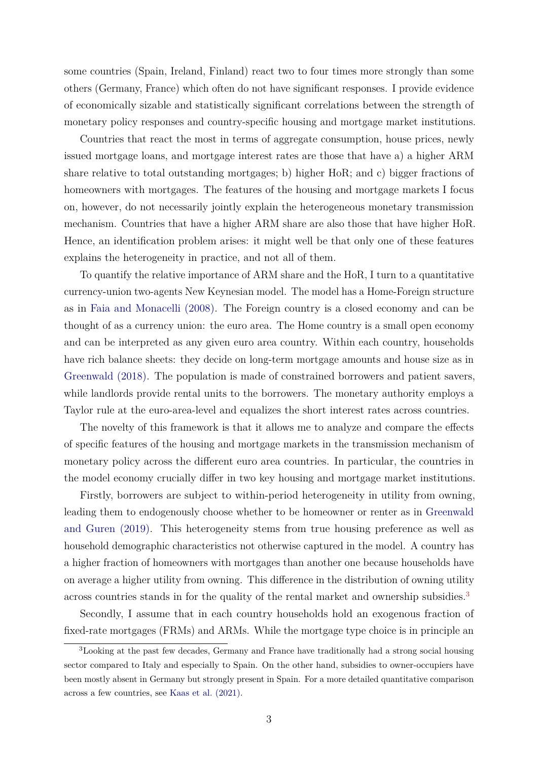some countries (Spain, Ireland, Finland) react two to four times more strongly than some others (Germany, France) which often do not have significant responses. I provide evidence of economically sizable and statistically significant correlations between the strength of monetary policy responses and country-specific housing and mortgage market institutions.

Countries that react the most in terms of aggregate consumption, house prices, newly issued mortgage loans, and mortgage interest rates are those that have a) a higher ARM share relative to total outstanding mortgages; b) higher HoR; and c) bigger fractions of homeowners with mortgages. The features of the housing and mortgage markets I focus on, however, do not necessarily jointly explain the heterogeneous monetary transmission mechanism. Countries that have a higher ARM share are also those that have higher HoR. Hence, an identification problem arises: it might well be that only one of these features explains the heterogeneity in practice, and not all of them.

To quantify the relative importance of ARM share and the HoR, I turn to a quantitative currency-union two-agents New Keynesian model. The model has a Home-Foreign structure as in Faia and Monacelli (2008). The Foreign country is a closed economy and can be thought of as a currency union: the euro area. The Home country is a small open economy and can be interpreted as any given euro area country. Within each country, households have rich balance sheets: they decide on long-term mortgage amounts and house size as in Greenwald (2018). The population is made of constrained borrowers and patient savers, while landlords provide rental units to the borrowers. The monetary authority employs a Taylor rule at the euro-area-level and equalizes the short interest rates across countries.

The novelty of this framework is that it allows me to analyze and compare the effects of specific features of the housing and mortgage markets in the transmission mechanism of monetary policy across the different euro area countries. In particular, the countries in the model economy crucially differ in two key housing and mortgage market institutions.

Firstly, borrowers are subject to within-period heterogeneity in utility from owning, leading them to endogenously choose whether to be homeowner or renter as in Greenwald and Guren (2019). This heterogeneity stems from true housing preference as well as household demographic characteristics not otherwise captured in the model. A country has a higher fraction of homeowners with mortgages than another one because households have on average a higher utility from owning. This difference in the distribution of owning utility across countries stands in for the quality of the rental market and ownership subsidies.[3]

Secondly, I assume that in each country households hold an exogenous fraction of fixed-rate mortgages (FRMs) and ARMs. While the mortgage type choice is in principle an

[3]Looking at the past few decades, Germany and France have traditionally had a strong social housing sector compared to Italy and especially to Spain. On the other hand, subsidies to owner-occupiers have been mostly absent in Germany but strongly present in Spain. For a more detailed quantitative comparison across a few countries, see Kaas et al. (2021).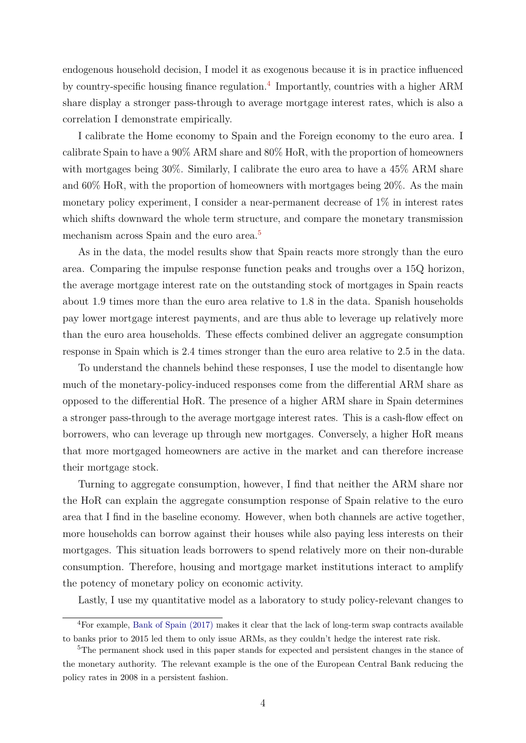endogenous household decision, I model it as exogenous because it is in practice influenced by country-specific housing finance regulation.[4] Importantly, countries with a higher ARM share display a stronger pass-through to average mortgage interest rates, which is also a correlation I demonstrate empirically.

I calibrate the Home economy to Spain and the Foreign economy to the euro area. I calibrate Spain to have a 90% ARM share and 80% HoR, with the proportion of homeowners with mortgages being 30%. Similarly, I calibrate the euro area to have a 45% ARM share and 60% HoR, with the proportion of homeowners with mortgages being 20%. As the main monetary policy experiment, I consider a near-permanent decrease of 1% in interest rates which shifts downward the whole term structure, and compare the monetary transmission mechanism across Spain and the euro area.[5]

As in the data, the model results show that Spain reacts more strongly than the euro area. Comparing the impulse response function peaks and troughs over a 15Q horizon, the average mortgage interest rate on the outstanding stock of mortgages in Spain reacts about 1.9 times more than the euro area relative to 1.8 in the data. Spanish households pay lower mortgage interest payments, and are thus able to leverage up relatively more than the euro area households. These effects combined deliver an aggregate consumption response in Spain which is 2.4 times stronger than the euro area relative to 2.5 in the data.

To understand the channels behind these responses, I use the model to disentangle how much of the monetary-policy-induced responses come from the differential ARM share as opposed to the differential HoR. The presence of a higher ARM share in Spain determines a stronger pass-through to the average mortgage interest rates. This is a cash-flow effect on borrowers, who can leverage up through new mortgages. Conversely, a higher HoR means that more mortgaged homeowners are active in the market and can therefore increase their mortgage stock.

Turning to aggregate consumption, however, I find that neither the ARM share nor the HoR can explain the aggregate consumption response of Spain relative to the euro area that I find in the baseline economy. However, when both channels are active together, more households can borrow against their houses while also paying less interests on their mortgages. This situation leads borrowers to spend relatively more on their non-durable consumption. Therefore, housing and mortgage market institutions interact to amplify the potency of monetary policy on economic activity.

Lastly, I use my quantitative model as a laboratory to study policy-relevant changes to

[4]For example, Bank of Spain (2017) makes it clear that the lack of long-term swap contracts available to banks prior to 2015 led them to only issue ARMs, as they couldn't hedge the interest rate risk.

[5]The permanent shock used in this paper stands for expected and persistent changes in the stance of the monetary authority. The relevant example is the one of the European Central Bank reducing the policy rates in 2008 in a persistent fashion.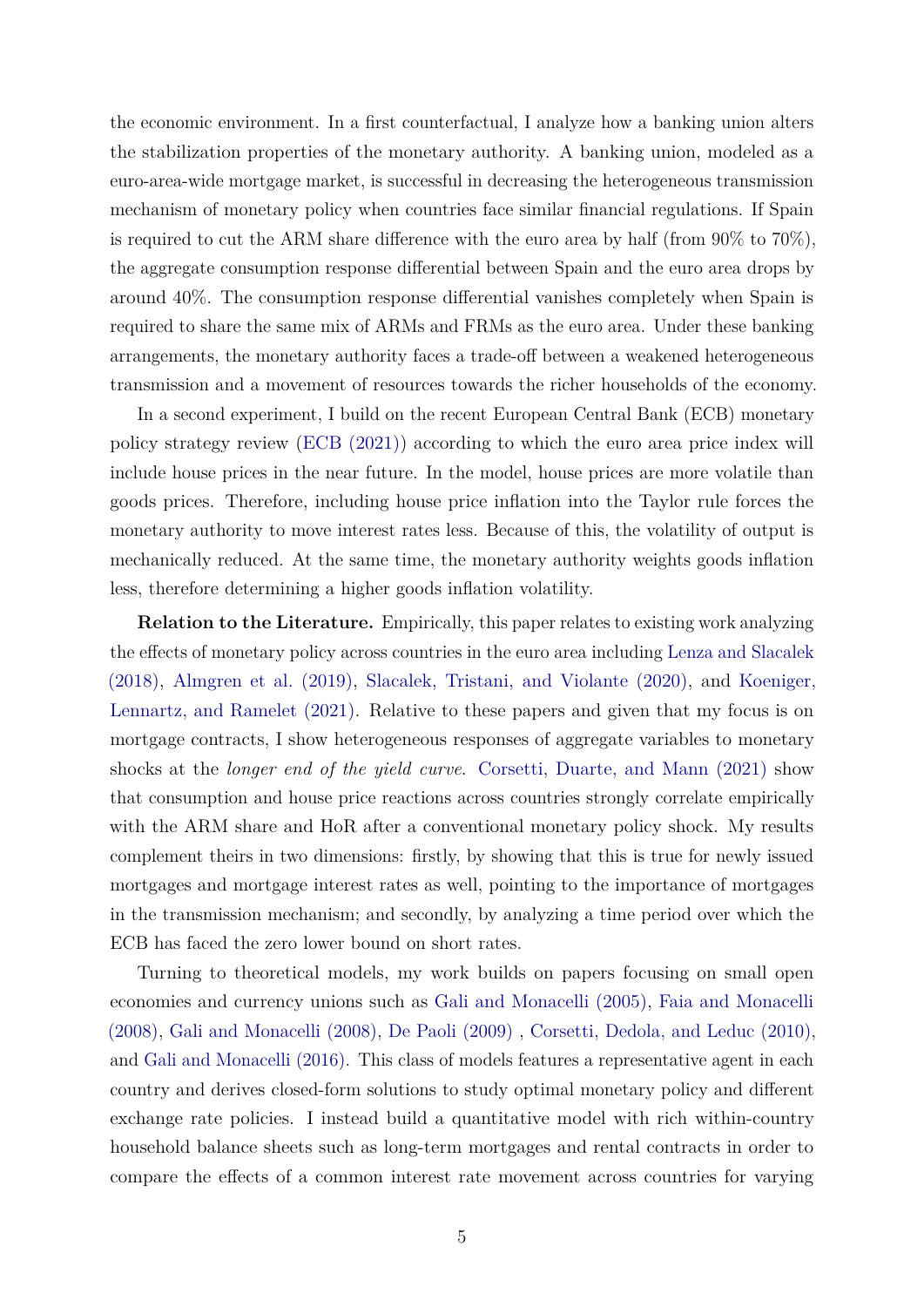the economic environment. In a first counterfactual, I analyze how a banking union alters the stabilization properties of the monetary authority. A banking union, modeled as a euro-area-wide mortgage market, is successful in decreasing the heterogeneous transmission mechanism of monetary policy when countries face similar financial regulations. If Spain is required to cut the ARM share difference with the euro area by half (from 90% to 70%), the aggregate consumption response differential between Spain and the euro area drops by around 40%. The consumption response differential vanishes completely when Spain is required to share the same mix of ARMs and FRMs as the euro area. Under these banking arrangements, the monetary authority faces a trade-off between a weakened heterogeneous transmission and a movement of resources towards the richer households of the economy.

In a second experiment, I build on the recent European Central Bank (ECB) monetary policy strategy review (ECB (2021)) according to which the euro area price index will include house prices in the near future. In the model, house prices are more volatile than goods prices. Therefore, including house price inflation into the Taylor rule forces the monetary authority to move interest rates less. Because of this, the volatility of output is mechanically reduced. At the same time, the monetary authority weights goods inflation less, therefore determining a higher goods inflation volatility.

**Relation to the Literature.** Empirically, this paper relates to existing work analyzing the effects of monetary policy across countries in the euro area including Lenza and Slacalek (2018), Almgren et al. (2019), Slacalek, Tristani, and Violante (2020), and Koeniger, Lennartz, and Ramelet (2021). Relative to these papers and given that my focus is on mortgage contracts, I show heterogeneous responses of aggregate variables to monetary shocks at the *longer end of the yield curve*. Corsetti, Duarte, and Mann (2021) show that consumption and house price reactions across countries strongly correlate empirically with the ARM share and HoR after a conventional monetary policy shock. My results complement theirs in two dimensions: firstly, by showing that this is true for newly issued mortgages and mortgage interest rates as well, pointing to the importance of mortgages in the transmission mechanism; and secondly, by analyzing a time period over which the ECB has faced the zero lower bound on short rates.

Turning to theoretical models, my work builds on papers focusing on small open economies and currency unions such as Gali and Monacelli (2005), Faia and Monacelli (2008), Gali and Monacelli (2008), De Paoli (2009) , Corsetti, Dedola, and Leduc (2010), and Gali and Monacelli (2016). This class of models features a representative agent in each country and derives closed-form solutions to study optimal monetary policy and different exchange rate policies. I instead build a quantitative model with rich within-country household balance sheets such as long-term mortgages and rental contracts in order to compare the effects of a common interest rate movement across countries for varying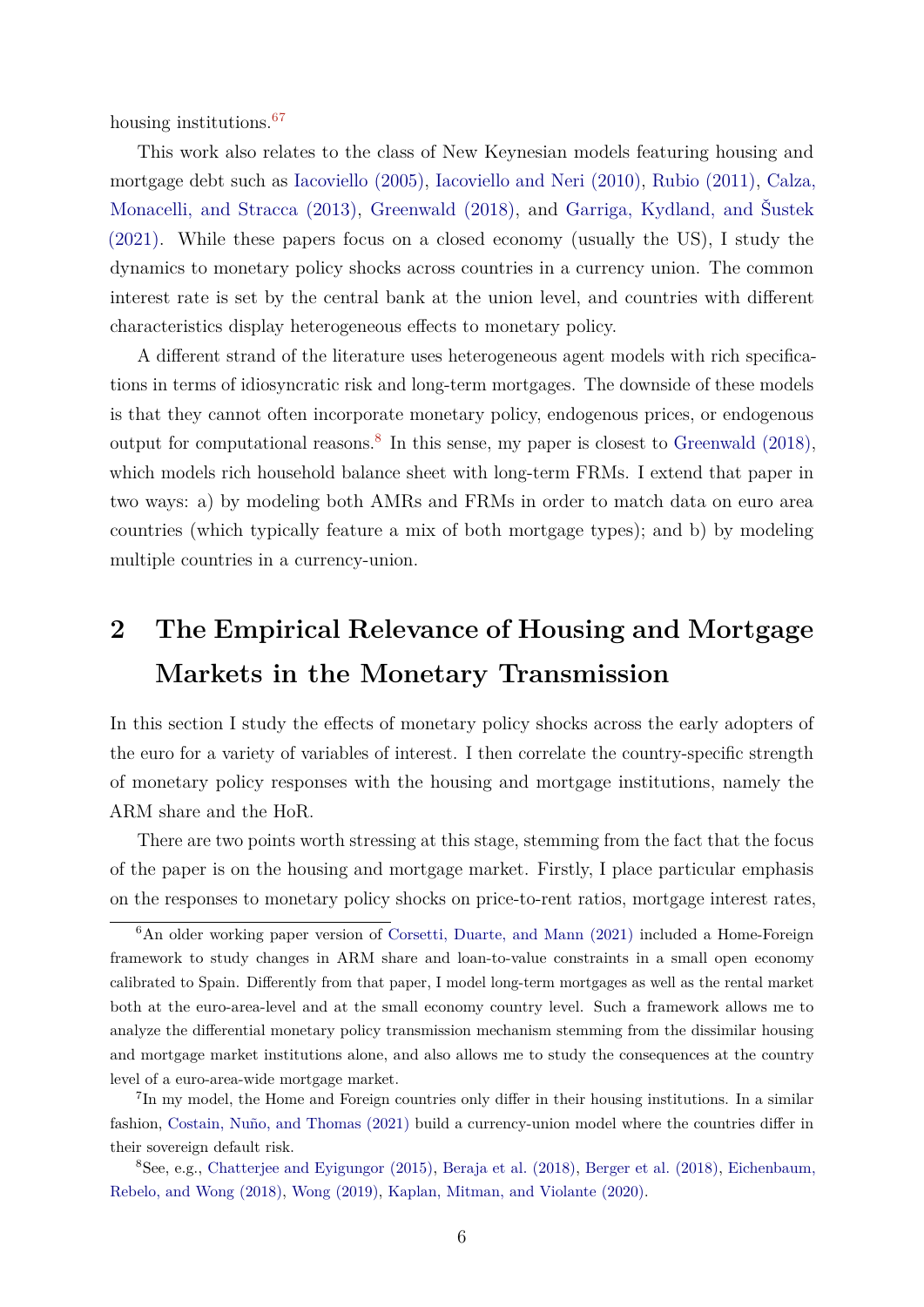housing institutions.[6][7]

This work also relates to the class of New Keynesian models featuring housing and mortgage debt such as Iacoviello (2005), Iacoviello and Neri (2010), Rubio (2011), Calza, Monacelli, and Stracca (2013), Greenwald (2018), and Garriga, Kydland, and Šustek (2021). While these papers focus on a closed economy (usually the US), I study the dynamics to monetary policy shocks across countries in a currency union. The common interest rate is set by the central bank at the union level, and countries with different characteristics display heterogeneous effects to monetary policy.

A different strand of the literature uses heterogeneous agent models with rich specifications in terms of idiosyncratic risk and long-term mortgages. The downside of these models is that they cannot often incorporate monetary policy, endogenous prices, or endogenous output for computational reasons.[8] In this sense, my paper is closest to Greenwald (2018), which models rich household balance sheet with long-term FRMs. I extend that paper in two ways: a) by modeling both AMRs and FRMs in order to match data on euro area countries (which typically feature a mix of both mortgage types); and b) by modeling multiple countries in a currency-union.

# 2 The Empirical Relevance of Housing and Mortgage Markets in the Monetary Transmission

In this section I study the effects of monetary policy shocks across the early adopters of the euro for a variety of variables of interest. I then correlate the country-specific strength of monetary policy responses with the housing and mortgage institutions, namely the ARM share and the HoR.

There are two points worth stressing at this stage, stemming from the fact that the focus of the paper is on the housing and mortgage market. Firstly, I place particular emphasis on the responses to monetary policy shocks on price-to-rent ratios, mortgage interest rates,

---

[6] An older working paper version of Corsetti, Duarte, and Mann (2021) included a Home-Foreign framework to study changes in ARM share and loan-to-value constraints in a small open economy calibrated to Spain. Differently from that paper, I model long-term mortgages as well as the rental market both at the euro-area-level and at the small economy country level. Such a framework allows me to analyze the differential monetary policy transmission mechanism stemming from the dissimilar housing and mortgage market institutions alone, and also allows me to study the consequences at the country level of a euro-area-wide mortgage market.

[7] In my model, the Home and Foreign countries only differ in their housing institutions. In a similar fashion, Costain, Nuño, and Thomas (2021) build a currency-union model where the countries differ in their sovereign default risk.

[8] See, e.g., Chatterjee and Eyigungor (2015), Beraja et al. (2018), Berger et al. (2018), Eichenbaum, Rebelo, and Wong (2018), Wong (2019), Kaplan, Mitman, and Violante (2020).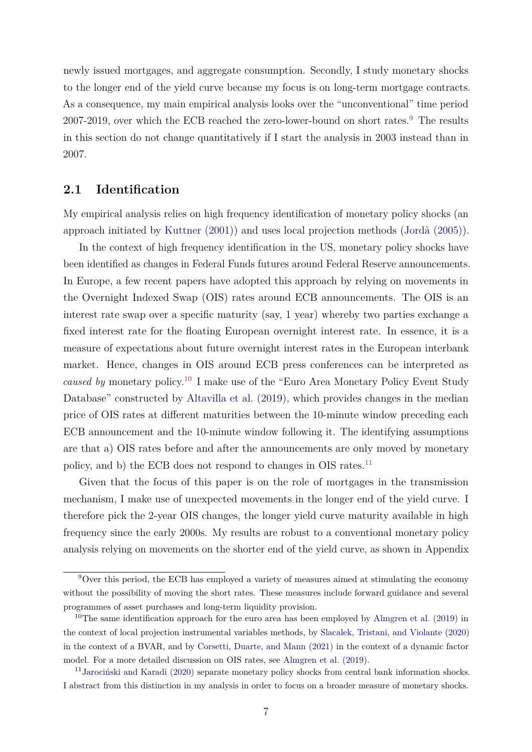newly issued mortgages, and aggregate consumption. Secondly, I study monetary shocks to the longer end of the yield curve because my focus is on long-term mortgage contracts. As a consequence, my main empirical analysis looks over the "unconventional" time period 2007-2019, over which the ECB reached the zero-lower-bound on short rates.[9] The results in this section do not change quantitatively if I start the analysis in 2003 instead than in 2007.

## 2.1 Identification

My empirical analysis relies on high frequency identification of monetary policy shocks (an approach initiated by Kuttner (2001)) and uses local projection methods (Jordà (2005)).

In the context of high frequency identification in the US, monetary policy shocks have been identified as changes in Federal Funds futures around Federal Reserve announcements. In Europe, a few recent papers have adopted this approach by relying on movements in the Overnight Indexed Swap (OIS) rates around ECB announcements. The OIS is an interest rate swap over a specific maturity (say, 1 year) whereby two parties exchange a fixed interest rate for the floating European overnight interest rate. In essence, it is a measure of expectations about future overnight interest rates in the European interbank market. Hence, changes in OIS around ECB press conferences can be interpreted as *caused by* monetary policy.[10] I make use of the "Euro Area Monetary Policy Event Study Database" constructed by Altavilla et al. (2019), which provides changes in the median price of OIS rates at different maturities between the 10-minute window preceding each ECB announcement and the 10-minute window following it. The identifying assumptions are that a) OIS rates before and after the announcements are only moved by monetary policy, and b) the ECB does not respond to changes in OIS rates.[11]

Given that the focus of this paper is on the role of mortgages in the transmission mechanism, I make use of unexpected movements in the longer end of the yield curve. I therefore pick the 2-year OIS changes, the longer yield curve maturity available in high frequency since the early 2000s. My results are robust to a conventional monetary policy analysis relying on movements on the shorter end of the yield curve, as shown in Appendix

[9] Over this period, the ECB has employed a variety of measures aimed at stimulating the economy without the possibility of moving the short rates. These measures include forward guidance and several programmes of asset purchases and long-term liquidity provision.

[10] The same identification approach for the euro area has been employed by Almgren et al. (2019) in the context of local projection instrumental variables methods, by Slacalek, Tristani, and Violante (2020) in the context of a BVAR, and by Corsetti, Duarte, and Mann (2021) in the context of a dynamic factor model. For a more detailed discussion on OIS rates, see Almgren et al. (2019).

[11] Jarociński and Karadi (2020) separate monetary policy shocks from central bank information shocks. I abstract from this distinction in my analysis in order to focus on a broader measure of monetary shocks.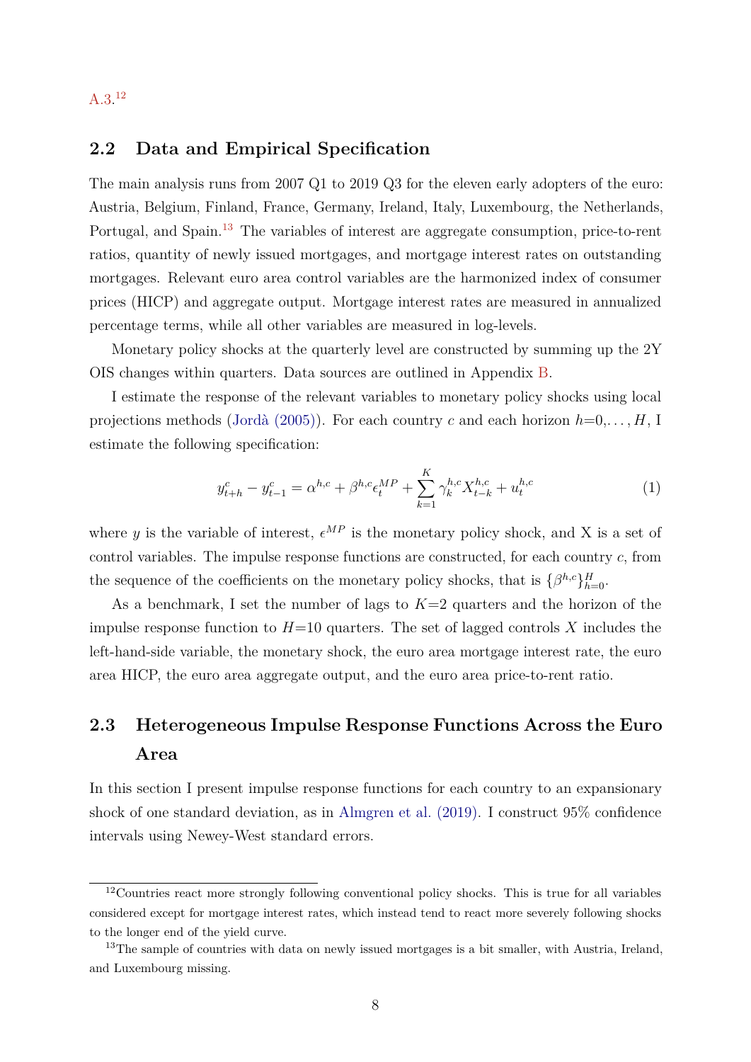A.3.[12]

## 2.2 Data and Empirical Specification

The main analysis runs from 2007 Q1 to 2019 Q3 for the eleven early adopters of the euro: Austria, Belgium, Finland, France, Germany, Ireland, Italy, Luxembourg, the Netherlands, Portugal, and Spain.[13] The variables of interest are aggregate consumption, price-to-rent ratios, quantity of newly issued mortgages, and mortgage interest rates on outstanding mortgages. Relevant euro area control variables are the harmonized index of consumer prices (HICP) and aggregate output. Mortgage interest rates are measured in annualized percentage terms, while all other variables are measured in log-levels.

Monetary policy shocks at the quarterly level are constructed by summing up the 2Y OIS changes within quarters. Data sources are outlined in Appendix B.

I estimate the response of the relevant variables to monetary policy shocks using local projections methods (Jordà (2005)). For each country $c$ and each horizon $h$=0,..., $H$, I estimate the following specification:

$$y^c_{t+h} - y^c_{t-1} = \alpha^{h,c} + \beta^{h,c}\epsilon^{MP}_t + \sum_{k=1}^{K} \gamma^{h,c}_k X^{h,c}_{t-k} + u^{h,c}_t \tag{1}$$

where $y$ is the variable of interest, $\epsilon^{MP}$ is the monetary policy shock, and X is a set of control variables. The impulse response functions are constructed, for each country $c$, from the sequence of the coefficients on the monetary policy shocks, that is $\{\beta^{h,c}\}^H_{h=0}$.

As a benchmark, I set the number of lags to $K$=2 quarters and the horizon of the impulse response function to $H$=10 quarters. The set of lagged controls $X$ includes the left-hand-side variable, the monetary shock, the euro area mortgage interest rate, the euro area HICP, the euro area aggregate output, and the euro area price-to-rent ratio.

## 2.3 Heterogeneous Impulse Response Functions Across the Euro Area

In this section I present impulse response functions for each country to an expansionary shock of one standard deviation, as in Almgren et al. (2019). I construct 95% confidence intervals using Newey-West standard errors.

---

[12] Countries react more strongly following conventional policy shocks. This is true for all variables considered except for mortgage interest rates, which instead tend to react more severely following shocks to the longer end of the yield curve.

[13] The sample of countries with data on newly issued mortgages is a bit smaller, with Austria, Ireland, and Luxembourg missing.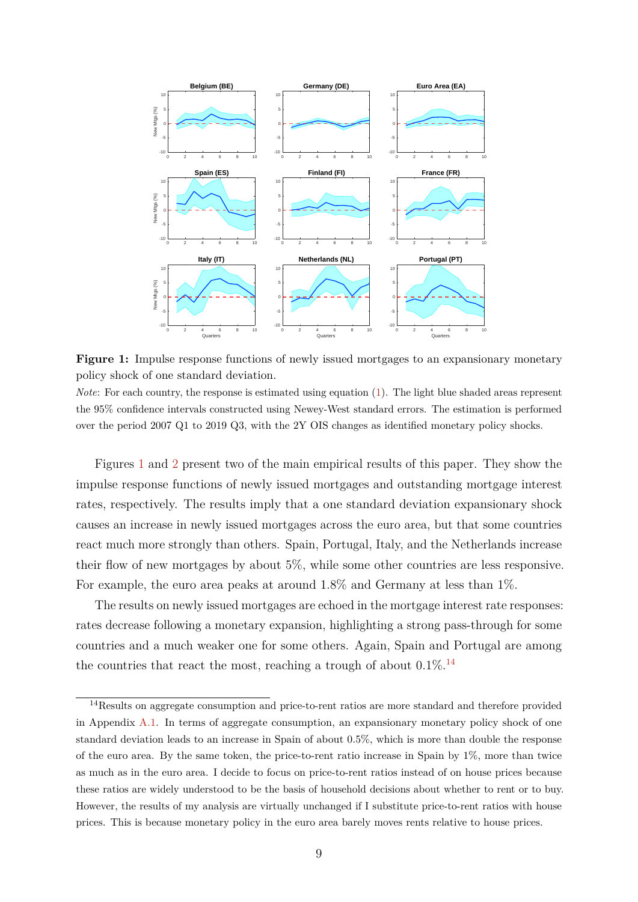**Figure 1:** Impulse response functions of newly issued mortgages to an expansionary monetary policy shock of one standard deviation.

*Note*: For each country, the response is estimated using equation (1). The light blue shaded areas represent the 95% confidence intervals constructed using Newey-West standard errors. The estimation is performed over the period 2007 Q1 to 2019 Q3, with the 2Y OIS changes as identified monetary policy shocks.

Figures 1 and 2 present two of the main empirical results of this paper. They show the impulse response functions of newly issued mortgages and outstanding mortgage interest rates, respectively. The results imply that a one standard deviation expansionary shock causes an increase in newly issued mortgages across the euro area, but that some countries react much more strongly than others. Spain, Portugal, Italy, and the Netherlands increase their flow of new mortgages by about 5%, while some other countries are less responsive. For example, the euro area peaks at around 1.8% and Germany at less than 1%.

The results on newly issued mortgages are echoed in the mortgage interest rate responses: rates decrease following a monetary expansion, highlighting a strong pass-through for some countries and a much weaker one for some others. Again, Spain and Portugal are among the countries that react the most, reaching a trough of about 0.1%.[14]

[14] Results on aggregate consumption and price-to-rent ratios are more standard and therefore provided in Appendix A.1. In terms of aggregate consumption, an expansionary monetary policy shock of one standard deviation leads to an increase in Spain of about 0.5%, which is more than double the response of the euro area. By the same token, the price-to-rent ratio increase in Spain by 1%, more than twice as much as in the euro area. I decide to focus on price-to-rent ratios instead of on house prices because these ratios are widely understood to be the basis of household decisions about whether to rent or to buy. However, the results of my analysis are virtually unchanged if I substitute price-to-rent ratios with house prices. This is because monetary policy in the euro area barely moves rents relative to house prices.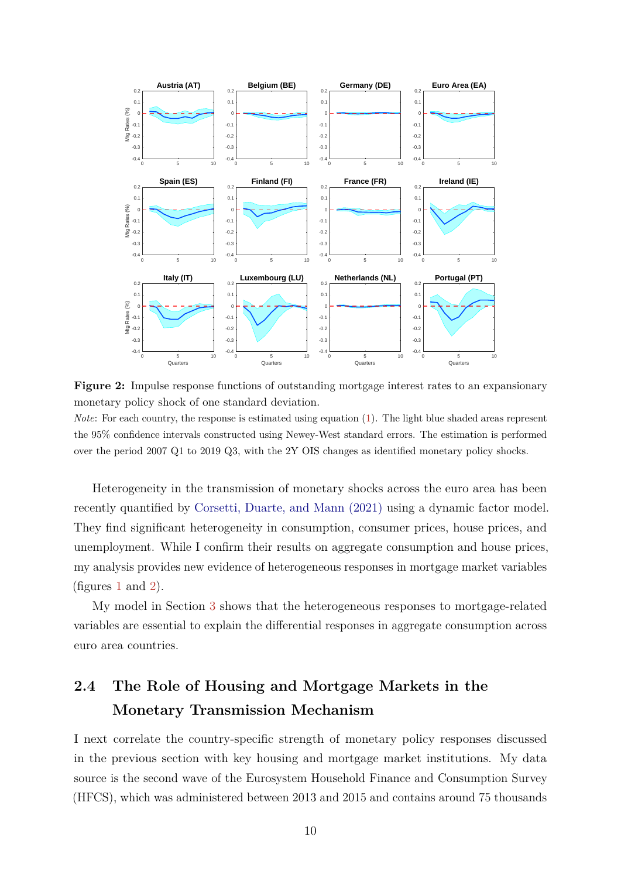**Figure 2:** Impulse response functions of outstanding mortgage interest rates to an expansionary monetary policy shock of one standard deviation.

*Note*: For each country, the response is estimated using equation (1). The light blue shaded areas represent the 95% confidence intervals constructed using Newey-West standard errors. The estimation is performed over the period 2007 Q1 to 2019 Q3, with the 2Y OIS changes as identified monetary policy shocks.

Heterogeneity in the transmission of monetary shocks across the euro area has been recently quantified by Corsetti, Duarte, and Mann (2021) using a dynamic factor model. They find significant heterogeneity in consumption, consumer prices, house prices, and unemployment. While I confirm their results on aggregate consumption and house prices, my analysis provides new evidence of heterogeneous responses in mortgage market variables (figures 1 and 2).

My model in Section 3 shows that the heterogeneous responses to mortgage-related variables are essential to explain the differential responses in aggregate consumption across euro area countries.

## 2.4 The Role of Housing and Mortgage Markets in the Monetary Transmission Mechanism

I next correlate the country-specific strength of monetary policy responses discussed in the previous section with key housing and mortgage market institutions. My data source is the second wave of the Eurosystem Household Finance and Consumption Survey (HFCS), which was administered between 2013 and 2015 and contains around 75 thousands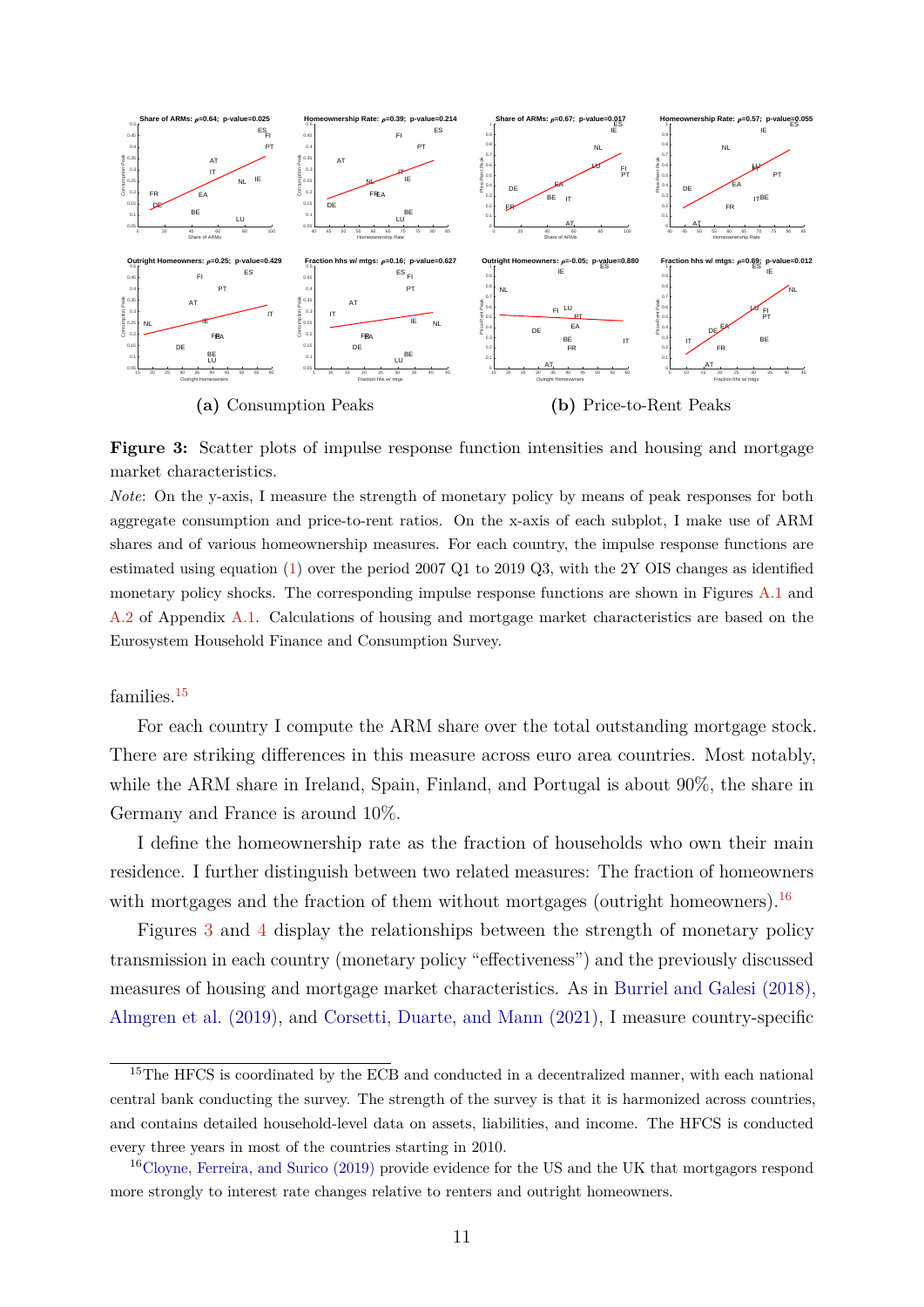**(a)** Consumption Peaks **(b)** Price-to-Rent Peaks

**Figure 3:** Scatter plots of impulse response function intensities and housing and mortgage market characteristics.

*Note*: On the y-axis, I measure the strength of monetary policy by means of peak responses for both aggregate consumption and price-to-rent ratios. On the x-axis of each subplot, I make use of ARM shares and of various homeownership measures. For each country, the impulse response functions are estimated using equation (1) over the period 2007 Q1 to 2019 Q3, with the 2Y OIS changes as identified monetary policy shocks. The corresponding impulse response functions are shown in Figures A.1 and A.2 of Appendix A.1. Calculations of housing and mortgage market characteristics are based on the Eurosystem Household Finance and Consumption Survey.

families.[15]

For each country I compute the ARM share over the total outstanding mortgage stock. There are striking differences in this measure across euro area countries. Most notably, while the ARM share in Ireland, Spain, Finland, and Portugal is about 90%, the share in Germany and France is around 10%.

I define the homeownership rate as the fraction of households who own their main residence. I further distinguish between two related measures: The fraction of homeowners with mortgages and the fraction of them without mortgages (outright homeowners).[16]

Figures 3 and 4 display the relationships between the strength of monetary policy transmission in each country (monetary policy "effectiveness") and the previously discussed measures of housing and mortgage market characteristics. As in Burriel and Galesi (2018), Almgren et al. (2019), and Corsetti, Duarte, and Mann (2021), I measure country-specific

[15]The HFCS is coordinated by the ECB and conducted in a decentralized manner, with each national central bank conducting the survey. The strength of the survey is that it is harmonized across countries, and contains detailed household-level data on assets, liabilities, and income. The HFCS is conducted every three years in most of the countries starting in 2010.

[16]Cloyne, Ferreira, and Surico (2019) provide evidence for the US and the UK that mortgagors respond more strongly to interest rate changes relative to renters and outright homeowners.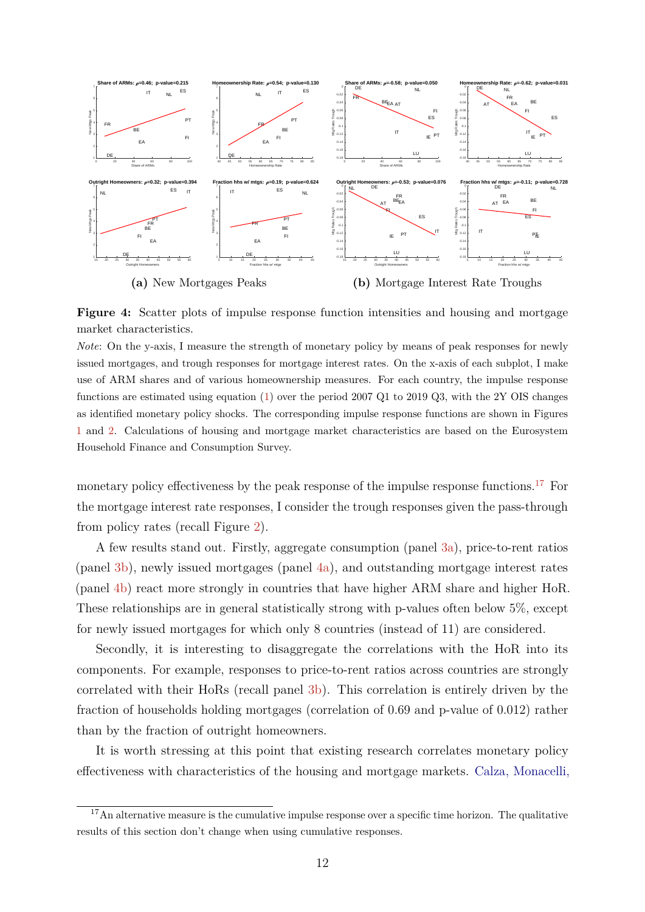**(a)** New Mortgages Peaks

**(b)** Mortgage Interest Rate Troughs

**Figure 4:** Scatter plots of impulse response function intensities and housing and mortgage market characteristics.

*Note*: On the y-axis, I measure the strength of monetary policy by means of peak responses for newly issued mortgages, and trough responses for mortgage interest rates. On the x-axis of each subplot, I make use of ARM shares and of various homeownership measures. For each country, the impulse response functions are estimated using equation (1) over the period 2007 Q1 to 2019 Q3, with the 2Y OIS changes as identified monetary policy shocks. The corresponding impulse response functions are shown in Figures 1 and 2. Calculations of housing and mortgage market characteristics are based on the Eurosystem Household Finance and Consumption Survey.

monetary policy effectiveness by the peak response of the impulse response functions.[17] For the mortgage interest rate responses, I consider the trough responses given the pass-through from policy rates (recall Figure 2).

A few results stand out. Firstly, aggregate consumption (panel 3a), price-to-rent ratios (panel 3b), newly issued mortgages (panel 4a), and outstanding mortgage interest rates (panel 4b) react more strongly in countries that have higher ARM share and higher HoR. These relationships are in general statistically strong with p-values often below 5%, except for newly issued mortgages for which only 8 countries (instead of 11) are considered.

Secondly, it is interesting to disaggregate the correlations with the HoR into its components. For example, responses to price-to-rent ratios across countries are strongly correlated with their HoRs (recall panel 3b). This correlation is entirely driven by the fraction of households holding mortgages (correlation of 0.69 and p-value of 0.012) rather than by the fraction of outright homeowners.

It is worth stressing at this point that existing research correlates monetary policy effectiveness with characteristics of the housing and mortgage markets. Calza, Monacelli,

[17] An alternative measure is the cumulative impulse response over a specific time horizon. The qualitative results of this section don't change when using cumulative responses.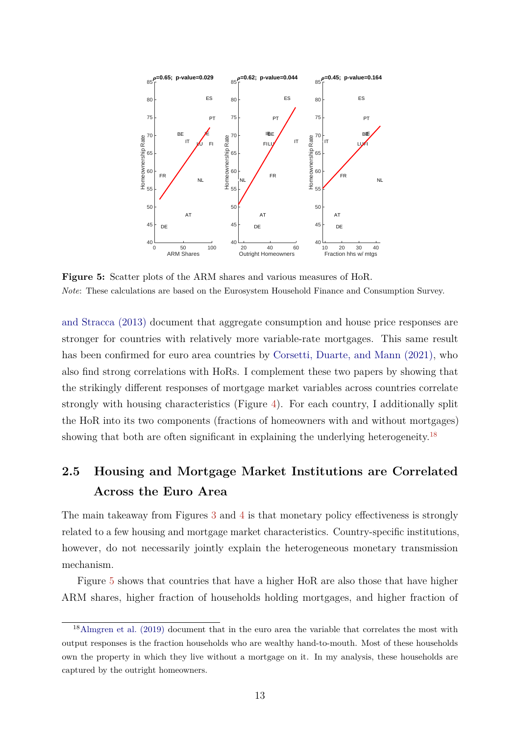**Figure 5:** Scatter plots of the ARM shares and various measures of HoR.

*Note*: These calculations are based on the Eurosystem Household Finance and Consumption Survey.

and Stracca (2013) document that aggregate consumption and house price responses are stronger for countries with relatively more variable-rate mortgages. This same result has been confirmed for euro area countries by Corsetti, Duarte, and Mann (2021), who also find strong correlations with HoRs. I complement these two papers by showing that the strikingly different responses of mortgage market variables across countries correlate strongly with housing characteristics (Figure 4). For each country, I additionally split the HoR into its two components (fractions of homeowners with and without mortgages) showing that both are often significant in explaining the underlying heterogeneity.[18]

## 2.5 Housing and Mortgage Market Institutions are Correlated Across the Euro Area

The main takeaway from Figures 3 and 4 is that monetary policy effectiveness is strongly related to a few housing and mortgage market characteristics. Country-specific institutions, however, do not necessarily jointly explain the heterogeneous monetary transmission mechanism.

Figure 5 shows that countries that have a higher HoR are also those that have higher ARM shares, higher fraction of households holding mortgages, and higher fraction of

[18] Almgren et al. (2019) document that in the euro area the variable that correlates the most with output responses is the fraction households who are wealthy hand-to-mouth. Most of these households own the property in which they live without a mortgage on it. In my analysis, these households are captured by the outright homeowners.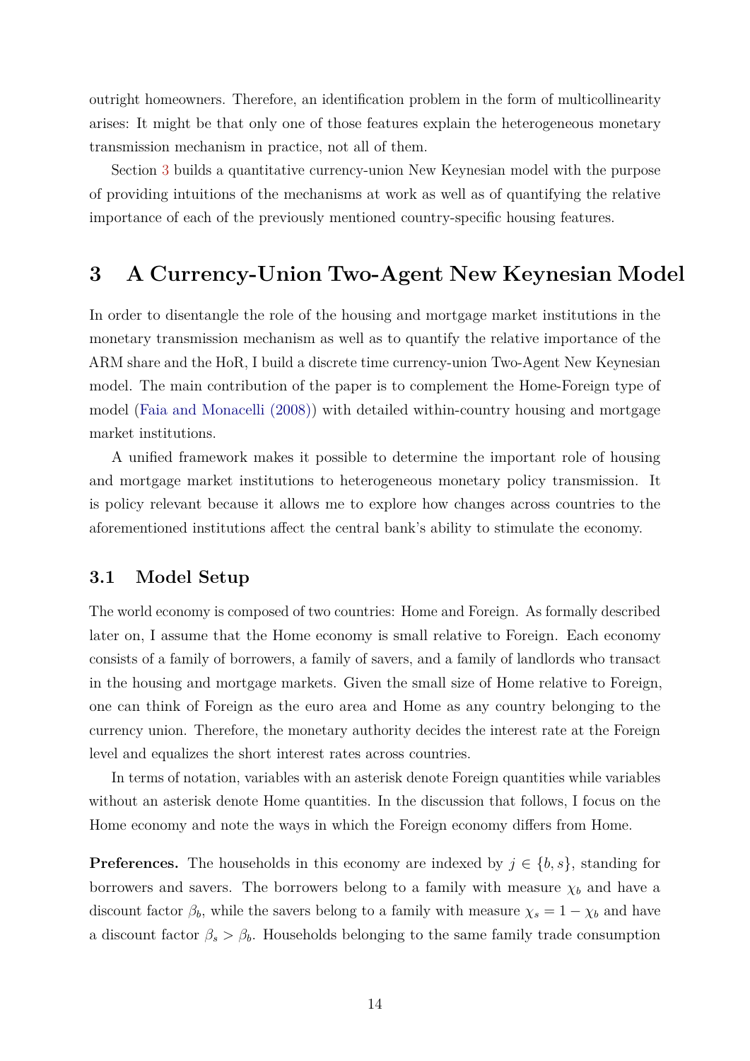outright homeowners. Therefore, an identification problem in the form of multicollinearity arises: It might be that only one of those features explain the heterogeneous monetary transmission mechanism in practice, not all of them.

Section 3 builds a quantitative currency-union New Keynesian model with the purpose of providing intuitions of the mechanisms at work as well as of quantifying the relative importance of each of the previously mentioned country-specific housing features.

# 3 A Currency-Union Two-Agent New Keynesian Model

In order to disentangle the role of the housing and mortgage market institutions in the monetary transmission mechanism as well as to quantify the relative importance of the ARM share and the HoR, I build a discrete time currency-union Two-Agent New Keynesian model. The main contribution of the paper is to complement the Home-Foreign type of model (Faia and Monacelli (2008)) with detailed within-country housing and mortgage market institutions.

A unified framework makes it possible to determine the important role of housing and mortgage market institutions to heterogeneous monetary policy transmission. It is policy relevant because it allows me to explore how changes across countries to the aforementioned institutions affect the central bank's ability to stimulate the economy.

## 3.1 Model Setup

The world economy is composed of two countries: Home and Foreign. As formally described later on, I assume that the Home economy is small relative to Foreign. Each economy consists of a family of borrowers, a family of savers, and a family of landlords who transact in the housing and mortgage markets. Given the small size of Home relative to Foreign, one can think of Foreign as the euro area and Home as any country belonging to the currency union. Therefore, the monetary authority decides the interest rate at the Foreign level and equalizes the short interest rates across countries.

In terms of notation, variables with an asterisk denote Foreign quantities while variables without an asterisk denote Home quantities. In the discussion that follows, I focus on the Home economy and note the ways in which the Foreign economy differs from Home.

**Preferences.** The households in this economy are indexed by $j \in \{b, s\}$, standing for borrowers and savers. The borrowers belong to a family with measure $\chi_b$ and have a discount factor $\beta_b$, while the savers belong to a family with measure $\chi_s = 1 - \chi_b$ and have a discount factor $\beta_s > \beta_b$. Households belonging to the same family trade consumption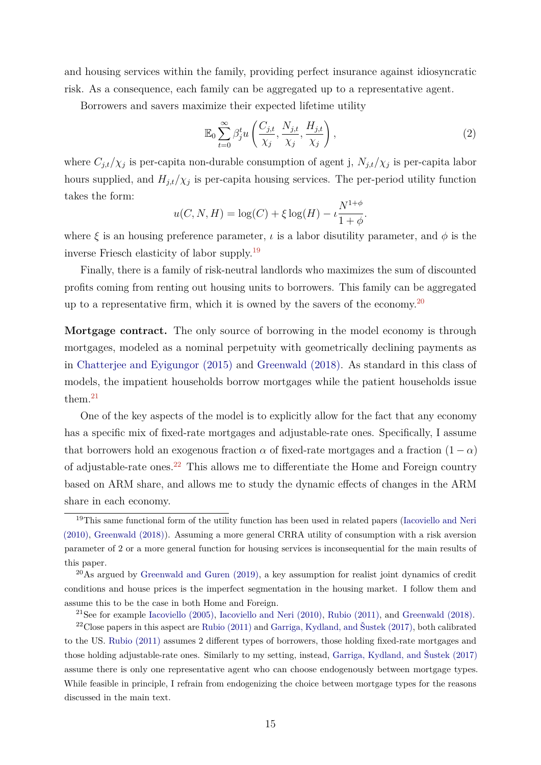and housing services within the family, providing perfect insurance against idiosyncratic risk. As a consequence, each family can be aggregated up to a representative agent.

Borrowers and savers maximize their expected lifetime utility

$$\mathbb{E}_0 \sum_{t=0}^{\infty} \beta_j^t u\left(\frac{C_{j,t}}{\chi_j}, \frac{N_{j,t}}{\chi_j}, \frac{H_{j,t}}{\chi_j}\right), \tag{2}$$

where $C_{j,t}/\chi_j$ is per-capita non-durable consumption of agent j, $N_{j,t}/\chi_j$ is per-capita labor hours supplied, and $H_{j,t}/\chi_j$ is per-capita housing services. The per-period utility function takes the form:

$$u(C, N, H) = \log(C) + \xi \log(H) - \iota \frac{N^{1+\phi}}{1+\phi}.$$

where $\xi$ is an housing preference parameter, $\iota$ is a labor disutility parameter, and $\phi$ is the inverse Friesch elasticity of labor supply.[19]

Finally, there is a family of risk-neutral landlords who maximizes the sum of discounted profits coming from renting out housing units to borrowers. This family can be aggregated up to a representative firm, which it is owned by the savers of the economy.[20]

**Mortgage contract.** The only source of borrowing in the model economy is through mortgages, modeled as a nominal perpetuity with geometrically declining payments as in Chatterjee and Eyigungor (2015) and Greenwald (2018). As standard in this class of models, the impatient households borrow mortgages while the patient households issue them.[21]

One of the key aspects of the model is to explicitly allow for the fact that any economy has a specific mix of fixed-rate mortgages and adjustable-rate ones. Specifically, I assume that borrowers hold an exogenous fraction $\alpha$ of fixed-rate mortgages and a fraction $(1-\alpha)$ of adjustable-rate ones.[22] This allows me to differentiate the Home and Foreign country based on ARM share, and allows me to study the dynamic effects of changes in the ARM share in each economy.

[19] This same functional form of the utility function has been used in related papers (Iacoviello and Neri (2010), Greenwald (2018)). Assuming a more general CRRA utility of consumption with a risk aversion parameter of 2 or a more general function for housing services is inconsequential for the main results of this paper.

[20] As argued by Greenwald and Guren (2019), a key assumption for realist joint dynamics of credit conditions and house prices is the imperfect segmentation in the housing market. I follow them and assume this to be the case in both Home and Foreign.

[21] See for example Iacoviello (2005), Iacoviello and Neri (2010), Rubio (2011), and Greenwald (2018).

[22] Close papers in this aspect are Rubio (2011) and Garriga, Kydland, and Šustek (2017), both calibrated to the US. Rubio (2011) assumes 2 different types of borrowers, those holding fixed-rate mortgages and those holding adjustable-rate ones. Similarly to my setting, instead, Garriga, Kydland, and Šustek (2017) assume there is only one representative agent who can choose endogenously between mortgage types. While feasible in principle, I refrain from endogenizing the choice between mortgage types for the reasons discussed in the main text.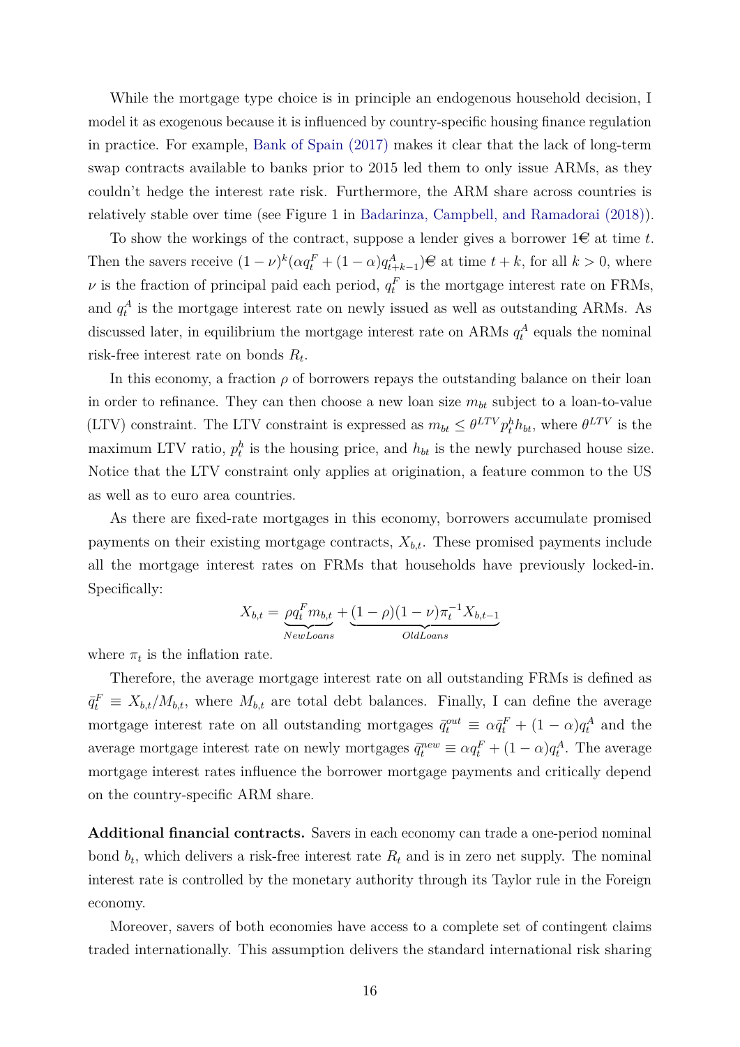While the mortgage type choice is in principle an endogenous household decision, I model it as exogenous because it is influenced by country-specific housing finance regulation in practice. For example, Bank of Spain (2017) makes it clear that the lack of long-term swap contracts available to banks prior to 2015 led them to only issue ARMs, as they couldn't hedge the interest rate risk. Furthermore, the ARM share across countries is relatively stable over time (see Figure 1 in Badarinza, Campbell, and Ramadorai (2018)).

To show the workings of the contract, suppose a lender gives a borrower 1€ at time $t$. Then the savers receive $(1-\nu)^k(\alpha q_t^F + (1-\alpha)q_{t+k-1}^A)$€ at time $t+k$, for all $k>0$, where $\nu$ is the fraction of principal paid each period, $q_t^F$ is the mortgage interest rate on FRMs, and $q_t^A$ is the mortgage interest rate on newly issued as well as outstanding ARMs. As discussed later, in equilibrium the mortgage interest rate on ARMs $q_t^A$ equals the nominal risk-free interest rate on bonds $R_t$.

In this economy, a fraction $\rho$ of borrowers repays the outstanding balance on their loan in order to refinance. They can then choose a new loan size $m_{bt}$ subject to a loan-to-value (LTV) constraint. The LTV constraint is expressed as $m_{bt} \leq \theta^{LTV} p_t^h h_{bt}$, where $\theta^{LTV}$ is the maximum LTV ratio, $p_t^h$ is the housing price, and $h_{bt}$ is the newly purchased house size. Notice that the LTV constraint only applies at origination, a feature common to the US as well as to euro area countries.

As there are fixed-rate mortgages in this economy, borrowers accumulate promised payments on their existing mortgage contracts, $X_{b,t}$. These promised payments include all the mortgage interest rates on FRMs that households have previously locked-in. Specifically:

$$X_{b,t} = \underbrace{\rho q_t^F m_{b,t}}_{NewLoans} + \underbrace{(1-\rho)(1-\nu)\pi_t^{-1} X_{b,t-1}}_{OldLoans}$$

where $\pi_t$ is the inflation rate.

Therefore, the average mortgage interest rate on all outstanding FRMs is defined as $\bar{q}_t^F \equiv X_{b,t}/M_{b,t}$, where $M_{b,t}$ are total debt balances. Finally, I can define the average mortgage interest rate on all outstanding mortgages $\bar{q}_t^{out} \equiv \alpha \bar{q}_t^F + (1-\alpha) q_t^A$ and the average mortgage interest rate on newly mortgages $\bar{q}_t^{new} \equiv \alpha q_t^F + (1-\alpha) q_t^A$. The average mortgage interest rates influence the borrower mortgage payments and critically depend on the country-specific ARM share.

**Additional financial contracts.** Savers in each economy can trade a one-period nominal bond $b_t$, which delivers a risk-free interest rate $R_t$ and is in zero net supply. The nominal interest rate is controlled by the monetary authority through its Taylor rule in the Foreign economy.

Moreover, savers of both economies have access to a complete set of contingent claims traded internationally. This assumption delivers the standard international risk sharing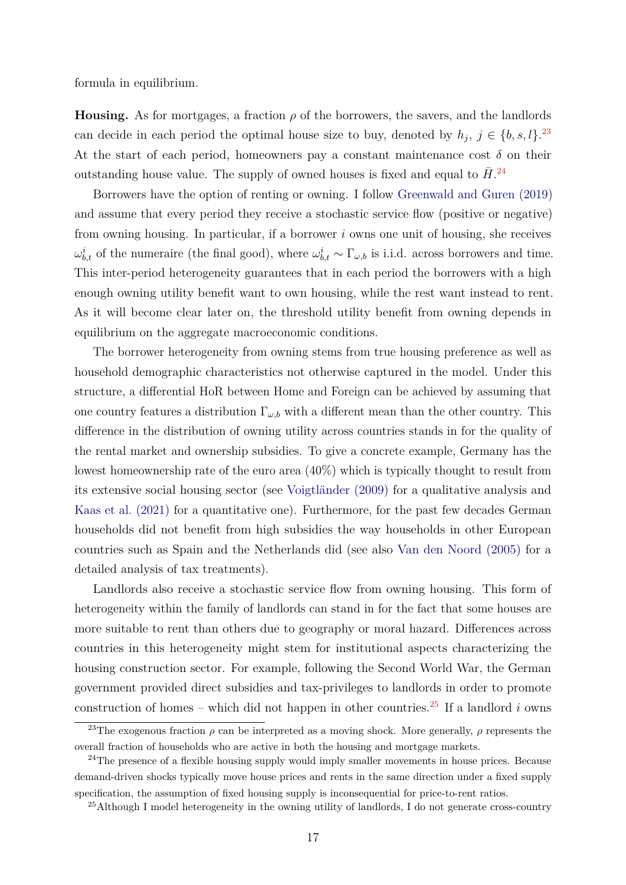formula in equilibrium.

**Housing.** As for mortgages, a fraction $\rho$ of the borrowers, the savers, and the landlords can decide in each period the optimal house size to buy, denoted by $h_j$, $j \in \{b, s, l\}$.[23] At the start of each period, homeowners pay a constant maintenance cost $\delta$ on their outstanding house value. The supply of owned houses is fixed and equal to $\bar{H}$.[24]

Borrowers have the option of renting or owning. I follow Greenwald and Guren (2019) and assume that every period they receive a stochastic service flow (positive or negative) from owning housing. In particular, if a borrower $i$ owns one unit of housing, she receives $\omega_{b,t}^i$ of the numeraire (the final good), where $\omega_{b,t}^i \sim \Gamma_{\omega,b}$ is i.i.d. across borrowers and time. This inter-period heterogeneity guarantees that in each period the borrowers with a high enough owning utility benefit want to own housing, while the rest want instead to rent. As it will become clear later on, the threshold utility benefit from owning depends in equilibrium on the aggregate macroeconomic conditions.

The borrower heterogeneity from owning stems from true housing preference as well as household demographic characteristics not otherwise captured in the model. Under this structure, a differential HoR between Home and Foreign can be achieved by assuming that one country features a distribution $\Gamma_{\omega,b}$ with a different mean than the other country. This difference in the distribution of owning utility across countries stands in for the quality of the rental market and ownership subsidies. To give a concrete example, Germany has the lowest homeownership rate of the euro area (40%) which is typically thought to result from its extensive social housing sector (see Voigtländer (2009) for a qualitative analysis and Kaas et al. (2021) for a quantitative one). Furthermore, for the past few decades German households did not benefit from high subsidies the way households in other European countries such as Spain and the Netherlands did (see also Van den Noord (2005) for a detailed analysis of tax treatments).

Landlords also receive a stochastic service flow from owning housing. This form of heterogeneity within the family of landlords can stand in for the fact that some houses are more suitable to rent than others due to geography or moral hazard. Differences across countries in this heterogeneity might stem for institutional aspects characterizing the housing construction sector. For example, following the Second World War, the German government provided direct subsidies and tax-privileges to landlords in order to promote construction of homes – which did not happen in other countries.[25] If a landlord $i$ owns

[23] The exogenous fraction $\rho$ can be interpreted as a moving shock. More generally, $\rho$ represents the overall fraction of households who are active in both the housing and mortgage markets.

[24] The presence of a flexible housing supply would imply smaller movements in house prices. Because demand-driven shocks typically move house prices and rents in the same direction under a fixed supply specification, the assumption of fixed housing supply is inconsequential for price-to-rent ratios.

[25] Although I model heterogeneity in the owning utility of landlords, I do not generate cross-country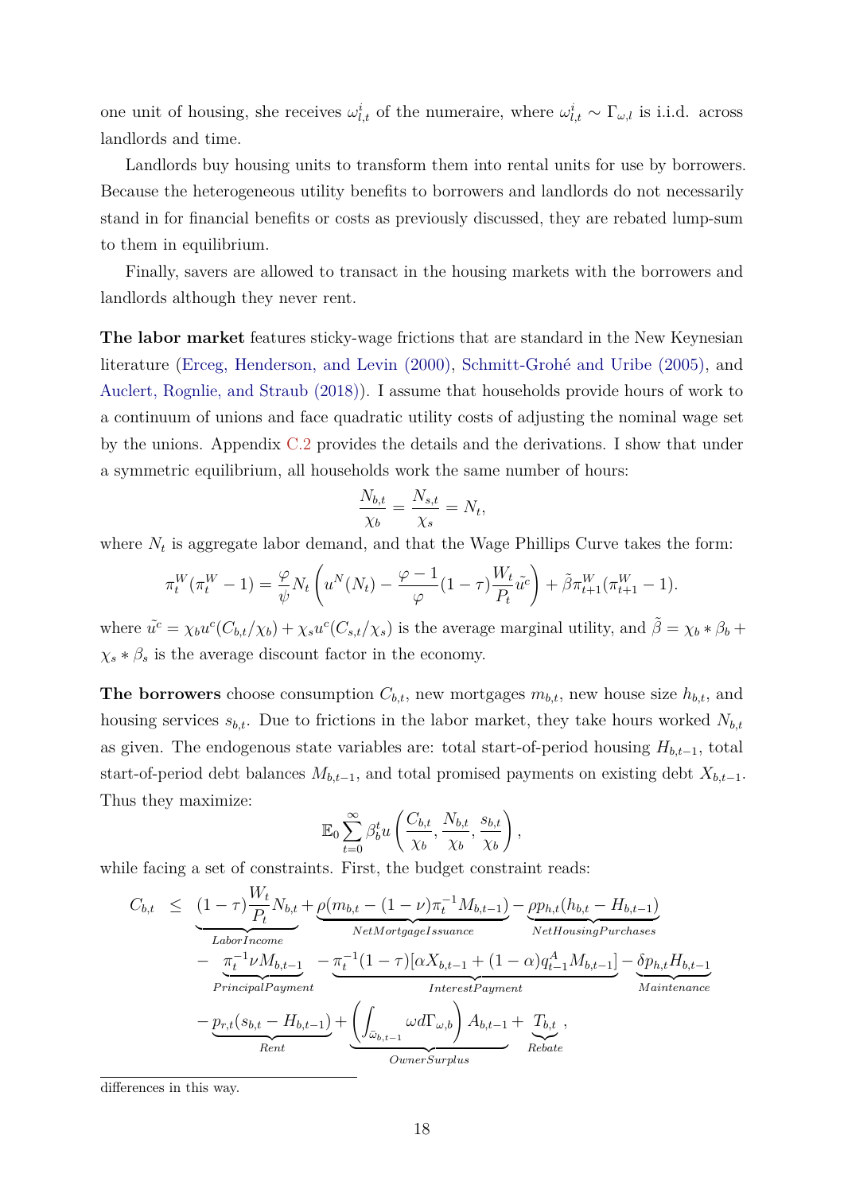one unit of housing, she receives $\omega_{l,t}^i$ of the numeraire, where $\omega_{l,t}^i \sim \Gamma_{\omega,l}$ is i.i.d. across landlords and time.

Landlords buy housing units to transform them into rental units for use by borrowers. Because the heterogeneous utility benefits to borrowers and landlords do not necessarily stand in for financial benefits or costs as previously discussed, they are rebated lump-sum to them in equilibrium.

Finally, savers are allowed to transact in the housing markets with the borrowers and landlords although they never rent.

**The labor market** features sticky-wage frictions that are standard in the New Keynesian literature (Erceg, Henderson, and Levin (2000), Schmitt-Grohé and Uribe (2005), and Auclert, Rognlie, and Straub (2018)). I assume that households provide hours of work to a continuum of unions and face quadratic utility costs of adjusting the nominal wage set by the unions. Appendix C.2 provides the details and the derivations. I show that under a symmetric equilibrium, all households work the same number of hours:

$$\frac{N_{b,t}}{\chi_b} = \frac{N_{s,t}}{\chi_s} = N_t,$$

where $N_t$ is aggregate labor demand, and that the Wage Phillips Curve takes the form:

$$\pi_t^W(\pi_t^W - 1) = \frac{\varphi}{\psi} N_t \left( u^N(N_t) - \frac{\varphi - 1}{\varphi}(1-\tau)\frac{W_t}{P_t}\tilde{u^c} \right) + \tilde{\beta}\pi_{t+1}^W(\pi_{t+1}^W - 1).$$

where $\tilde{u^c} = \chi_b u^c(C_{b,t}/\chi_b) + \chi_s u^c(C_{s,t}/\chi_s)$ is the average marginal utility, and $\tilde{\beta} = \chi_b * \beta_b + \chi_s * \beta_s$ is the average discount factor in the economy.

**The borrowers** choose consumption $C_{b,t}$, new mortgages $m_{b,t}$, new house size $h_{b,t}$, and housing services $s_{b,t}$. Due to frictions in the labor market, they take hours worked $N_{b,t}$ as given. The endogenous state variables are: total start-of-period housing $H_{b,t-1}$, total start-of-period debt balances $M_{b,t-1}$, and total promised payments on existing debt $X_{b,t-1}$. Thus they maximize:

$$\mathbb{E}_0 \sum_{t=0}^{\infty} \beta_b^t u\left( \frac{C_{b,t}}{\chi_b}, \frac{N_{b,t}}{\chi_b}, \frac{s_{b,t}}{\chi_b} \right),$$

while facing a set of constraints. First, the budget constraint reads:

$$\begin{aligned}
C_{b,t} \leq \; & \underbrace{(1-\tau)\frac{W_t}{P_t}N_{b,t}}_{LaborIncome} + \underbrace{\rho(m_{b,t} - (1-\nu)\pi_t^{-1}M_{b,t-1})}_{NetMortgageIssuance} - \underbrace{\rho p_{h,t}(h_{b,t} - H_{b,t-1})}_{NetHousingPurchases} \\
& - \underbrace{\pi_t^{-1}\nu M_{b,t-1}}_{PrincipalPayment} - \underbrace{\pi_t^{-1}(1-\tau)[\alpha X_{b,t-1} + (1-\alpha)q_{t-1}^A M_{b,t-1}]}_{InterestPayment} - \underbrace{\delta p_{h,t} H_{b,t-1}}_{Maintenance} \\
& - \underbrace{p_{r,t}(s_{b,t} - H_{b,t-1})}_{Rent} + \underbrace{\left( \int_{\bar{\omega}_{b,t-1}} \omega d\Gamma_{\omega,b} \right) A_{b,t-1}}_{OwnerSurplus} + \underbrace{T_{b,t}}_{Rebate},
\end{aligned}$$

differences in this way.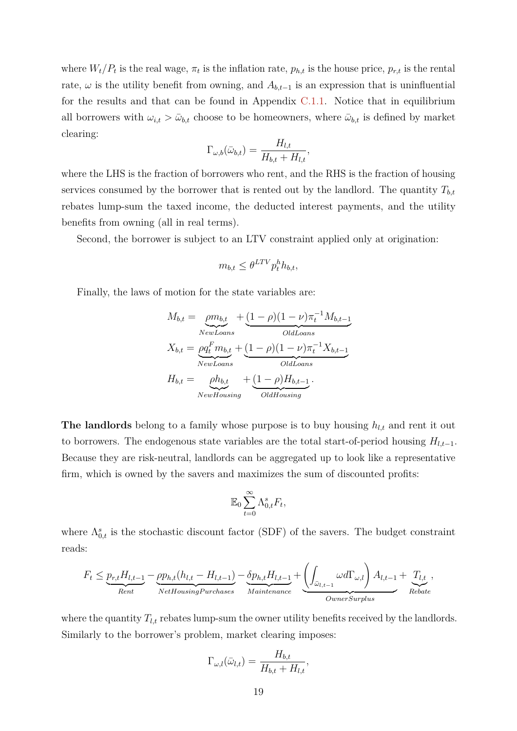where $W_t/P_t$ is the real wage, $\pi_t$ is the inflation rate, $p_{h,t}$ is the house price, $p_{r,t}$ is the rental rate, $\omega$ is the utility benefit from owning, and $A_{b,t-1}$ is an expression that is uninfluential for the results and that can be found in Appendix C.1.1. Notice that in equilibrium all borrowers with $\omega_{i,t} > \bar{\omega}_{b,t}$ choose to be homeowners, where $\bar{\omega}_{b,t}$ is defined by market clearing:

$$\Gamma_{\omega,b}(\bar{\omega}_{b,t}) = \frac{H_{l,t}}{H_{b,t} + H_{l,t}},$$

where the LHS is the fraction of borrowers who rent, and the RHS is the fraction of housing services consumed by the borrower that is rented out by the landlord. The quantity $T_{b,t}$ rebates lump-sum the taxed income, the deducted interest payments, and the utility benefits from owning (all in real terms).

Second, the borrower is subject to an LTV constraint applied only at origination:

$$m_{b,t} \leq \theta^{LTV} p_t^h h_{b,t},$$

Finally, the laws of motion for the state variables are:

$$\begin{aligned}
M_{b,t} &= \underbrace{\rho m_{b,t}}_{NewLoans} + \underbrace{(1-\rho)(1-\nu)\pi_t^{-1} M_{b,t-1}}_{OldLoans} \\
X_{b,t} &= \underbrace{\rho q_t^F m_{b,t}}_{NewLoans} + \underbrace{(1-\rho)(1-\nu)\pi_t^{-1} X_{b,t-1}}_{OldLoans} \\
H_{b,t} &= \underbrace{\rho h_{b,t}}_{NewHousing} + \underbrace{(1-\rho) H_{b,t-1}}_{OldHousing}.
\end{aligned}$$

**The landlords** belong to a family whose purpose is to buy housing $h_{l,t}$ and rent it out to borrowers. The endogenous state variables are the total start-of-period housing $H_{l,t-1}$. Because they are risk-neutral, landlords can be aggregated up to look like a representative firm, which is owned by the savers and maximizes the sum of discounted profits:

$$\mathbb{E}_0 \sum_{t=0}^{\infty} \Lambda_{0,t}^s F_t,$$

where $\Lambda_{0,t}^s$ is the stochastic discount factor (SDF) of the savers. The budget constraint reads:

$$F_t \leq \underbrace{p_{r,t} H_{l,t-1}}_{Rent} - \underbrace{\rho p_{h,t}(h_{l,t} - H_{l,t-1})}_{NetHousingPurchases} - \underbrace{\delta p_{h,t} H_{l,t-1}}_{Maintenance} + \underbrace{\left( \int_{\bar{\omega}_{l,t-1}} \omega d\Gamma_{\omega,l} \right) A_{l,t-1}}_{OwnerSurplus} + \underbrace{T_{l,t}}_{Rebate},$$

where the quantity $T_{l,t}$ rebates lump-sum the owner utility benefits received by the landlords. Similarly to the borrower's problem, market clearing imposes:

$$\Gamma_{\omega,l}(\bar{\omega}_{l,t}) = \frac{H_{b,t}}{H_{b,t} + H_{l,t}},$$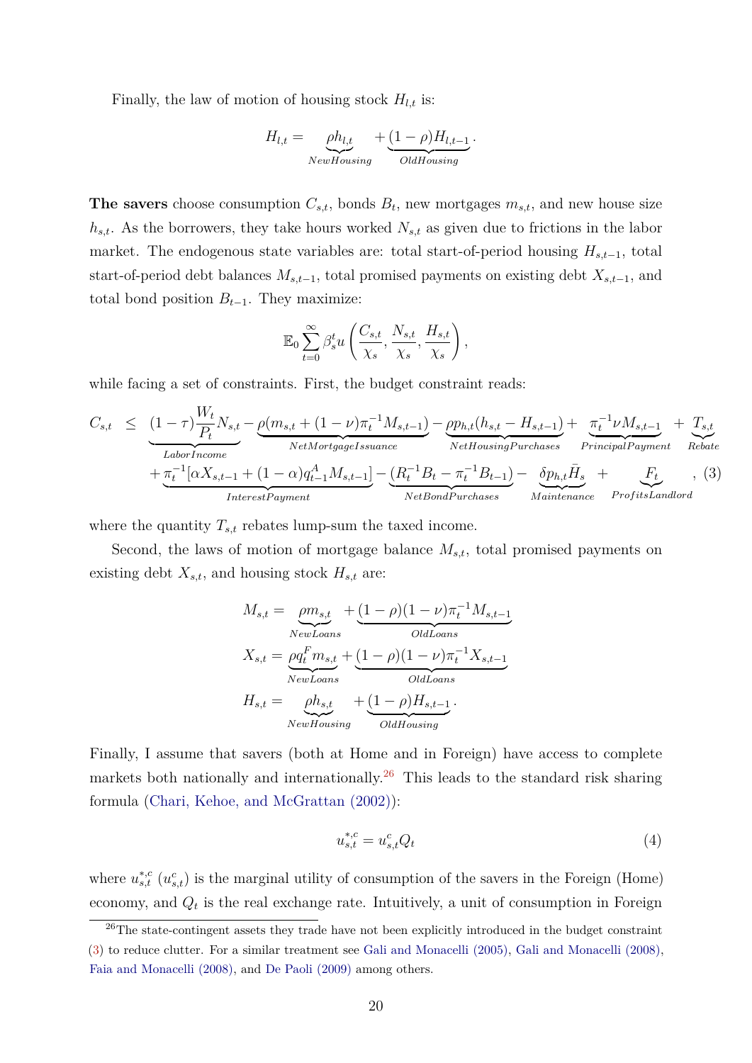Finally, the law of motion of housing stock $H_{l,t}$ is:

$$H_{l,t} = \underbrace{\rho h_{l,t}}_{NewHousing} + \underbrace{(1-\rho)H_{l,t-1}}_{OldHousing}.$$

**The savers** choose consumption $C_{s,t}$, bonds $B_t$, new mortgages $m_{s,t}$, and new house size $h_{s,t}$. As the borrowers, they take hours worked $N_{s,t}$ as given due to frictions in the labor market. The endogenous state variables are: total start-of-period housing $H_{s,t-1}$, total start-of-period debt balances $M_{s,t-1}$, total promised payments on existing debt $X_{s,t-1}$, and total bond position $B_{t-1}$. They maximize:

$$\mathbb{E}_0 \sum_{t=0}^{\infty} \beta_s^t u\left(\frac{C_{s,t}}{\chi_s}, \frac{N_{s,t}}{\chi_s}, \frac{H_{s,t}}{\chi_s}\right),$$

while facing a set of constraints. First, the budget constraint reads:

$$\begin{aligned}
C_{s,t} \leq \; & \underbrace{(1-\tau)\frac{W_t}{P_t}N_{s,t}}_{LaborIncome} - \underbrace{\rho(m_{s,t} + (1-\nu)\pi_t^{-1}M_{s,t-1})}_{NetMortgageIssuance} - \underbrace{\rho p_{h,t}(h_{s,t} - H_{s,t-1})}_{NetHousingPurchases} + \underbrace{\pi_t^{-1}\nu M_{s,t-1}}_{PrincipalPayment} + \underbrace{T_{s,t}}_{Rebate} \\
& + \underbrace{\pi_t^{-1}[\alpha X_{s,t-1} + (1-\alpha)q_{t-1}^A M_{s,t-1}]}_{InterestPayment} - \underbrace{(R_t^{-1}B_t - \pi_t^{-1}B_{t-1})}_{NetBondPurchases} - \underbrace{\delta p_{h,t}\bar{H}_s}_{Maintenance} + \underbrace{F_t}_{ProfitsLandlord}, \quad (3)
\end{aligned}$$

where the quantity $T_{s,t}$ rebates lump-sum the taxed income.

Second, the laws of motion of mortgage balance $M_{s,t}$, total promised payments on existing debt $X_{s,t}$, and housing stock $H_{s,t}$ are:

$$\begin{aligned}
M_{s,t} &= \underbrace{\rho m_{s,t}}_{NewLoans} + \underbrace{(1-\rho)(1-\nu)\pi_t^{-1}M_{s,t-1}}_{OldLoans} \\
X_{s,t} &= \underbrace{\rho q_t^F m_{s,t}}_{NewLoans} + \underbrace{(1-\rho)(1-\nu)\pi_t^{-1}X_{s,t-1}}_{OldLoans} \\
H_{s,t} &= \underbrace{\rho h_{s,t}}_{NewHousing} + \underbrace{(1-\rho)H_{s,t-1}}_{OldHousing}.
\end{aligned}$$

Finally, I assume that savers (both at Home and in Foreign) have access to complete markets both nationally and internationally.[26] This leads to the standard risk sharing formula (Chari, Kehoe, and McGrattan (2002)):

$$u_{s,t}^{*,c} = u_{s,t}^c Q_t \tag{4}$$

where $u_{s,t}^{*,c}$ ($u_{s,t}^c$) is the marginal utility of consumption of the savers in the Foreign (Home) economy, and $Q_t$ is the real exchange rate. Intuitively, a unit of consumption in Foreign

[26] The state-contingent assets they trade have not been explicitly introduced in the budget constraint (3) to reduce clutter. For a similar treatment see Gali and Monacelli (2005), Gali and Monacelli (2008), Faia and Monacelli (2008), and De Paoli (2009) among others.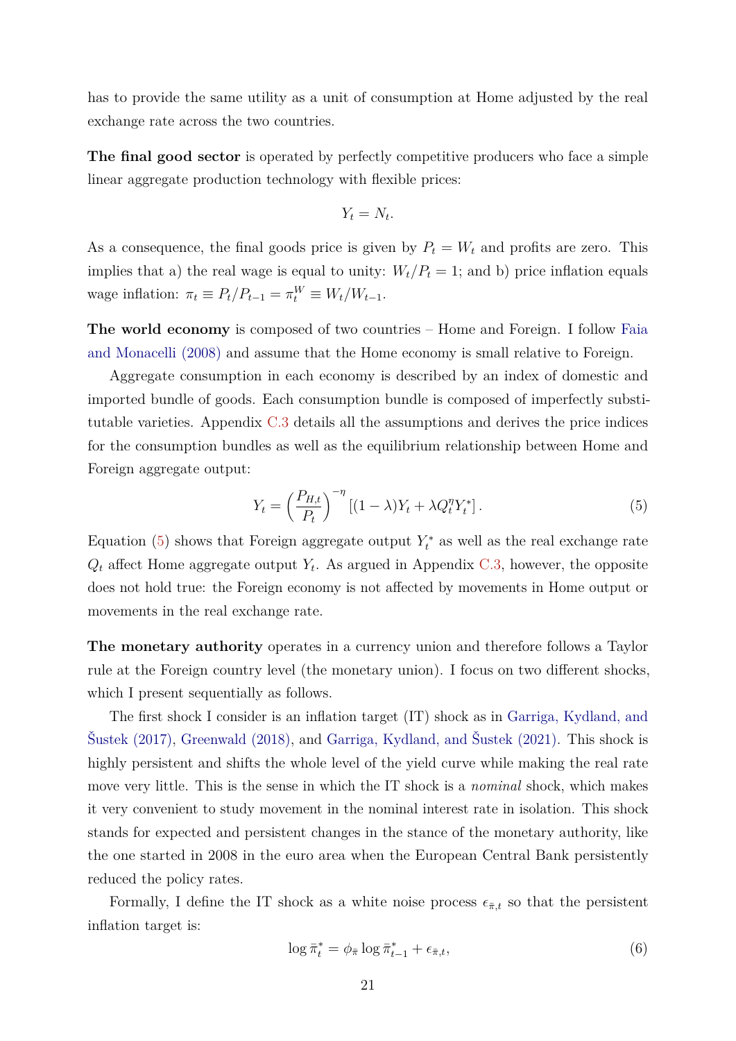has to provide the same utility as a unit of consumption at Home adjusted by the real exchange rate across the two countries.

**The final good sector** is operated by perfectly competitive producers who face a simple linear aggregate production technology with flexible prices:

$$Y_t = N_t.$$

As a consequence, the final goods price is given by $P_t = W_t$ and profits are zero. This implies that a) the real wage is equal to unity: $W_t/P_t = 1$; and b) price inflation equals wage inflation: $\pi_t \equiv P_t/P_{t-1} = \pi_t^W \equiv W_t/W_{t-1}$.

**The world economy** is composed of two countries – Home and Foreign. I follow Faia and Monacelli (2008) and assume that the Home economy is small relative to Foreign.

Aggregate consumption in each economy is described by an index of domestic and imported bundle of goods. Each consumption bundle is composed of imperfectly substitutable varieties. Appendix C.3 details all the assumptions and derives the price indices for the consumption bundles as well as the equilibrium relationship between Home and Foreign aggregate output:

$$Y_t = \left(\frac{P_{H,t}}{P_t}\right)^{-\eta} \left[(1-\lambda)Y_t + \lambda Q_t^{\eta} Y_t^*\right]. \tag{5}$$

Equation (5) shows that Foreign aggregate output $Y_t^*$ as well as the real exchange rate $Q_t$ affect Home aggregate output $Y_t$. As argued in Appendix C.3, however, the opposite does not hold true: the Foreign economy is not affected by movements in Home output or movements in the real exchange rate.

**The monetary authority** operates in a currency union and therefore follows a Taylor rule at the Foreign country level (the monetary union). I focus on two different shocks, which I present sequentially as follows.

The first shock I consider is an inflation target (IT) shock as in Garriga, Kydland, and Šustek (2017), Greenwald (2018), and Garriga, Kydland, and Šustek (2021). This shock is highly persistent and shifts the whole level of the yield curve while making the real rate move very little. This is the sense in which the IT shock is a *nominal* shock, which makes it very convenient to study movement in the nominal interest rate in isolation. This shock stands for expected and persistent changes in the stance of the monetary authority, like the one started in 2008 in the euro area when the European Central Bank persistently reduced the policy rates.

Formally, I define the IT shock as a white noise process $\epsilon_{\bar{\pi},t}$ so that the persistent inflation target is:

$$\log \bar{\pi}_t^* = \phi_{\bar{\pi}} \log \bar{\pi}_{t-1}^* + \epsilon_{\bar{\pi},t}, \tag{6}$$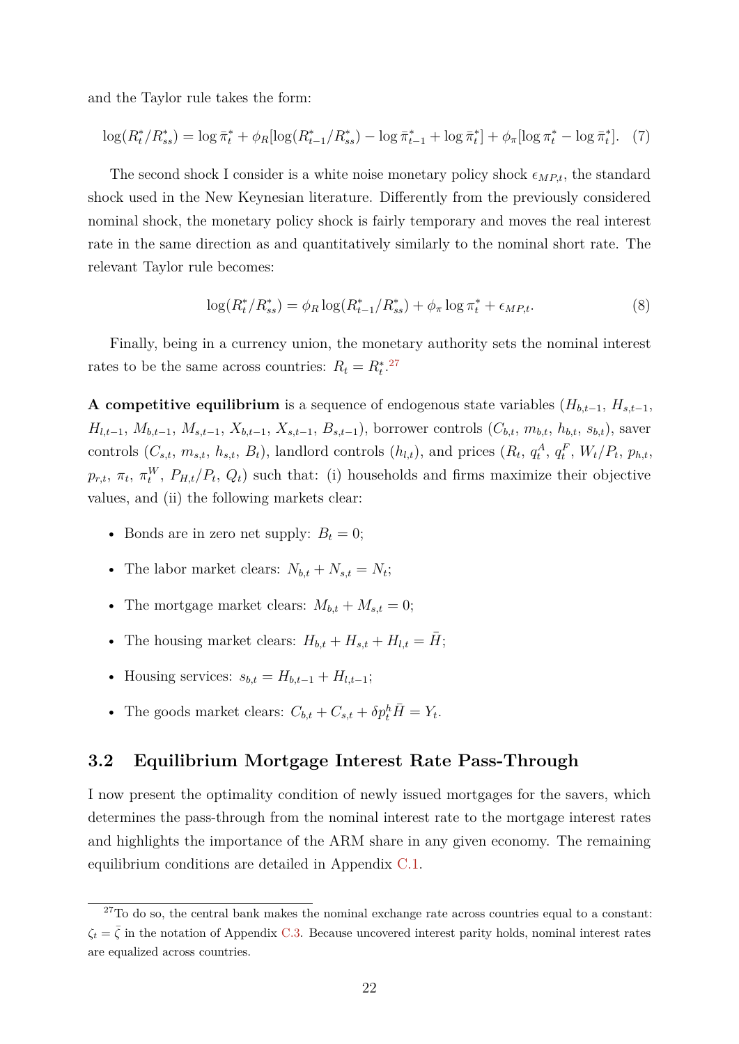and the Taylor rule takes the form:

$$\log(R_t^*/R_{ss}^*) = \log \bar{\pi}_t^* + \phi_R[\log(R_{t-1}^*/R_{ss}^*) - \log \bar{\pi}_{t-1}^* + \log \bar{\pi}_t^*] + \phi_\pi[\log \pi_t^* - \log \bar{\pi}_t^*]. \quad (7)$$

The second shock I consider is a white noise monetary policy shock $\epsilon_{MP,t}$, the standard shock used in the New Keynesian literature. Differently from the previously considered nominal shock, the monetary policy shock is fairly temporary and moves the real interest rate in the same direction as and quantitatively similarly to the nominal short rate. The relevant Taylor rule becomes:

$$\log(R_t^*/R_{ss}^*) = \phi_R \log(R_{t-1}^*/R_{ss}^*) + \phi_\pi \log \pi_t^* + \epsilon_{MP,t}. \quad (8)$$

Finally, being in a currency union, the monetary authority sets the nominal interest rates to be the same across countries: $R_t = R_t^*$.[27]

**A competitive equilibrium** is a sequence of endogenous state variables ($H_{b,t-1}$, $H_{s,t-1}$, $H_{l,t-1}$, $M_{b,t-1}$, $M_{s,t-1}$, $X_{b,t-1}$, $X_{s,t-1}$, $B_{s,t-1}$), borrower controls ($C_{b,t}$, $m_{b,t}$, $h_{b,t}$, $s_{b,t}$), saver controls ($C_{s,t}$, $m_{s,t}$, $h_{s,t}$, $B_t$), landlord controls ($h_{l,t}$), and prices ($R_t$, $q_t^A$, $q_t^F$, $W_t/P_t$, $p_{h,t}$, $p_{r,t}$, $\pi_t$, $\pi_t^W$, $P_{H,t}/P_t$, $Q_t$) such that: (i) households and firms maximize their objective values, and (ii) the following markets clear:

- Bonds are in zero net supply: $B_t = 0$;
- The labor market clears: $N_{b,t} + N_{s,t} = N_t$;
- The mortgage market clears: $M_{b,t} + M_{s,t} = 0$;
- The housing market clears: $H_{b,t} + H_{s,t} + H_{l,t} = \bar{H}$;
- Housing services: $s_{b,t} = H_{b,t-1} + H_{l,t-1}$;
- The goods market clears: $C_{b,t} + C_{s,t} + \delta p_t^h \bar{H} = Y_t$.

## 3.2 Equilibrium Mortgage Interest Rate Pass-Through

I now present the optimality condition of newly issued mortgages for the savers, which determines the pass-through from the nominal interest rate to the mortgage interest rates and highlights the importance of the ARM share in any given economy. The remaining equilibrium conditions are detailed in Appendix C.1.

[27] To do so, the central bank makes the nominal exchange rate across countries equal to a constant: $\zeta_t = \bar{\zeta}$ in the notation of Appendix C.3. Because uncovered interest parity holds, nominal interest rates are equalized across countries.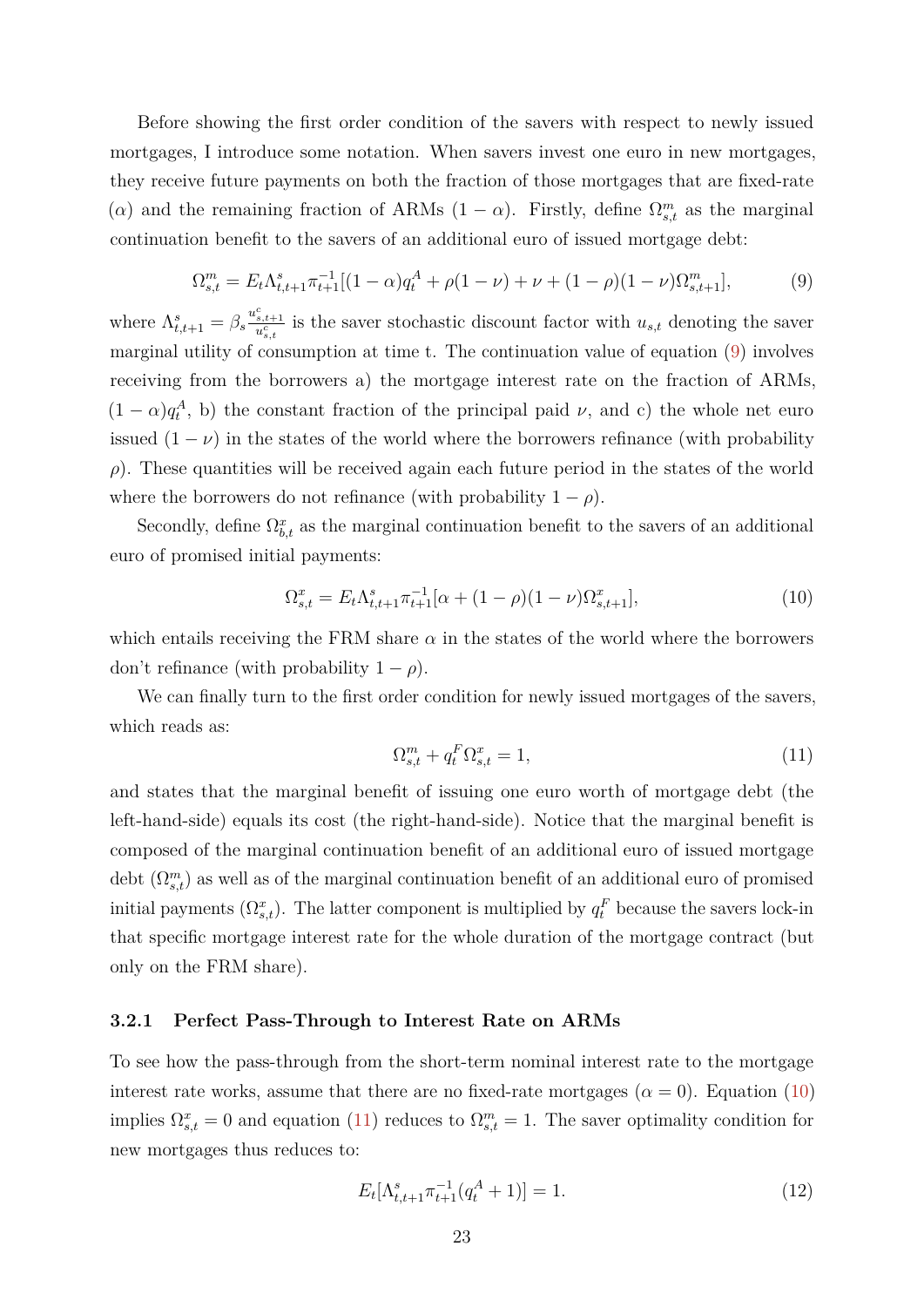Before showing the first order condition of the savers with respect to newly issued mortgages, I introduce some notation. When savers invest one euro in new mortgages, they receive future payments on both the fraction of those mortgages that are fixed-rate ($\alpha$) and the remaining fraction of ARMs $(1-\alpha)$. Firstly, define $\Omega^m_{s,t}$ as the marginal continuation benefit to the savers of an additional euro of issued mortgage debt:

$$\Omega^m_{s,t} = E_t \Lambda^s_{t,t+1} \pi^{-1}_{t+1} [(1-\alpha) q^A_t + \rho(1-\nu) + \nu + (1-\rho)(1-\nu)\Omega^m_{s,t+1}], \tag{9}$$

where $\Lambda^s_{t,t+1} = \beta_s \frac{u^c_{s,t+1}}{u^c_{s,t}}$ is the saver stochastic discount factor with $u_{s,t}$ denoting the saver marginal utility of consumption at time t. The continuation value of equation (9) involves receiving from the borrowers a) the mortgage interest rate on the fraction of ARMs, $(1-\alpha)q^A_t$, b) the constant fraction of the principal paid $\nu$, and c) the whole net euro issued $(1-\nu)$ in the states of the world where the borrowers refinance (with probability $\rho$). These quantities will be received again each future period in the states of the world where the borrowers do not refinance (with probability $1-\rho$).

Secondly, define $\Omega^x_{b,t}$ as the marginal continuation benefit to the savers of an additional euro of promised initial payments:

$$\Omega^x_{s,t} = E_t \Lambda^s_{t,t+1} \pi^{-1}_{t+1} [\alpha + (1-\rho)(1-\nu)\Omega^x_{s,t+1}], \tag{10}$$

which entails receiving the FRM share $\alpha$ in the states of the world where the borrowers don't refinance (with probability $1-\rho$).

We can finally turn to the first order condition for newly issued mortgages of the savers, which reads as:

$$\Omega^m_{s,t} + q^F_t \Omega^x_{s,t} = 1, \tag{11}$$

and states that the marginal benefit of issuing one euro worth of mortgage debt (the left-hand-side) equals its cost (the right-hand-side). Notice that the marginal benefit is composed of the marginal continuation benefit of an additional euro of issued mortgage debt ($\Omega^m_{s,t}$) as well as of the marginal continuation benefit of an additional euro of promised initial payments ($\Omega^x_{s,t}$). The latter component is multiplied by $q^F_t$ because the savers lock-in that specific mortgage interest rate for the whole duration of the mortgage contract (but only on the FRM share).

### 3.2.1 Perfect Pass-Through to Interest Rate on ARMs

To see how the pass-through from the short-term nominal interest rate to the mortgage interest rate works, assume that there are no fixed-rate mortgages ($\alpha = 0$). Equation (10) implies $\Omega^x_{s,t} = 0$ and equation (11) reduces to $\Omega^m_{s,t} = 1$. The saver optimality condition for new mortgages thus reduces to:

$$E_t[\Lambda^s_{t,t+1} \pi^{-1}_{t+1} (q^A_t + 1)] = 1. \tag{12}$$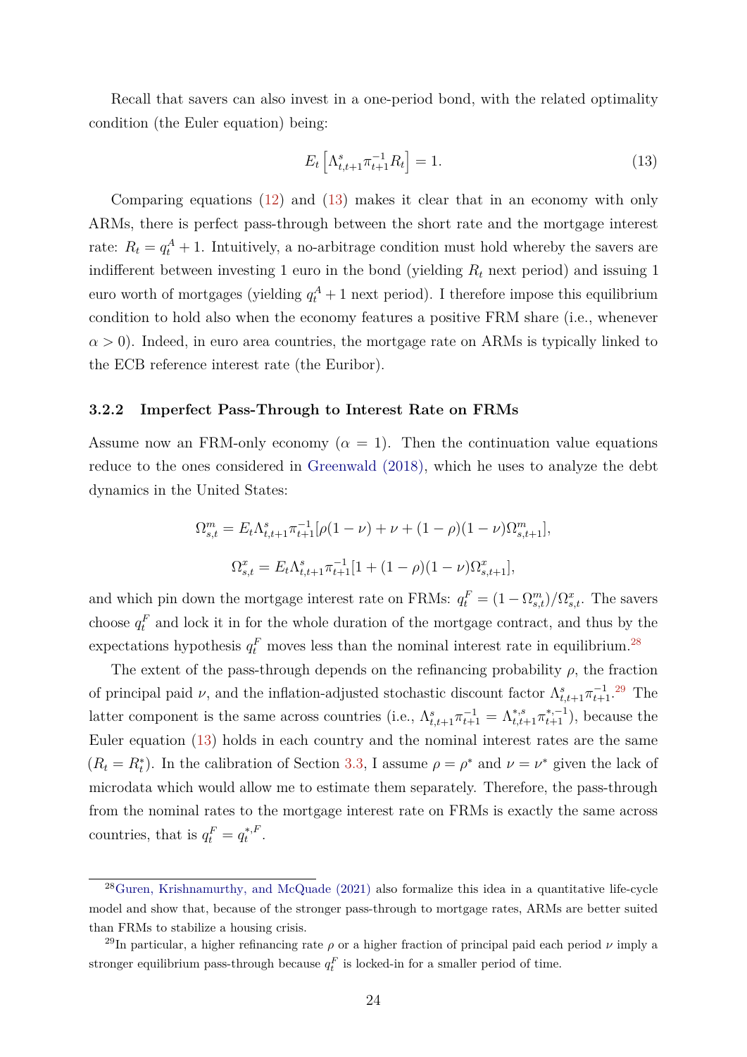Recall that savers can also invest in a one-period bond, with the related optimality condition (the Euler equation) being:

$$E_t\left[\Lambda^s_{t,t+1}\pi^{-1}_{t+1}R_t\right] = 1. \tag{13}$$

Comparing equations (12) and (13) makes it clear that in an economy with only ARMs, there is perfect pass-through between the short rate and the mortgage interest rate: $R_t = q^A_t + 1$. Intuitively, a no-arbitrage condition must hold whereby the savers are indifferent between investing 1 euro in the bond (yielding $R_t$ next period) and issuing 1 euro worth of mortgages (yielding $q^A_t + 1$ next period). I therefore impose this equilibrium condition to hold also when the economy features a positive FRM share (i.e., whenever $\alpha > 0$). Indeed, in euro area countries, the mortgage rate on ARMs is typically linked to the ECB reference interest rate (the Euribor).

### 3.2.2 Imperfect Pass-Through to Interest Rate on FRMs

Assume now an FRM-only economy ($\alpha = 1$). Then the continuation value equations reduce to the ones considered in Greenwald (2018), which he uses to analyze the debt dynamics in the United States:

$$\Omega^m_{s,t} = E_t\Lambda^s_{t,t+1}\pi^{-1}_{t+1}[\rho(1-\nu) + \nu + (1-\rho)(1-\nu)\Omega^m_{s,t+1}],$$

$$\Omega^x_{s,t} = E_t\Lambda^s_{t,t+1}\pi^{-1}_{t+1}[1 + (1-\rho)(1-\nu)\Omega^x_{s,t+1}],$$

and which pin down the mortgage interest rate on FRMs: $q^F_t = (1-\Omega^m_{s,t})/\Omega^x_{s,t}$. The savers choose $q^F_t$ and lock it in for the whole duration of the mortgage contract, and thus by the expectations hypothesis $q^F_t$ moves less than the nominal interest rate in equilibrium.[28]

The extent of the pass-through depends on the refinancing probability $\rho$, the fraction of principal paid $\nu$, and the inflation-adjusted stochastic discount factor $\Lambda^s_{t,t+1}\pi^{-1}_{t+1}$.[29] The latter component is the same across countries (i.e., $\Lambda^s_{t,t+1}\pi^{-1}_{t+1} = \Lambda^{*,s}_{t,t+1}\pi^{*,-1}_{t+1}$), because the Euler equation (13) holds in each country and the nominal interest rates are the same ($R_t = R^*_t$). In the calibration of Section 3.3, I assume $\rho = \rho^*$ and $\nu = \nu^*$ given the lack of microdata which would allow me to estimate them separately. Therefore, the pass-through from the nominal rates to the mortgage interest rate on FRMs is exactly the same across countries, that is $q^F_t = q^{*,F}_t$.

[28] Guren, Krishnamurthy, and McQuade (2021) also formalize this idea in a quantitative life-cycle model and show that, because of the stronger pass-through to mortgage rates, ARMs are better suited than FRMs to stabilize a housing crisis.

[29] In particular, a higher refinancing rate $\rho$ or a higher fraction of principal paid each period $\nu$ imply a stronger equilibrium pass-through because $q^F_t$ is locked-in for a smaller period of time.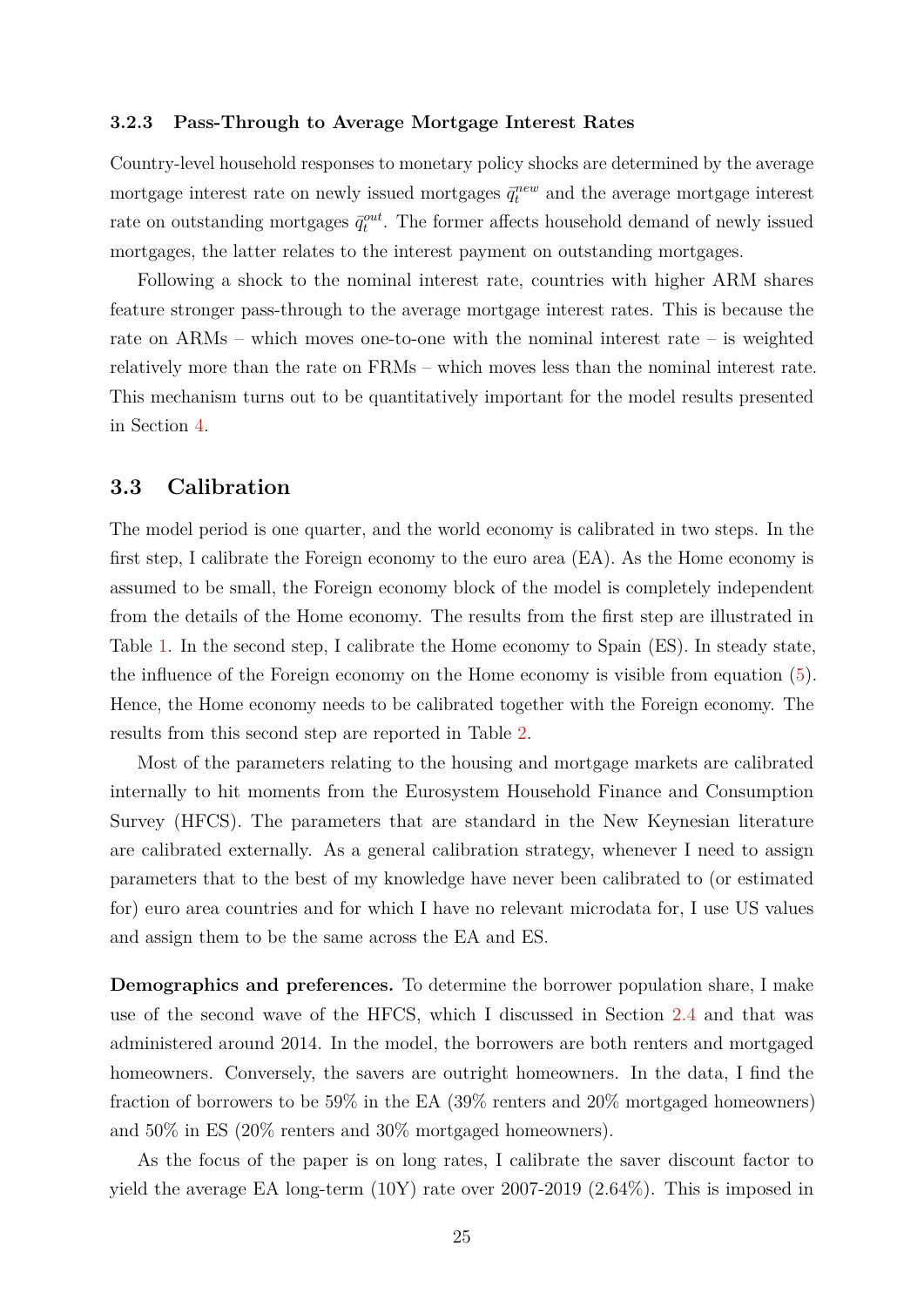#### 3.2.3 Pass-Through to Average Mortgage Interest Rates

Country-level household responses to monetary policy shocks are determined by the average mortgage interest rate on newly issued mortgages $\bar{q}_t^{new}$ and the average mortgage interest rate on outstanding mortgages $\bar{q}_t^{out}$. The former affects household demand of newly issued mortgages, the latter relates to the interest payment on outstanding mortgages.

Following a shock to the nominal interest rate, countries with higher ARM shares feature stronger pass-through to the average mortgage interest rates. This is because the rate on ARMs – which moves one-to-one with the nominal interest rate – is weighted relatively more than the rate on FRMs – which moves less than the nominal interest rate. This mechanism turns out to be quantitatively important for the model results presented in Section 4.

### 3.3 Calibration

The model period is one quarter, and the world economy is calibrated in two steps. In the first step, I calibrate the Foreign economy to the euro area (EA). As the Home economy is assumed to be small, the Foreign economy block of the model is completely independent from the details of the Home economy. The results from the first step are illustrated in Table 1. In the second step, I calibrate the Home economy to Spain (ES). In steady state, the influence of the Foreign economy on the Home economy is visible from equation (5). Hence, the Home economy needs to be calibrated together with the Foreign economy. The results from this second step are reported in Table 2.

Most of the parameters relating to the housing and mortgage markets are calibrated internally to hit moments from the Eurosystem Household Finance and Consumption Survey (HFCS). The parameters that are standard in the New Keynesian literature are calibrated externally. As a general calibration strategy, whenever I need to assign parameters that to the best of my knowledge have never been calibrated to (or estimated for) euro area countries and for which I have no relevant microdata for, I use US values and assign them to be the same across the EA and ES.

**Demographics and preferences.** To determine the borrower population share, I make use of the second wave of the HFCS, which I discussed in Section 2.4 and that was administered around 2014. In the model, the borrowers are both renters and mortgaged homeowners. Conversely, the savers are outright homeowners. In the data, I find the fraction of borrowers to be 59% in the EA (39% renters and 20% mortgaged homeowners) and 50% in ES (20% renters and 30% mortgaged homeowners).

As the focus of the paper is on long rates, I calibrate the saver discount factor to yield the average EA long-term (10Y) rate over 2007-2019 (2.64%). This is imposed in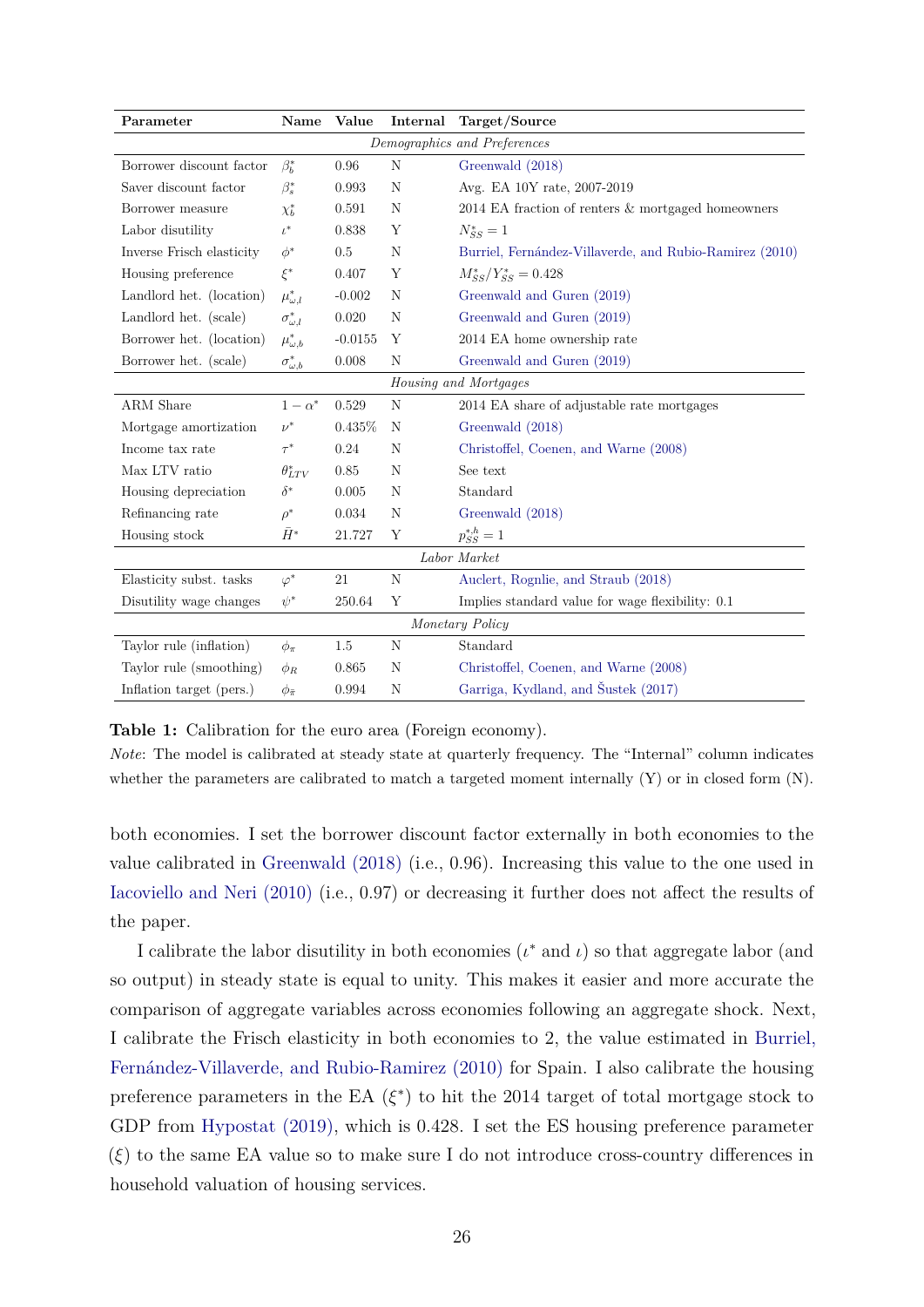| Parameter | Name | Value | Internal | Target/Source |
|---|---|---|---|---|
| *Demographics and Preferences* | | | | |
| Borrower discount factor | $\beta_b^*$ | 0.96 | N | Greenwald (2018) |
| Saver discount factor | $\beta_s^*$ | 0.993 | N | Avg. EA 10Y rate, 2007-2019 |
| Borrower measure | $\chi_b^*$ | 0.591 | N | 2014 EA fraction of renters & mortgaged homeowners |
| Labor disutility | $\iota^*$ | 0.838 | Y | $N_{SS}^* = 1$ |
| Inverse Frisch elasticity | $\phi^*$ | 0.5 | N | Burriel, Fernández-Villaverde, and Rubio-Ramirez (2010) |
| Housing preference | $\xi^*$ | 0.407 | Y | $M_{SS}^*/Y_{SS}^* = 0.428$ |
| Landlord het. (location) | $\mu_{\omega,l}^*$ | -0.002 | N | Greenwald and Guren (2019) |
| Landlord het. (scale) | $\sigma_{\omega,l}^*$ | 0.020 | N | Greenwald and Guren (2019) |
| Borrower het. (location) | $\mu_{\omega,b}^*$ | -0.0155 | Y | 2014 EA home ownership rate |
| Borrower het. (scale) | $\sigma_{\omega,b}^*$ | 0.008 | N | Greenwald and Guren (2019) |
| *Housing and Mortgages* | | | | |
| ARM Share | $1-\alpha^*$ | 0.529 | N | 2014 EA share of adjustable rate mortgages |
| Mortgage amortization | $\nu^*$ | 0.435% | N | Greenwald (2018) |
| Income tax rate | $\tau^*$ | 0.24 | N | Christoffel, Coenen, and Warne (2008) |
| Max LTV ratio | $\theta_{LTV}^*$ | 0.85 | N | See text |
| Housing depreciation | $\delta^*$ | 0.005 | N | Standard |
| Refinancing rate | $\rho^*$ | 0.034 | N | Greenwald (2018) |
| Housing stock | $\bar{H}^*$ | 21.727 | Y | $p_{SS}^{*,h} = 1$ |
| *Labor Market* | | | | |
| Elasticity subst. tasks | $\varphi^*$ | 21 | N | Auclert, Rognlie, and Straub (2018) |
| Disutility wage changes | $\psi^*$ | 250.64 | Y | Implies standard value for wage flexibility: 0.1 |
| *Monetary Policy* | | | | |
| Taylor rule (inflation) | $\phi_\pi$ | 1.5 | N | Standard |
| Taylor rule (smoothing) | $\phi_R$ | 0.865 | N | Christoffel, Coenen, and Warne (2008) |
| Inflation target (pers.) | $\phi_{\bar{\pi}}$ | 0.994 | N | Garriga, Kydland, and Šustek (2017) |

**Table 1:** Calibration for the euro area (Foreign economy).

*Note*: The model is calibrated at steady state at quarterly frequency. The "Internal" column indicates whether the parameters are calibrated to match a targeted moment internally (Y) or in closed form (N).

both economies. I set the borrower discount factor externally in both economies to the value calibrated in Greenwald (2018) (i.e., 0.96). Increasing this value to the one used in Iacoviello and Neri (2010) (i.e., 0.97) or decreasing it further does not affect the results of the paper.

I calibrate the labor disutility in both economies ($\iota^*$ and $\iota$) so that aggregate labor (and so output) in steady state is equal to unity. This makes it easier and more accurate the comparison of aggregate variables across economies following an aggregate shock. Next, I calibrate the Frisch elasticity in both economies to 2, the value estimated in Burriel, Fernández-Villaverde, and Rubio-Ramirez (2010) for Spain. I also calibrate the housing preference parameters in the EA ($\xi^*$) to hit the 2014 target of total mortgage stock to GDP from Hypostat (2019), which is 0.428. I set the ES housing preference parameter ($\xi$) to the same EA value so to make sure I do not introduce cross-country differences in household valuation of housing services.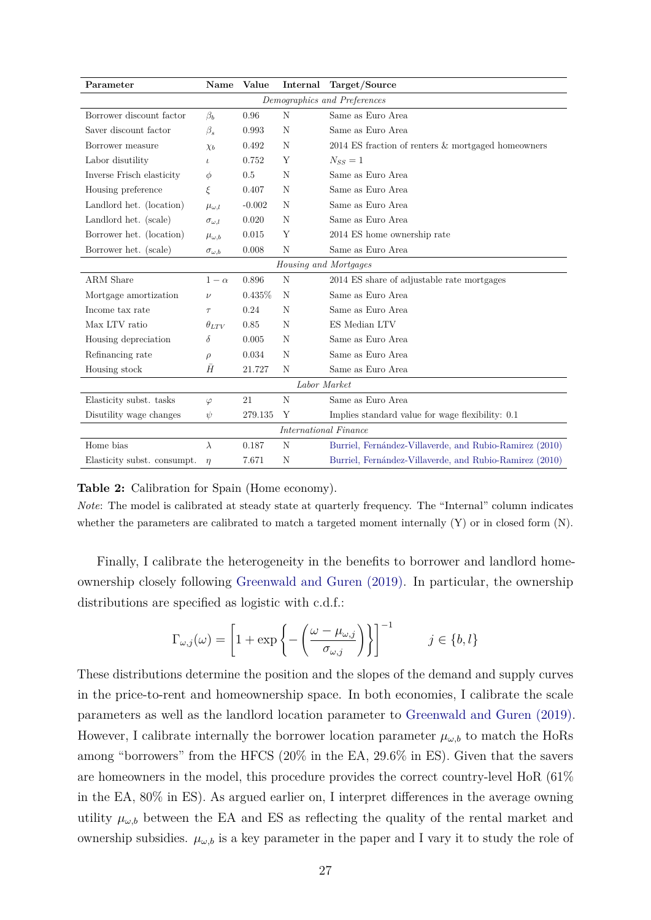| Parameter | Name | Value | Internal | Target/Source |
|---|---|---|---|---|
| *Demographics and Preferences* | | | | |
| Borrower discount factor | $\beta_b$ | 0.96 | N | Same as Euro Area |
| Saver discount factor | $\beta_s$ | 0.993 | N | Same as Euro Area |
| Borrower measure | $\chi_b$ | 0.492 | N | 2014 ES fraction of renters & mortgaged homeowners |
| Labor disutility | $\iota$ | 0.752 | Y | $N_{SS} = 1$ |
| Inverse Frisch elasticity | $\phi$ | 0.5 | N | Same as Euro Area |
| Housing preference | $\xi$ | 0.407 | N | Same as Euro Area |
| Landlord het. (location) | $\mu_{\omega,l}$ | -0.002 | N | Same as Euro Area |
| Landlord het. (scale) | $\sigma_{\omega,l}$ | 0.020 | N | Same as Euro Area |
| Borrower het. (location) | $\mu_{\omega,b}$ | 0.015 | Y | 2014 ES home ownership rate |
| Borrower het. (scale) | $\sigma_{\omega,b}$ | 0.008 | N | Same as Euro Area |
| *Housing and Mortgages* | | | | |
| ARM Share | $1-\alpha$ | 0.896 | N | 2014 ES share of adjustable rate mortgages |
| Mortgage amortization | $\nu$ | 0.435% | N | Same as Euro Area |
| Income tax rate | $\tau$ | 0.24 | N | Same as Euro Area |
| Max LTV ratio | $\theta_{LTV}$ | 0.85 | N | ES Median LTV |
| Housing depreciation | $\delta$ | 0.005 | N | Same as Euro Area |
| Refinancing rate | $\rho$ | 0.034 | N | Same as Euro Area |
| Housing stock | $\bar{H}$ | 21.727 | N | Same as Euro Area |
| *Labor Market* | | | | |
| Elasticity subst. tasks | $\varphi$ | 21 | N | Same as Euro Area |
| Disutility wage changes | $\psi$ | 279.135 | Y | Implies standard value for wage flexibility: 0.1 |
| *International Finance* | | | | |
| Home bias | $\lambda$ | 0.187 | N | Burriel, Fernández-Villaverde, and Rubio-Ramirez (2010) |
| Elasticity subst. consumpt. | $\eta$ | 7.671 | N | Burriel, Fernández-Villaverde, and Rubio-Ramirez (2010) |

**Table 2:** Calibration for Spain (Home economy).

*Note*: The model is calibrated at steady state at quarterly frequency. The "Internal" column indicates whether the parameters are calibrated to match a targeted moment internally (Y) or in closed form (N).

Finally, I calibrate the heterogeneity in the benefits to borrower and landlord homeownership closely following Greenwald and Guren (2019). In particular, the ownership distributions are specified as logistic with c.d.f.:

$$\Gamma_{\omega,j}(\omega) = \left[1 + \exp\left\{-\left(\frac{\omega - \mu_{\omega,j}}{\sigma_{\omega,j}}\right)\right\}\right]^{-1} \qquad j \in \{b, l\}$$

These distributions determine the position and the slopes of the demand and supply curves in the price-to-rent and homeownership space. In both economies, I calibrate the scale parameters as well as the landlord location parameter to Greenwald and Guren (2019). However, I calibrate internally the borrower location parameter $\mu_{\omega,b}$ to match the HoRs among "borrowers" from the HFCS (20% in the EA, 29.6% in ES). Given that the savers are homeowners in the model, this procedure provides the correct country-level HoR (61% in the EA, 80% in ES). As argued earlier on, I interpret differences in the average owning utility $\mu_{\omega,b}$ between the EA and ES as reflecting the quality of the rental market and ownership subsidies. $\mu_{\omega,b}$ is a key parameter in the paper and I vary it to study the role of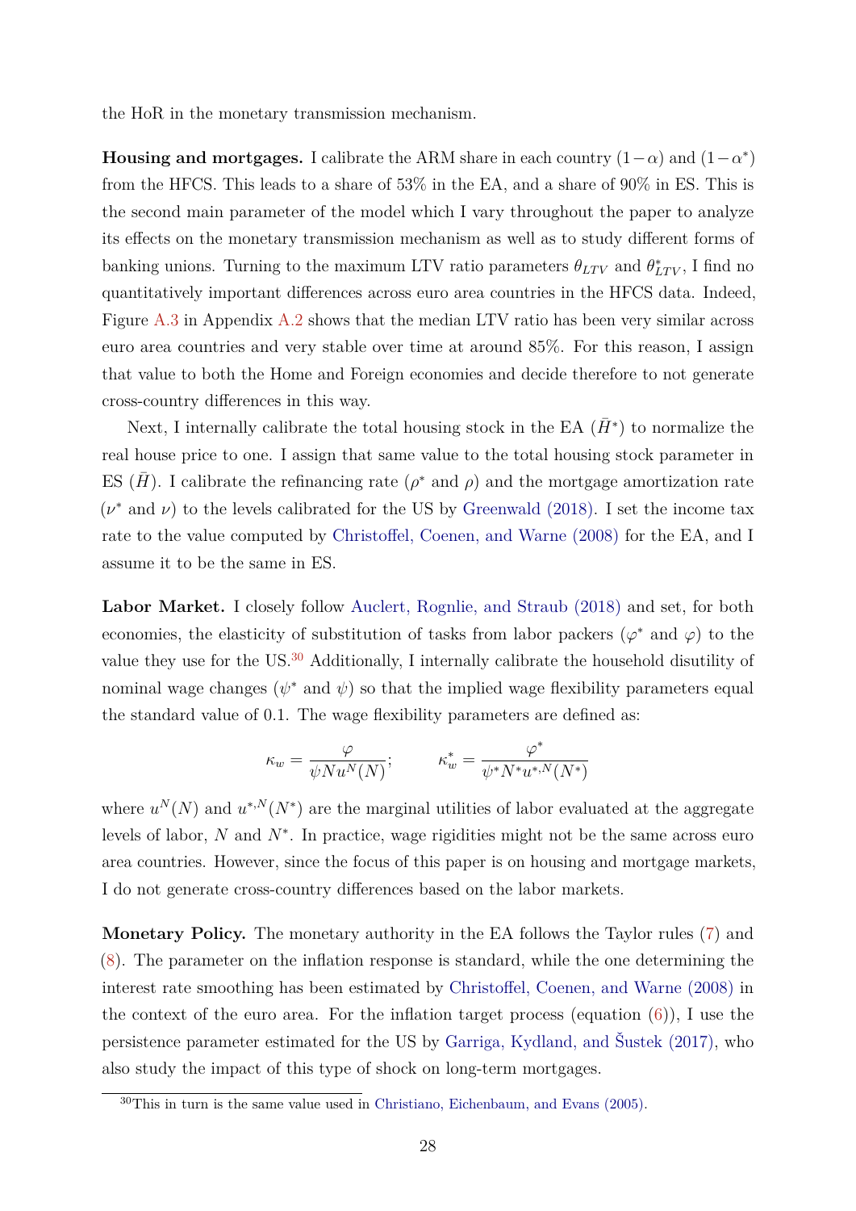the HoR in the monetary transmission mechanism.

**Housing and mortgages.** I calibrate the ARM share in each country $(1-\alpha)$ and $(1-\alpha^*)$ from the HFCS. This leads to a share of 53% in the EA, and a share of 90% in ES. This is the second main parameter of the model which I vary throughout the paper to analyze its effects on the monetary transmission mechanism as well as to study different forms of banking unions. Turning to the maximum LTV ratio parameters $\theta_{LTV}$ and $\theta^*_{LTV}$, I find no quantitatively important differences across euro area countries in the HFCS data. Indeed, Figure A.3 in Appendix A.2 shows that the median LTV ratio has been very similar across euro area countries and very stable over time at around 85%. For this reason, I assign that value to both the Home and Foreign economies and decide therefore to not generate cross-country differences in this way.

Next, I internally calibrate the total housing stock in the EA ($\bar{H}^*$) to normalize the real house price to one. I assign that same value to the total housing stock parameter in ES ($\bar{H}$). I calibrate the refinancing rate ($\rho^*$ and $\rho$) and the mortgage amortization rate ($\nu^*$ and $\nu$) to the levels calibrated for the US by Greenwald (2018). I set the income tax rate to the value computed by Christoffel, Coenen, and Warne (2008) for the EA, and I assume it to be the same in ES.

**Labor Market.** I closely follow Auclert, Rognlie, and Straub (2018) and set, for both economies, the elasticity of substitution of tasks from labor packers ($\varphi^*$ and $\varphi$) to the value they use for the US.[30] Additionally, I internally calibrate the household disutility of nominal wage changes ($\psi^*$ and $\psi$) so that the implied wage flexibility parameters equal the standard value of 0.1. The wage flexibility parameters are defined as:

$$\kappa_w = \frac{\varphi}{\psi N u^N(N)}; \qquad \kappa^*_w = \frac{\varphi^*}{\psi^* N^* u^{*,N}(N^*)}$$

where $u^N(N)$ and $u^{*,N}(N^*)$ are the marginal utilities of labor evaluated at the aggregate levels of labor, $N$ and $N^*$. In practice, wage rigidities might not be the same across euro area countries. However, since the focus of this paper is on housing and mortgage markets, I do not generate cross-country differences based on the labor markets.

**Monetary Policy.** The monetary authority in the EA follows the Taylor rules (7) and (8). The parameter on the inflation response is standard, while the one determining the interest rate smoothing has been estimated by Christoffel, Coenen, and Warne (2008) in the context of the euro area. For the inflation target process (equation (6)), I use the persistence parameter estimated for the US by Garriga, Kydland, and Šustek (2017), who also study the impact of this type of shock on long-term mortgages.

[30] This in turn is the same value used in Christiano, Eichenbaum, and Evans (2005).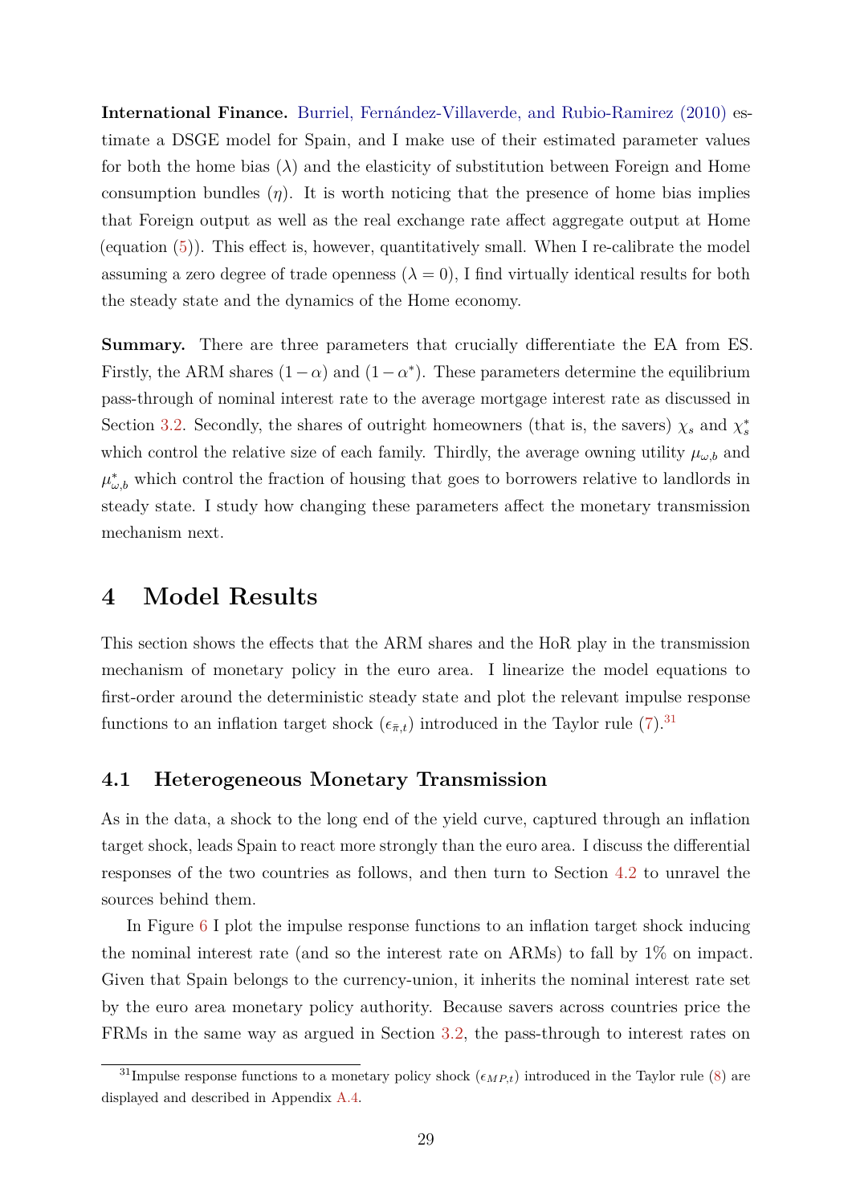**International Finance.** Burriel, Fernández-Villaverde, and Rubio-Ramirez (2010) estimate a DSGE model for Spain, and I make use of their estimated parameter values for both the home bias ($\lambda$) and the elasticity of substitution between Foreign and Home consumption bundles ($\eta$). It is worth noticing that the presence of home bias implies that Foreign output as well as the real exchange rate affect aggregate output at Home (equation (5)). This effect is, however, quantitatively small. When I re-calibrate the model assuming a zero degree of trade openness ($\lambda = 0$), I find virtually identical results for both the steady state and the dynamics of the Home economy.

**Summary.** There are three parameters that crucially differentiate the EA from ES. Firstly, the ARM shares $(1 - \alpha)$ and $(1 - \alpha^*)$. These parameters determine the equilibrium pass-through of nominal interest rate to the average mortgage interest rate as discussed in Section 3.2. Secondly, the shares of outright homeowners (that is, the savers) $\chi_s$ and $\chi_s^*$ which control the relative size of each family. Thirdly, the average owning utility $\mu_{\omega,b}$ and $\mu_{\omega,b}^*$ which control the fraction of housing that goes to borrowers relative to landlords in steady state. I study how changing these parameters affect the monetary transmission mechanism next.

# 4 Model Results

This section shows the effects that the ARM shares and the HoR play in the transmission mechanism of monetary policy in the euro area. I linearize the model equations to first-order around the deterministic steady state and plot the relevant impulse response functions to an inflation target shock ($\epsilon_{\bar{\pi},t}$) introduced in the Taylor rule (7).[31]

## 4.1 Heterogeneous Monetary Transmission

As in the data, a shock to the long end of the yield curve, captured through an inflation target shock, leads Spain to react more strongly than the euro area. I discuss the differential responses of the two countries as follows, and then turn to Section 4.2 to unravel the sources behind them.

In Figure 6 I plot the impulse response functions to an inflation target shock inducing the nominal interest rate (and so the interest rate on ARMs) to fall by 1% on impact. Given that Spain belongs to the currency-union, it inherits the nominal interest rate set by the euro area monetary policy authority. Because savers across countries price the FRMs in the same way as argued in Section 3.2, the pass-through to interest rates on

[31] Impulse response functions to a monetary policy shock ($\epsilon_{MP,t}$) introduced in the Taylor rule (8) are displayed and described in Appendix A.4.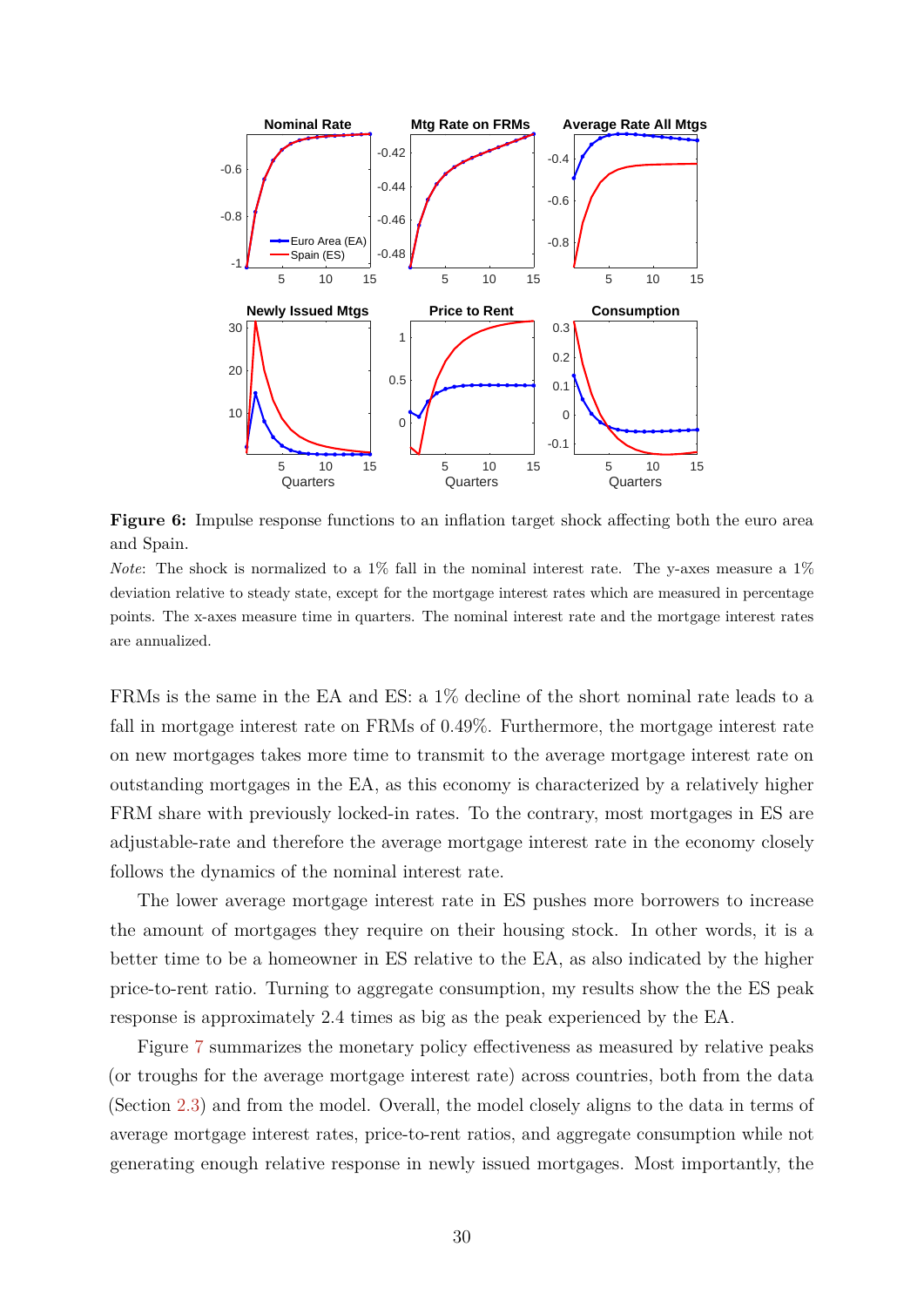**Figure 6:** Impulse response functions to an inflation target shock affecting both the euro area and Spain.

*Note*: The shock is normalized to a 1% fall in the nominal interest rate. The y-axes measure a 1% deviation relative to steady state, except for the mortgage interest rates which are measured in percentage points. The x-axes measure time in quarters. The nominal interest rate and the mortgage interest rates are annualized.

FRMs is the same in the EA and ES: a 1% decline of the short nominal rate leads to a fall in mortgage interest rate on FRMs of 0.49%. Furthermore, the mortgage interest rate on new mortgages takes more time to transmit to the average mortgage interest rate on outstanding mortgages in the EA, as this economy is characterized by a relatively higher FRM share with previously locked-in rates. To the contrary, most mortgages in ES are adjustable-rate and therefore the average mortgage interest rate in the economy closely follows the dynamics of the nominal interest rate.

The lower average mortgage interest rate in ES pushes more borrowers to increase the amount of mortgages they require on their housing stock. In other words, it is a better time to be a homeowner in ES relative to the EA, as also indicated by the higher price-to-rent ratio. Turning to aggregate consumption, my results show the the ES peak response is approximately 2.4 times as big as the peak experienced by the EA.

Figure 7 summarizes the monetary policy effectiveness as measured by relative peaks (or troughs for the average mortgage interest rate) across countries, both from the data (Section 2.3) and from the model. Overall, the model closely aligns to the data in terms of average mortgage interest rates, price-to-rent ratios, and aggregate consumption while not generating enough relative response in newly issued mortgages. Most importantly, the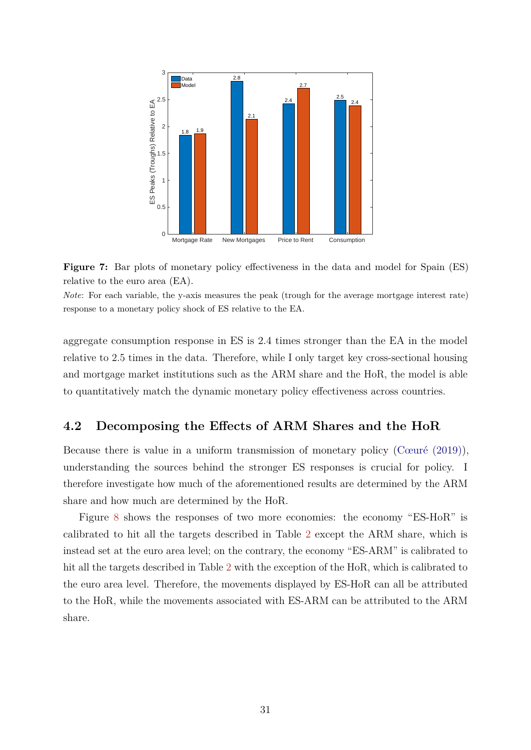**Figure 7:** Bar plots of monetary policy effectiveness in the data and model for Spain (ES) relative to the euro area (EA).

*Note*: For each variable, the y-axis measures the peak (trough for the average mortgage interest rate) response to a monetary policy shock of ES relative to the EA.

aggregate consumption response in ES is 2.4 times stronger than the EA in the model relative to 2.5 times in the data. Therefore, while I only target key cross-sectional housing and mortgage market institutions such as the ARM share and the HoR, the model is able to quantitatively match the dynamic monetary policy effectiveness across countries.

## 4.2 Decomposing the Effects of ARM Shares and the HoR

Because there is value in a uniform transmission of monetary policy (Cœuré (2019)), understanding the sources behind the stronger ES responses is crucial for policy. I therefore investigate how much of the aforementioned results are determined by the ARM share and how much are determined by the HoR.

Figure 8 shows the responses of two more economies: the economy "ES-HoR" is calibrated to hit all the targets described in Table 2 except the ARM share, which is instead set at the euro area level; on the contrary, the economy "ES-ARM" is calibrated to hit all the targets described in Table 2 with the exception of the HoR, which is calibrated to the euro area level. Therefore, the movements displayed by ES-HoR can all be attributed to the HoR, while the movements associated with ES-ARM can be attributed to the ARM share.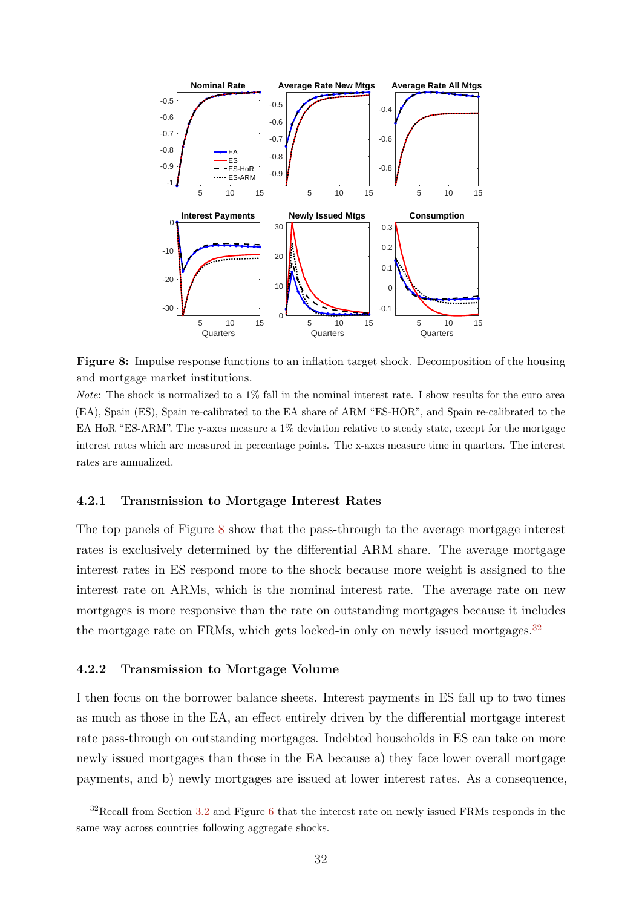**Figure 8:** Impulse response functions to an inflation target shock. Decomposition of the housing and mortgage market institutions.

*Note*: The shock is normalized to a 1% fall in the nominal interest rate. I show results for the euro area (EA), Spain (ES), Spain re-calibrated to the EA share of ARM "ES-HOR", and Spain re-calibrated to the EA HoR "ES-ARM". The y-axes measure a 1% deviation relative to steady state, except for the mortgage interest rates which are measured in percentage points. The x-axes measure time in quarters. The interest rates are annualized.

### 4.2.1 Transmission to Mortgage Interest Rates

The top panels of Figure 8 show that the pass-through to the average mortgage interest rates is exclusively determined by the differential ARM share. The average mortgage interest rates in ES respond more to the shock because more weight is assigned to the interest rate on ARMs, which is the nominal interest rate. The average rate on new mortgages is more responsive than the rate on outstanding mortgages because it includes the mortgage rate on FRMs, which gets locked-in only on newly issued mortgages.[32]

### 4.2.2 Transmission to Mortgage Volume

I then focus on the borrower balance sheets. Interest payments in ES fall up to two times as much as those in the EA, an effect entirely driven by the differential mortgage interest rate pass-through on outstanding mortgages. Indebted households in ES can take on more newly issued mortgages than those in the EA because a) they face lower overall mortgage payments, and b) newly mortgages are issued at lower interest rates. As a consequence,

[32] Recall from Section 3.2 and Figure 6 that the interest rate on newly issued FRMs responds in the same way across countries following aggregate shocks.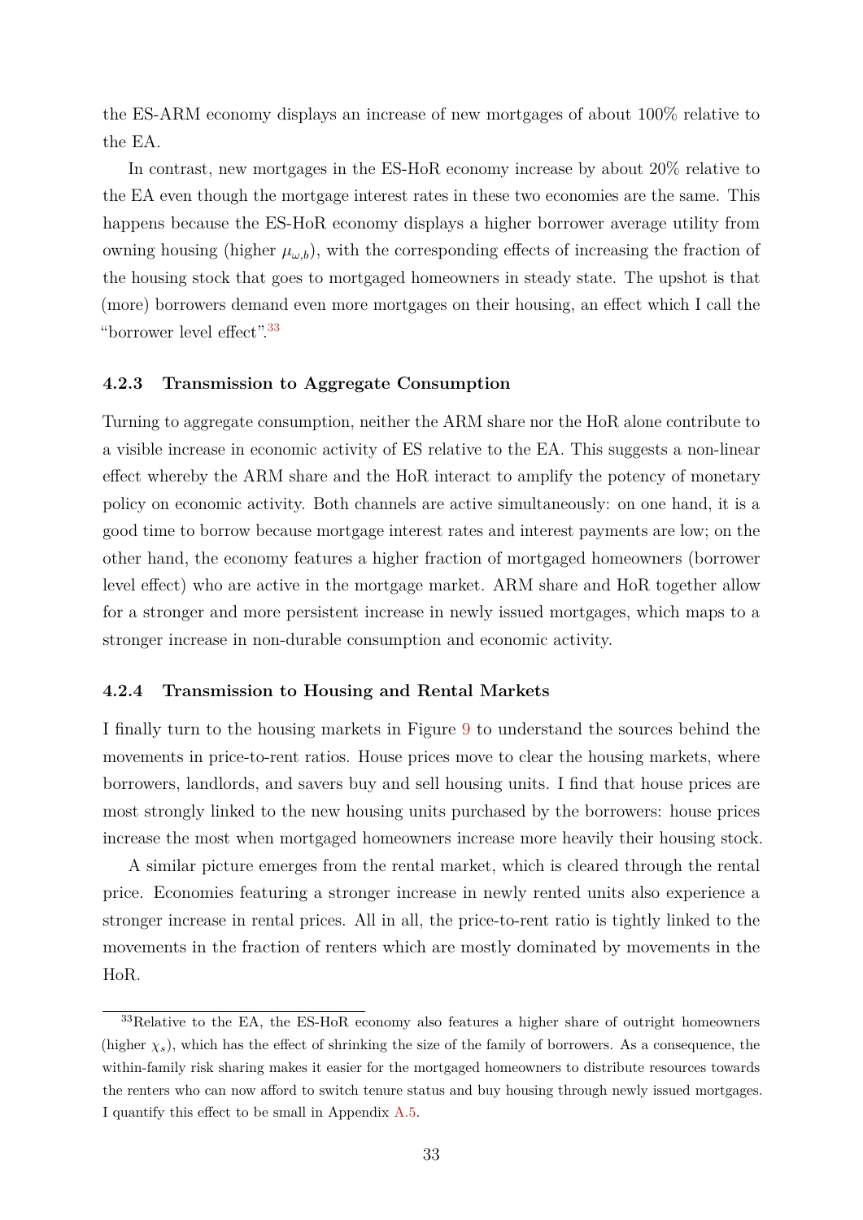the ES-ARM economy displays an increase of new mortgages of about 100% relative to the EA.

In contrast, new mortgages in the ES-HoR economy increase by about 20% relative to the EA even though the mortgage interest rates in these two economies are the same. This happens because the ES-HoR economy displays a higher borrower average utility from owning housing (higher $\mu_{\omega,b}$), with the corresponding effects of increasing the fraction of the housing stock that goes to mortgaged homeowners in steady state. The upshot is that (more) borrowers demand even more mortgages on their housing, an effect which I call the "borrower level effect".[33]

### 4.2.3 Transmission to Aggregate Consumption

Turning to aggregate consumption, neither the ARM share nor the HoR alone contribute to a visible increase in economic activity of ES relative to the EA. This suggests a non-linear effect whereby the ARM share and the HoR interact to amplify the potency of monetary policy on economic activity. Both channels are active simultaneously: on one hand, it is a good time to borrow because mortgage interest rates and interest payments are low; on the other hand, the economy features a higher fraction of mortgaged homeowners (borrower level effect) who are active in the mortgage market. ARM share and HoR together allow for a stronger and more persistent increase in newly issued mortgages, which maps to a stronger increase in non-durable consumption and economic activity.

### 4.2.4 Transmission to Housing and Rental Markets

I finally turn to the housing markets in Figure 9 to understand the sources behind the movements in price-to-rent ratios. House prices move to clear the housing markets, where borrowers, landlords, and savers buy and sell housing units. I find that house prices are most strongly linked to the new housing units purchased by the borrowers: house prices increase the most when mortgaged homeowners increase more heavily their housing stock.

A similar picture emerges from the rental market, which is cleared through the rental price. Economies featuring a stronger increase in newly rented units also experience a stronger increase in rental prices. All in all, the price-to-rent ratio is tightly linked to the movements in the fraction of renters which are mostly dominated by movements in the HoR.

[33] Relative to the EA, the ES-HoR economy also features a higher share of outright homeowners (higher $\chi_s$), which has the effect of shrinking the size of the family of borrowers. As a consequence, the within-family risk sharing makes it easier for the mortgaged homeowners to distribute resources towards the renters who can now afford to switch tenure status and buy housing through newly issued mortgages. I quantify this effect to be small in Appendix A.5.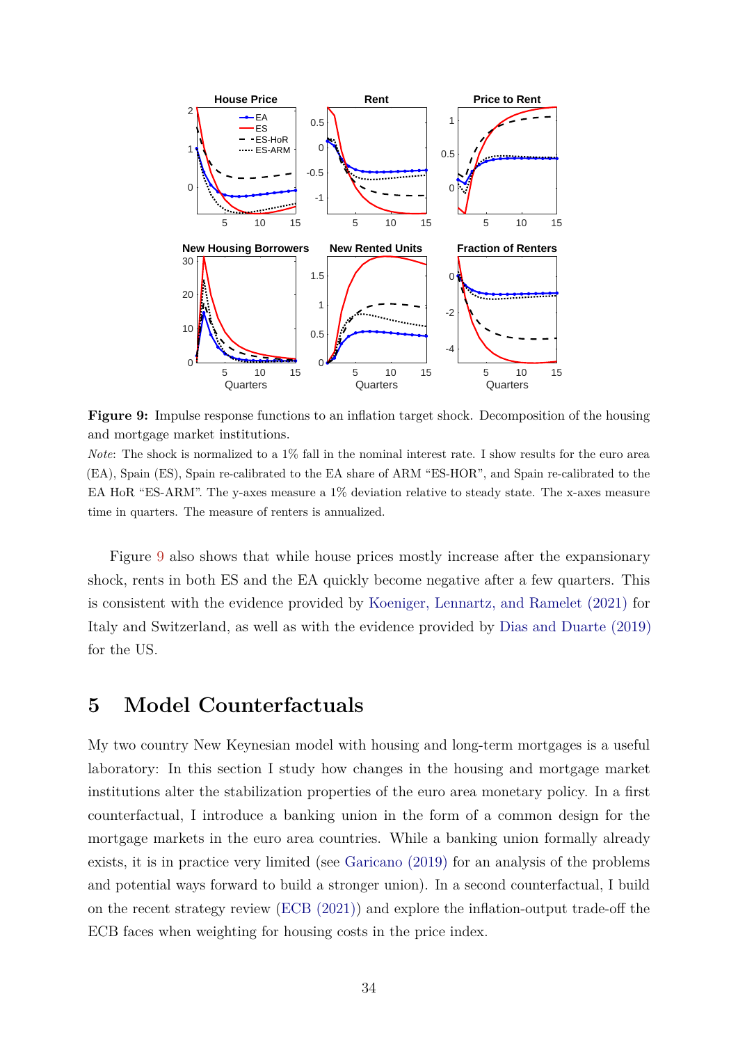**Figure 9:** Impulse response functions to an inflation target shock. Decomposition of the housing and mortgage market institutions.

*Note*: The shock is normalized to a 1% fall in the nominal interest rate. I show results for the euro area (EA), Spain (ES), Spain re-calibrated to the EA share of ARM "ES-HOR", and Spain re-calibrated to the EA HoR "ES-ARM". The y-axes measure a 1% deviation relative to steady state. The x-axes measure time in quarters. The measure of renters is annualized.

Figure 9 also shows that while house prices mostly increase after the expansionary shock, rents in both ES and the EA quickly become negative after a few quarters. This is consistent with the evidence provided by Koeniger, Lennartz, and Ramelet (2021) for Italy and Switzerland, as well as with the evidence provided by Dias and Duarte (2019) for the US.

## 5 Model Counterfactuals

My two country New Keynesian model with housing and long-term mortgages is a useful laboratory: In this section I study how changes in the housing and mortgage market institutions alter the stabilization properties of the euro area monetary policy. In a first counterfactual, I introduce a banking union in the form of a common design for the mortgage markets in the euro area countries. While a banking union formally already exists, it is in practice very limited (see Garicano (2019) for an analysis of the problems and potential ways forward to build a stronger union). In a second counterfactual, I build on the recent strategy review (ECB (2021)) and explore the inflation-output trade-off the ECB faces when weighting for housing costs in the price index.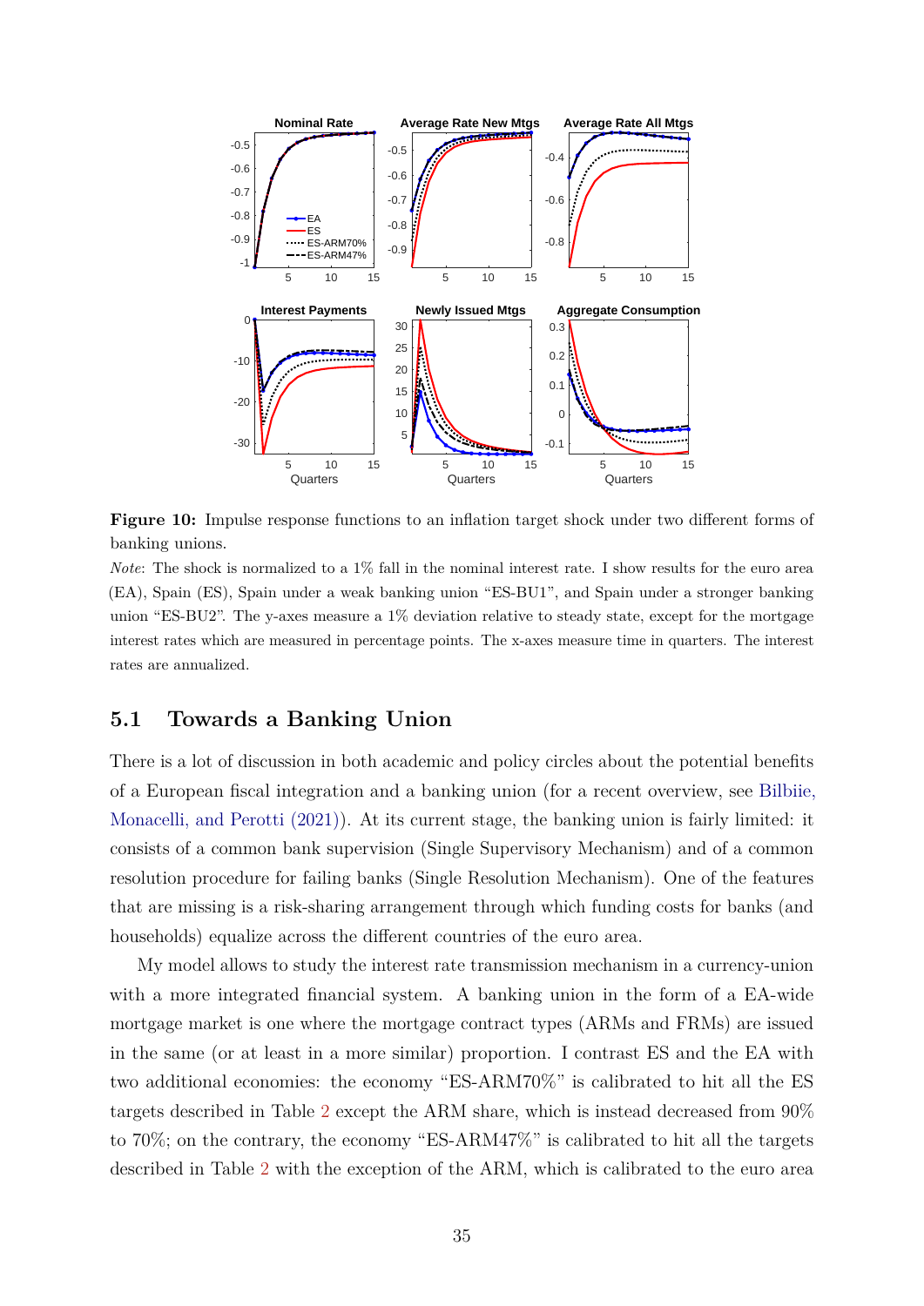**Figure 10:** Impulse response functions to an inflation target shock under two different forms of banking unions.

*Note*: The shock is normalized to a 1% fall in the nominal interest rate. I show results for the euro area (EA), Spain (ES), Spain under a weak banking union "ES-BU1", and Spain under a stronger banking union "ES-BU2". The y-axes measure a 1% deviation relative to steady state, except for the mortgage interest rates which are measured in percentage points. The x-axes measure time in quarters. The interest rates are annualized.

## 5.1 Towards a Banking Union

There is a lot of discussion in both academic and policy circles about the potential benefits of a European fiscal integration and a banking union (for a recent overview, see Bilbiie, Monacelli, and Perotti (2021)). At its current stage, the banking union is fairly limited: it consists of a common bank supervision (Single Supervisory Mechanism) and of a common resolution procedure for failing banks (Single Resolution Mechanism). One of the features that are missing is a risk-sharing arrangement through which funding costs for banks (and households) equalize across the different countries of the euro area.

My model allows to study the interest rate transmission mechanism in a currency-union with a more integrated financial system. A banking union in the form of a EA-wide mortgage market is one where the mortgage contract types (ARMs and FRMs) are issued in the same (or at least in a more similar) proportion. I contrast ES and the EA with two additional economies: the economy "ES-ARM70%" is calibrated to hit all the ES targets described in Table 2 except the ARM share, which is instead decreased from 90% to 70%; on the contrary, the economy "ES-ARM47%" is calibrated to hit all the targets described in Table 2 with the exception of the ARM, which is calibrated to the euro area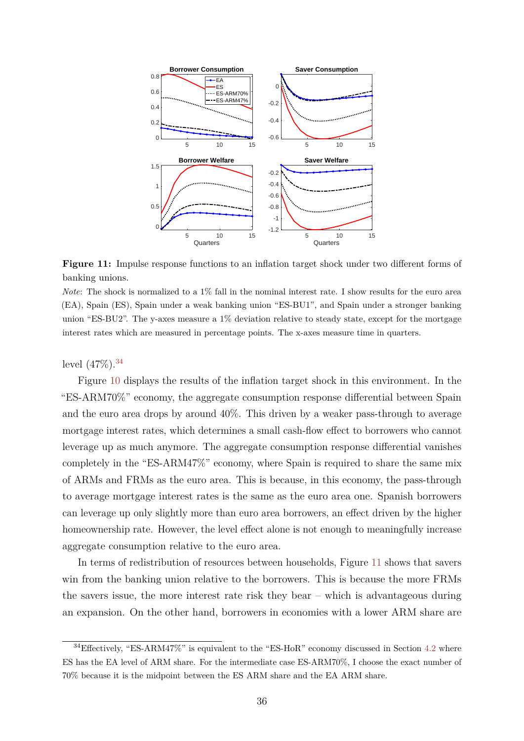**Figure 11:** Impulse response functions to an inflation target shock under two different forms of banking unions.

*Note*: The shock is normalized to a 1% fall in the nominal interest rate. I show results for the euro area (EA), Spain (ES), Spain under a weak banking union "ES-BU1", and Spain under a stronger banking union "ES-BU2". The y-axes measure a 1% deviation relative to steady state, except for the mortgage interest rates which are measured in percentage points. The x-axes measure time in quarters.

level (47%).[34]

Figure 10 displays the results of the inflation target shock in this environment. In the "ES-ARM70%" economy, the aggregate consumption response differential between Spain and the euro area drops by around 40%. This driven by a weaker pass-through to average mortgage interest rates, which determines a small cash-flow effect to borrowers who cannot leverage up as much anymore. The aggregate consumption response differential vanishes completely in the "ES-ARM47%" economy, where Spain is required to share the same mix of ARMs and FRMs as the euro area. This is because, in this economy, the pass-through to average mortgage interest rates is the same as the euro area one. Spanish borrowers can leverage up only slightly more than euro area borrowers, an effect driven by the higher homeownership rate. However, the level effect alone is not enough to meaningfully increase aggregate consumption relative to the euro area.

In terms of redistribution of resources between households, Figure 11 shows that savers win from the banking union relative to the borrowers. This is because the more FRMs the savers issue, the more interest rate risk they bear – which is advantageous during an expansion. On the other hand, borrowers in economies with a lower ARM share are

[34]Effectively, "ES-ARM47%" is equivalent to the "ES-HoR" economy discussed in Section 4.2 where ES has the EA level of ARM share. For the intermediate case ES-ARM70%, I choose the exact number of 70% because it is the midpoint between the ES ARM share and the EA ARM share.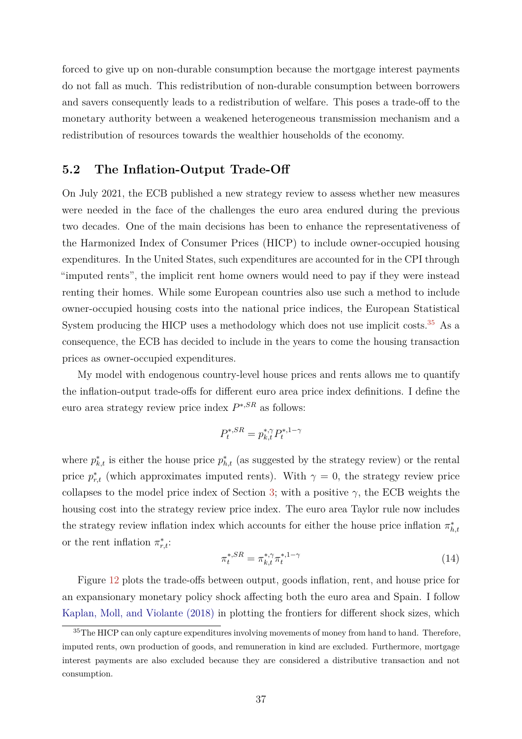forced to give up on non-durable consumption because the mortgage interest payments do not fall as much. This redistribution of non-durable consumption between borrowers and savers consequently leads to a redistribution of welfare. This poses a trade-off to the monetary authority between a weakened heterogeneous transmission mechanism and a redistribution of resources towards the wealthier households of the economy.

## 5.2 The Inflation-Output Trade-Off

On July 2021, the ECB published a new strategy review to assess whether new measures were needed in the face of the challenges the euro area endured during the previous two decades. One of the main decisions has been to enhance the representativeness of the Harmonized Index of Consumer Prices (HICP) to include owner-occupied housing expenditures. In the United States, such expenditures are accounted for in the CPI through "imputed rents", the implicit rent home owners would need to pay if they were instead renting their homes. While some European countries also use such a method to include owner-occupied housing costs into the national price indices, the European Statistical System producing the HICP uses a methodology which does not use implicit costs.[35] As a consequence, the ECB has decided to include in the years to come the housing transaction prices as owner-occupied expenditures.

My model with endogenous country-level house prices and rents allows me to quantify the inflation-output trade-offs for different euro area price index definitions. I define the euro area strategy review price index $P^{*,SR}$ as follows:

$$P_t^{*,SR} = p_{k,t}^{*,\gamma} P_t^{*,1-\gamma}$$

where $p_{k,t}^*$ is either the house price $p_{h,t}^*$ (as suggested by the strategy review) or the rental price $p_{r,t}^*$ (which approximates imputed rents). With $\gamma = 0$, the strategy review price collapses to the model price index of Section 3; with a positive $\gamma$, the ECB weights the housing cost into the strategy review price index. The euro area Taylor rule now includes the strategy review inflation index which accounts for either the house price inflation $\pi_{h,t}^*$ or the rent inflation $\pi_{r,t}^*$:

$$\pi_t^{*,SR} = \pi_{k,t}^{*,\gamma} \pi_t^{*,1-\gamma} \tag{14}$$

Figure 12 plots the trade-offs between output, goods inflation, rent, and house price for an expansionary monetary policy shock affecting both the euro area and Spain. I follow Kaplan, Moll, and Violante (2018) in plotting the frontiers for different shock sizes, which

[35] The HICP can only capture expenditures involving movements of money from hand to hand. Therefore, imputed rents, own production of goods, and remuneration in kind are excluded. Furthermore, mortgage interest payments are also excluded because they are considered a distributive transaction and not consumption.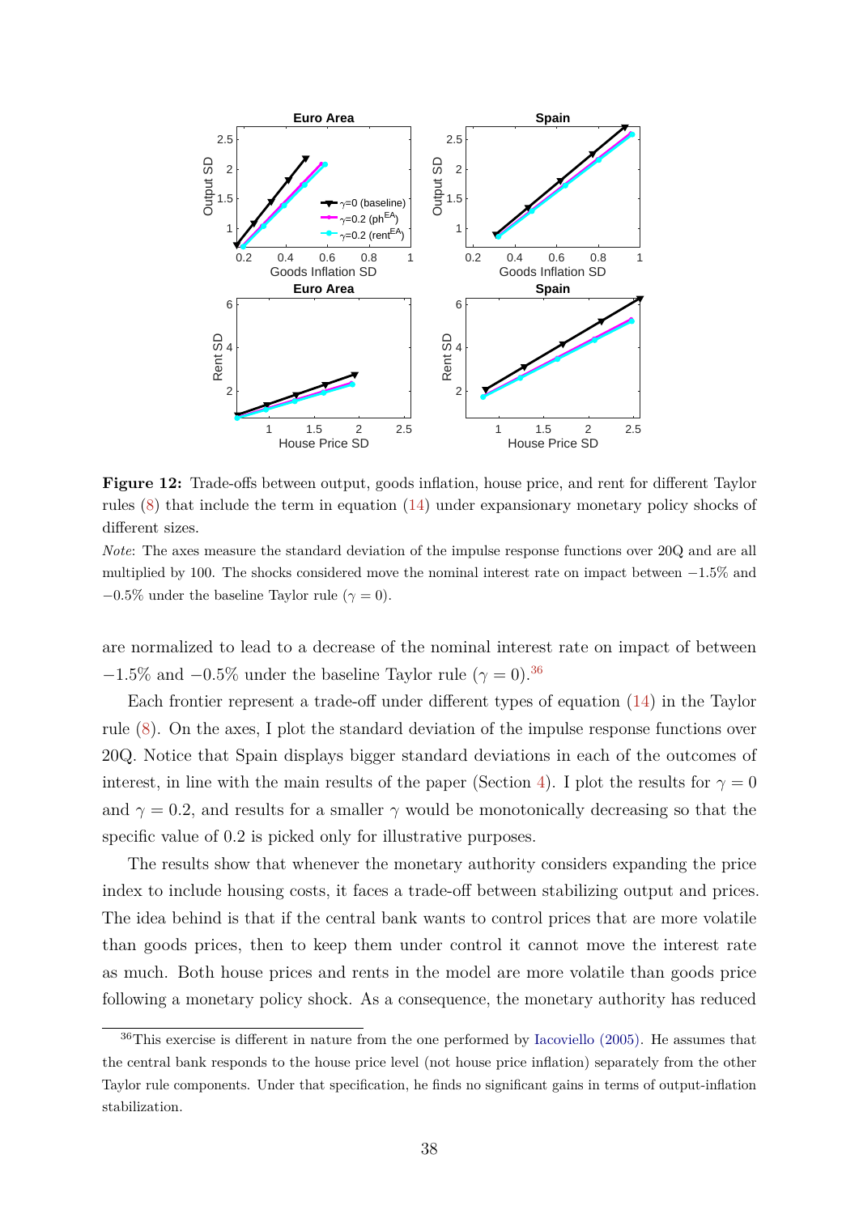**Figure 12:** Trade-offs between output, goods inflation, house price, and rent for different Taylor rules (8) that include the term in equation (14) under expansionary monetary policy shocks of different sizes.

*Note*: The axes measure the standard deviation of the impulse response functions over 20Q and are all multiplied by 100. The shocks considered move the nominal interest rate on impact between $-1.5\%$ and $-0.5\%$ under the baseline Taylor rule ($\gamma = 0$).

are normalized to lead to a decrease of the nominal interest rate on impact of between $-1.5\%$ and $-0.5\%$ under the baseline Taylor rule ($\gamma = 0$).[36]

Each frontier represent a trade-off under different types of equation (14) in the Taylor rule (8). On the axes, I plot the standard deviation of the impulse response functions over 20Q. Notice that Spain displays bigger standard deviations in each of the outcomes of interest, in line with the main results of the paper (Section 4). I plot the results for $\gamma = 0$ and $\gamma = 0.2$, and results for a smaller $\gamma$ would be monotonically decreasing so that the specific value of 0.2 is picked only for illustrative purposes.

The results show that whenever the monetary authority considers expanding the price index to include housing costs, it faces a trade-off between stabilizing output and prices. The idea behind is that if the central bank wants to control prices that are more volatile than goods prices, then to keep them under control it cannot move the interest rate as much. Both house prices and rents in the model are more volatile than goods price following a monetary policy shock. As a consequence, the monetary authority has reduced

[36] This exercise is different in nature from the one performed by Iacoviello (2005). He assumes that the central bank responds to the house price level (not house price inflation) separately from the other Taylor rule components. Under that specification, he finds no significant gains in terms of output-inflation stabilization.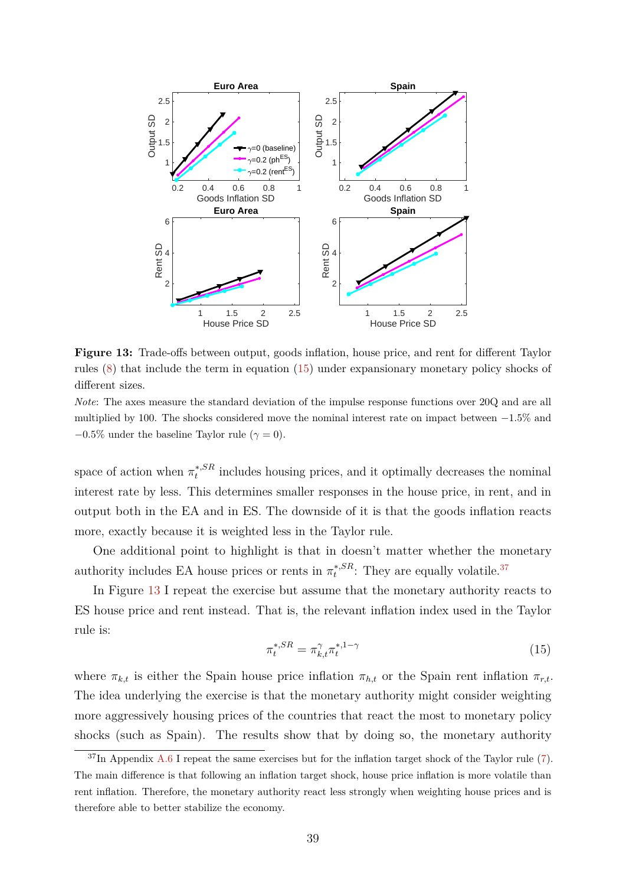**Figure 13:** Trade-offs between output, goods inflation, house price, and rent for different Taylor rules (8) that include the term in equation (15) under expansionary monetary policy shocks of different sizes.

*Note*: The axes measure the standard deviation of the impulse response functions over 20Q and are all multiplied by 100. The shocks considered move the nominal interest rate on impact between −1.5% and −0.5% under the baseline Taylor rule ($\gamma = 0$).

space of action when $\pi_t^{*,SR}$ includes housing prices, and it optimally decreases the nominal interest rate by less. This determines smaller responses in the house price, in rent, and in output both in the EA and in ES. The downside of it is that the goods inflation reacts more, exactly because it is weighted less in the Taylor rule.

One additional point to highlight is that in doesn't matter whether the monetary authority includes EA house prices or rents in $\pi_t^{*,SR}$: They are equally volatile.[37]

In Figure 13 I repeat the exercise but assume that the monetary authority reacts to ES house price and rent instead. That is, the relevant inflation index used in the Taylor rule is:

$$\pi_t^{*,SR} = \pi_{k,t}^{\gamma} \pi_t^{*,1-\gamma} \tag{15}$$

where $\pi_{k,t}$ is either the Spain house price inflation $\pi_{h,t}$ or the Spain rent inflation $\pi_{r,t}$. The idea underlying the exercise is that the monetary authority might consider weighting more aggressively housing prices of the countries that react the most to monetary policy shocks (such as Spain). The results show that by doing so, the monetary authority

[37] In Appendix A.6 I repeat the same exercises but for the inflation target shock of the Taylor rule (7). The main difference is that following an inflation target shock, house price inflation is more volatile than rent inflation. Therefore, the monetary authority react less strongly when weighting house prices and is therefore able to better stabilize the economy.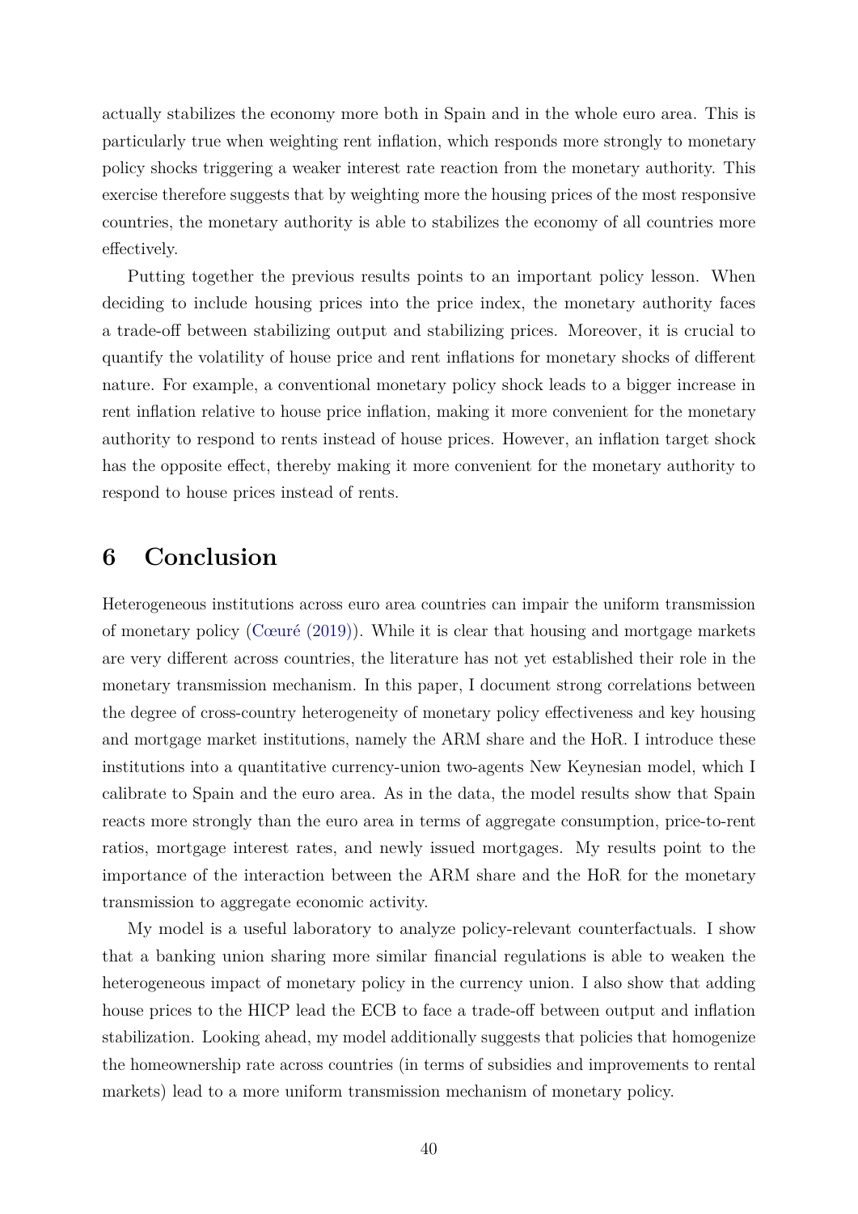actually stabilizes the economy more both in Spain and in the whole euro area. This is particularly true when weighting rent inflation, which responds more strongly to monetary policy shocks triggering a weaker interest rate reaction from the monetary authority. This exercise therefore suggests that by weighting more the housing prices of the most responsive countries, the monetary authority is able to stabilizes the economy of all countries more effectively.

Putting together the previous results points to an important policy lesson. When deciding to include housing prices into the price index, the monetary authority faces a trade-off between stabilizing output and stabilizing prices. Moreover, it is crucial to quantify the volatility of house price and rent inflations for monetary shocks of different nature. For example, a conventional monetary policy shock leads to a bigger increase in rent inflation relative to house price inflation, making it more convenient for the monetary authority to respond to rents instead of house prices. However, an inflation target shock has the opposite effect, thereby making it more convenient for the monetary authority to respond to house prices instead of rents.

## 6 Conclusion

Heterogeneous institutions across euro area countries can impair the uniform transmission of monetary policy (Cœuré (2019)). While it is clear that housing and mortgage markets are very different across countries, the literature has not yet established their role in the monetary transmission mechanism. In this paper, I document strong correlations between the degree of cross-country heterogeneity of monetary policy effectiveness and key housing and mortgage market institutions, namely the ARM share and the HoR. I introduce these institutions into a quantitative currency-union two-agents New Keynesian model, which I calibrate to Spain and the euro area. As in the data, the model results show that Spain reacts more strongly than the euro area in terms of aggregate consumption, price-to-rent ratios, mortgage interest rates, and newly issued mortgages. My results point to the importance of the interaction between the ARM share and the HoR for the monetary transmission to aggregate economic activity.

My model is a useful laboratory to analyze policy-relevant counterfactuals. I show that a banking union sharing more similar financial regulations is able to weaken the heterogeneous impact of monetary policy in the currency union. I also show that adding house prices to the HICP lead the ECB to face a trade-off between output and inflation stabilization. Looking ahead, my model additionally suggests that policies that homogenize the homeownership rate across countries (in terms of subsidies and improvements to rental markets) lead to a more uniform transmission mechanism of monetary policy.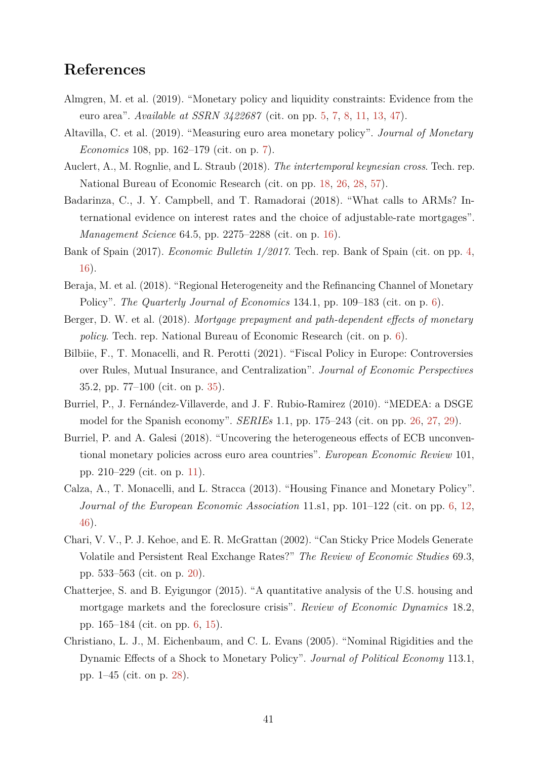# References

Almgren, M. et al. (2019). "Monetary policy and liquidity constraints: Evidence from the euro area". *Available at SSRN 3422687* (cit. on pp. 5, 7, 8, 11, 13, 47).

Altavilla, C. et al. (2019). "Measuring euro area monetary policy". *Journal of Monetary Economics* 108, pp. 162–179 (cit. on p. 7).

Auclert, A., M. Rognlie, and L. Straub (2018). *The intertemporal keynesian cross*. Tech. rep. National Bureau of Economic Research (cit. on pp. 18, 26, 28, 57).

Badarinza, C., J. Y. Campbell, and T. Ramadorai (2018). "What calls to ARMs? International evidence on interest rates and the choice of adjustable-rate mortgages". *Management Science* 64.5, pp. 2275–2288 (cit. on p. 16).

Bank of Spain (2017). *Economic Bulletin 1/2017*. Tech. rep. Bank of Spain (cit. on pp. 4, 16).

Beraja, M. et al. (2018). "Regional Heterogeneity and the Refinancing Channel of Monetary Policy". *The Quarterly Journal of Economics* 134.1, pp. 109–183 (cit. on p. 6).

Berger, D. W. et al. (2018). *Mortgage prepayment and path-dependent effects of monetary policy*. Tech. rep. National Bureau of Economic Research (cit. on p. 6).

Bilbiie, F., T. Monacelli, and R. Perotti (2021). "Fiscal Policy in Europe: Controversies over Rules, Mutual Insurance, and Centralization". *Journal of Economic Perspectives* 35.2, pp. 77–100 (cit. on p. 35).

Burriel, P., J. Fernández-Villaverde, and J. F. Rubio-Ramirez (2010). "MEDEA: a DSGE model for the Spanish economy". *SERIEs* 1.1, pp. 175–243 (cit. on pp. 26, 27, 29).

Burriel, P. and A. Galesi (2018). "Uncovering the heterogeneous effects of ECB unconventional monetary policies across euro area countries". *European Economic Review* 101, pp. 210–229 (cit. on p. 11).

Calza, A., T. Monacelli, and L. Stracca (2013). "Housing Finance and Monetary Policy". *Journal of the European Economic Association* 11.s1, pp. 101–122 (cit. on pp. 6, 12, 46).

Chari, V. V., P. J. Kehoe, and E. R. McGrattan (2002). "Can Sticky Price Models Generate Volatile and Persistent Real Exchange Rates?" *The Review of Economic Studies* 69.3, pp. 533–563 (cit. on p. 20).

Chatterjee, S. and B. Eyigungor (2015). "A quantitative analysis of the U.S. housing and mortgage markets and the foreclosure crisis". *Review of Economic Dynamics* 18.2, pp. 165–184 (cit. on pp. 6, 15).

Christiano, L. J., M. Eichenbaum, and C. L. Evans (2005). "Nominal Rigidities and the Dynamic Effects of a Shock to Monetary Policy". *Journal of Political Economy* 113.1, pp. 1–45 (cit. on p. 28).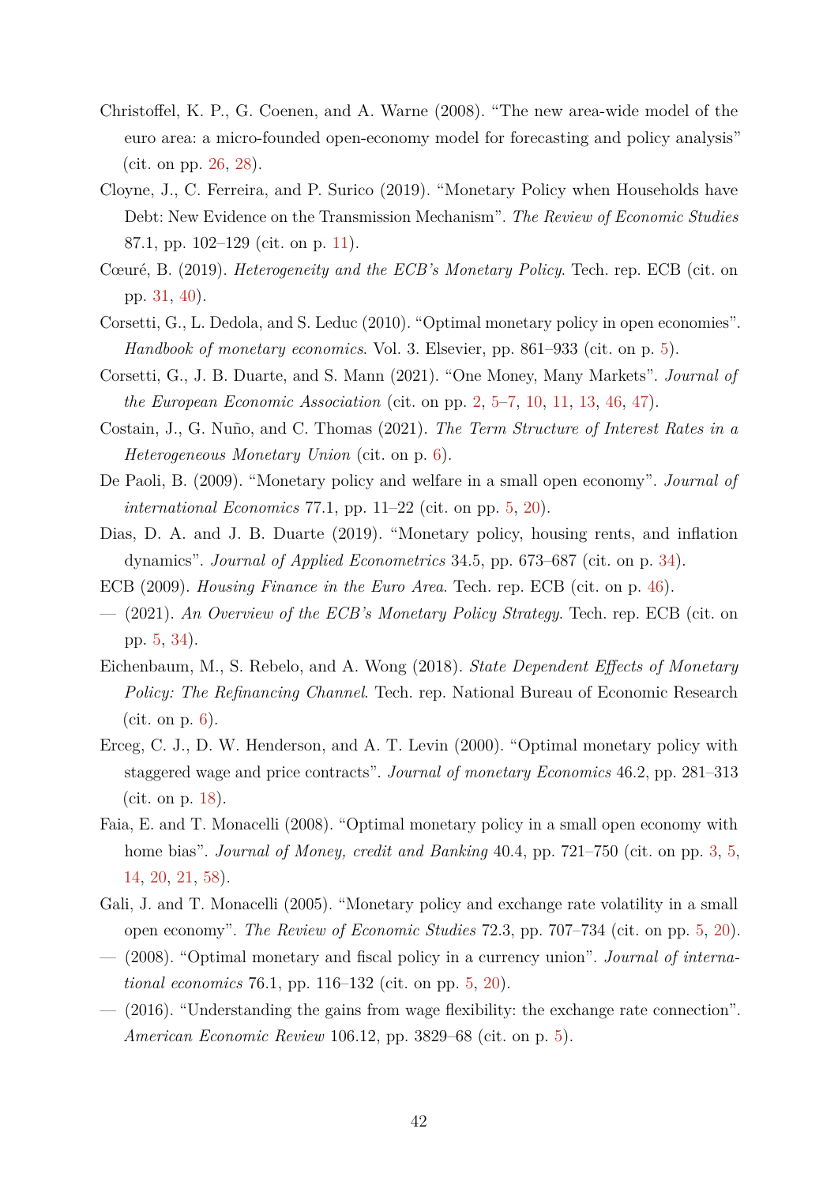Christoffel, K. P., G. Coenen, and A. Warne (2008). "The new area-wide model of the euro area: a micro-founded open-economy model for forecasting and policy analysis" (cit. on pp. 26, 28).

Cloyne, J., C. Ferreira, and P. Surico (2019). "Monetary Policy when Households have Debt: New Evidence on the Transmission Mechanism". *The Review of Economic Studies* 87.1, pp. 102–129 (cit. on p. 11).

Cœuré, B. (2019). *Heterogeneity and the ECB's Monetary Policy*. Tech. rep. ECB (cit. on pp. 31, 40).

Corsetti, G., L. Dedola, and S. Leduc (2010). "Optimal monetary policy in open economies". *Handbook of monetary economics*. Vol. 3. Elsevier, pp. 861–933 (cit. on p. 5).

Corsetti, G., J. B. Duarte, and S. Mann (2021). "One Money, Many Markets". *Journal of the European Economic Association* (cit. on pp. 2, 5–7, 10, 11, 13, 46, 47).

Costain, J., G. Nuño, and C. Thomas (2021). *The Term Structure of Interest Rates in a Heterogeneous Monetary Union* (cit. on p. 6).

De Paoli, B. (2009). "Monetary policy and welfare in a small open economy". *Journal of international Economics* 77.1, pp. 11–22 (cit. on pp. 5, 20).

Dias, D. A. and J. B. Duarte (2019). "Monetary policy, housing rents, and inflation dynamics". *Journal of Applied Econometrics* 34.5, pp. 673–687 (cit. on p. 34).

ECB (2009). *Housing Finance in the Euro Area*. Tech. rep. ECB (cit. on p. 46).

— (2021). *An Overview of the ECB's Monetary Policy Strategy*. Tech. rep. ECB (cit. on pp. 5, 34).

Eichenbaum, M., S. Rebelo, and A. Wong (2018). *State Dependent Effects of Monetary Policy: The Refinancing Channel*. Tech. rep. National Bureau of Economic Research (cit. on p. 6).

Erceg, C. J., D. W. Henderson, and A. T. Levin (2000). "Optimal monetary policy with staggered wage and price contracts". *Journal of monetary Economics* 46.2, pp. 281–313 (cit. on p. 18).

Faia, E. and T. Monacelli (2008). "Optimal monetary policy in a small open economy with home bias". *Journal of Money, credit and Banking* 40.4, pp. 721–750 (cit. on pp. 3, 5, 14, 20, 21, 58).

Gali, J. and T. Monacelli (2005). "Monetary policy and exchange rate volatility in a small open economy". *The Review of Economic Studies* 72.3, pp. 707–734 (cit. on pp. 5, 20).

— (2008). "Optimal monetary and fiscal policy in a currency union". *Journal of international economics* 76.1, pp. 116–132 (cit. on pp. 5, 20).

— (2016). "Understanding the gains from wage flexibility: the exchange rate connection". *American Economic Review* 106.12, pp. 3829–68 (cit. on p. 5).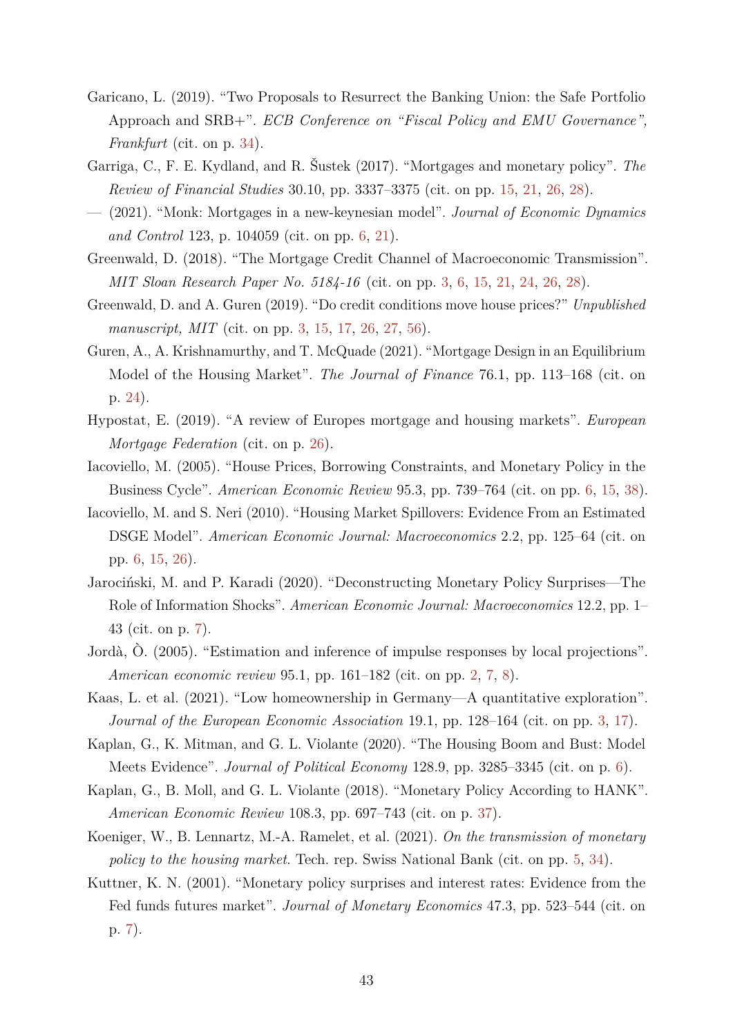Garicano, L. (2019). “Two Proposals to Resurrect the Banking Union: the Safe Portfolio Approach and SRB+”. *ECB Conference on “Fiscal Policy and EMU Governance”, Frankfurt* (cit. on p. 34).

Garriga, C., F. E. Kydland, and R. Šustek (2017). “Mortgages and monetary policy”. *The Review of Financial Studies* 30.10, pp. 3337–3375 (cit. on pp. 15, 21, 26, 28).

— (2021). “Monk: Mortgages in a new-keynesian model”. *Journal of Economic Dynamics and Control* 123, p. 104059 (cit. on pp. 6, 21).

Greenwald, D. (2018). “The Mortgage Credit Channel of Macroeconomic Transmission”. *MIT Sloan Research Paper No. 5184-16* (cit. on pp. 3, 6, 15, 21, 24, 26, 28).

Greenwald, D. and A. Guren (2019). “Do credit conditions move house prices?” *Unpublished manuscript, MIT* (cit. on pp. 3, 15, 17, 26, 27, 56).

Guren, A., A. Krishnamurthy, and T. McQuade (2021). “Mortgage Design in an Equilibrium Model of the Housing Market”. *The Journal of Finance* 76.1, pp. 113–168 (cit. on p. 24).

Hypostat, E. (2019). “A review of Europes mortgage and housing markets”. *European Mortgage Federation* (cit. on p. 26).

Iacoviello, M. (2005). “House Prices, Borrowing Constraints, and Monetary Policy in the Business Cycle”. *American Economic Review* 95.3, pp. 739–764 (cit. on pp. 6, 15, 38).

Iacoviello, M. and S. Neri (2010). “Housing Market Spillovers: Evidence From an Estimated DSGE Model”. *American Economic Journal: Macroeconomics* 2.2, pp. 125–64 (cit. on pp. 6, 15, 26).

Jarociński, M. and P. Karadi (2020). “Deconstructing Monetary Policy Surprises—The Role of Information Shocks”. *American Economic Journal: Macroeconomics* 12.2, pp. 1–43 (cit. on p. 7).

Jordà, Ò. (2005). “Estimation and inference of impulse responses by local projections”. *American economic review* 95.1, pp. 161–182 (cit. on pp. 2, 7, 8).

Kaas, L. et al. (2021). “Low homeownership in Germany—A quantitative exploration”. *Journal of the European Economic Association* 19.1, pp. 128–164 (cit. on pp. 3, 17).

Kaplan, G., K. Mitman, and G. L. Violante (2020). “The Housing Boom and Bust: Model Meets Evidence”. *Journal of Political Economy* 128.9, pp. 3285–3345 (cit. on p. 6).

Kaplan, G., B. Moll, and G. L. Violante (2018). “Monetary Policy According to HANK”. *American Economic Review* 108.3, pp. 697–743 (cit. on p. 37).

Koeniger, W., B. Lennartz, M.-A. Ramelet, et al. (2021). *On the transmission of monetary policy to the housing market*. Tech. rep. Swiss National Bank (cit. on pp. 5, 34).

Kuttner, K. N. (2001). “Monetary policy surprises and interest rates: Evidence from the Fed funds futures market”. *Journal of Monetary Economics* 47.3, pp. 523–544 (cit. on p. 7).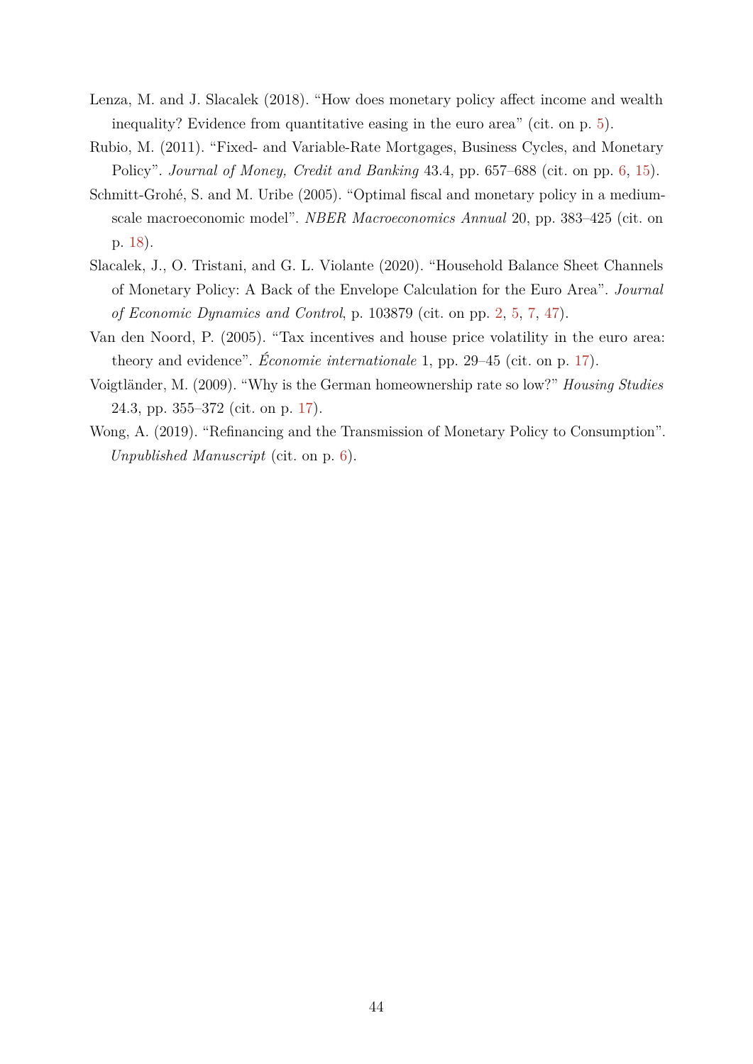Lenza, M. and J. Slacalek (2018). "How does monetary policy affect income and wealth inequality? Evidence from quantitative easing in the euro area" (cit. on p. 5).

Rubio, M. (2011). "Fixed- and Variable-Rate Mortgages, Business Cycles, and Monetary Policy". *Journal of Money, Credit and Banking* 43.4, pp. 657–688 (cit. on pp. 6, 15).

Schmitt-Grohé, S. and M. Uribe (2005). "Optimal fiscal and monetary policy in a medium-scale macroeconomic model". *NBER Macroeconomics Annual* 20, pp. 383–425 (cit. on p. 18).

Slacalek, J., O. Tristani, and G. L. Violante (2020). "Household Balance Sheet Channels of Monetary Policy: A Back of the Envelope Calculation for the Euro Area". *Journal of Economic Dynamics and Control*, p. 103879 (cit. on pp. 2, 5, 7, 47).

Van den Noord, P. (2005). "Tax incentives and house price volatility in the euro area: theory and evidence". *Économie internationale* 1, pp. 29–45 (cit. on p. 17).

Voigtländer, M. (2009). "Why is the German homeownership rate so low?" *Housing Studies* 24.3, pp. 355–372 (cit. on p. 17).

Wong, A. (2019). "Refinancing and the Transmission of Monetary Policy to Consumption". *Unpublished Manuscript* (cit. on p. 6).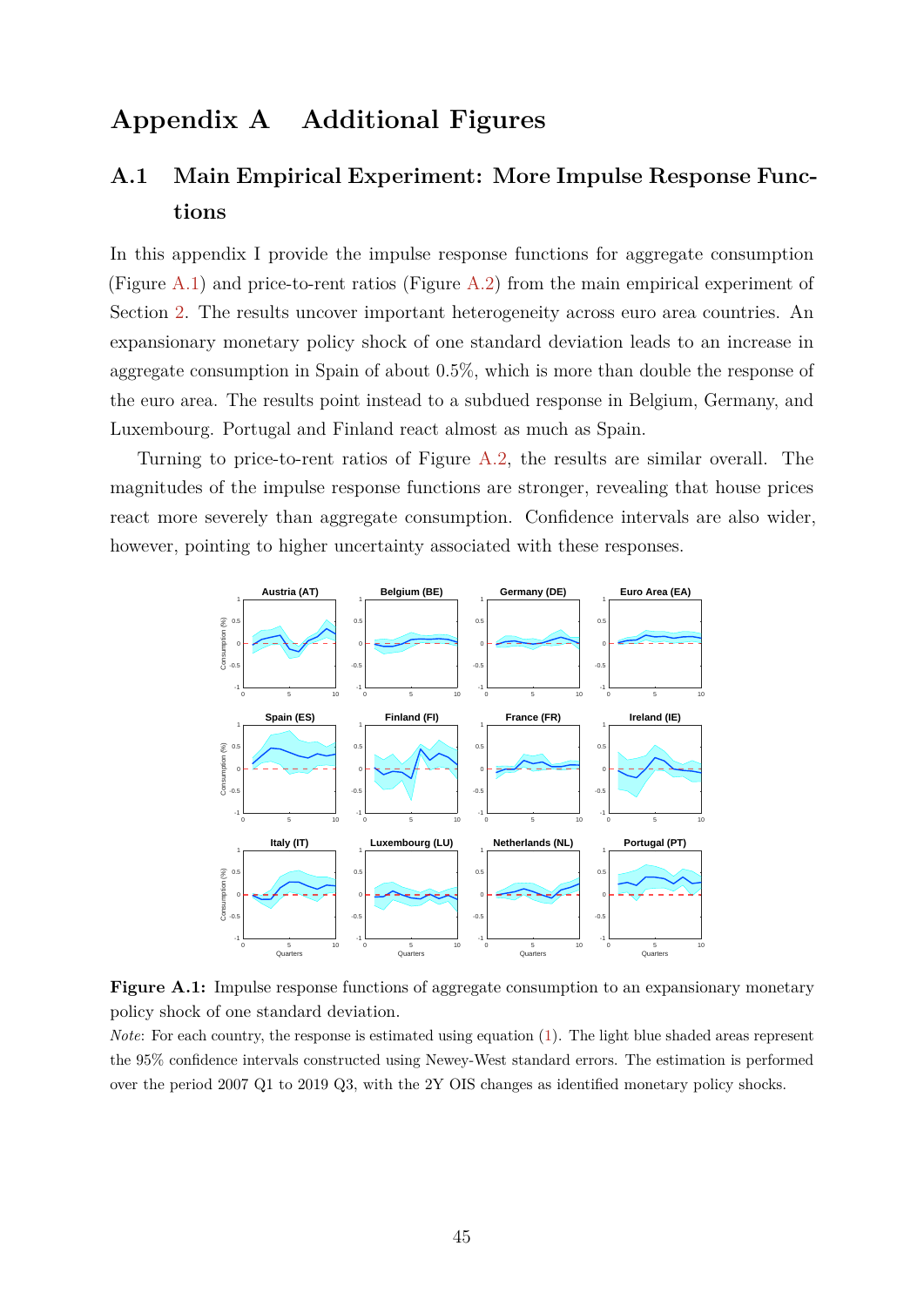# Appendix A Additional Figures

## A.1 Main Empirical Experiment: More Impulse Response Functions

In this appendix I provide the impulse response functions for aggregate consumption (Figure A.1) and price-to-rent ratios (Figure A.2) from the main empirical experiment of Section 2. The results uncover important heterogeneity across euro area countries. An expansionary monetary policy shock of one standard deviation leads to an increase in aggregate consumption in Spain of about 0.5%, which is more than double the response of the euro area. The results point instead to a subdued response in Belgium, Germany, and Luxembourg. Portugal and Finland react almost as much as Spain.

Turning to price-to-rent ratios of Figure A.2, the results are similar overall. The magnitudes of the impulse response functions are stronger, revealing that house prices react more severely than aggregate consumption. Confidence intervals are also wider, however, pointing to higher uncertainty associated with these responses.

**Figure A.1:** Impulse response functions of aggregate consumption to an expansionary monetary policy shock of one standard deviation.

*Note*: For each country, the response is estimated using equation (1). The light blue shaded areas represent the 95% confidence intervals constructed using Newey-West standard errors. The estimation is performed over the period 2007 Q1 to 2019 Q3, with the 2Y OIS changes as identified monetary policy shocks.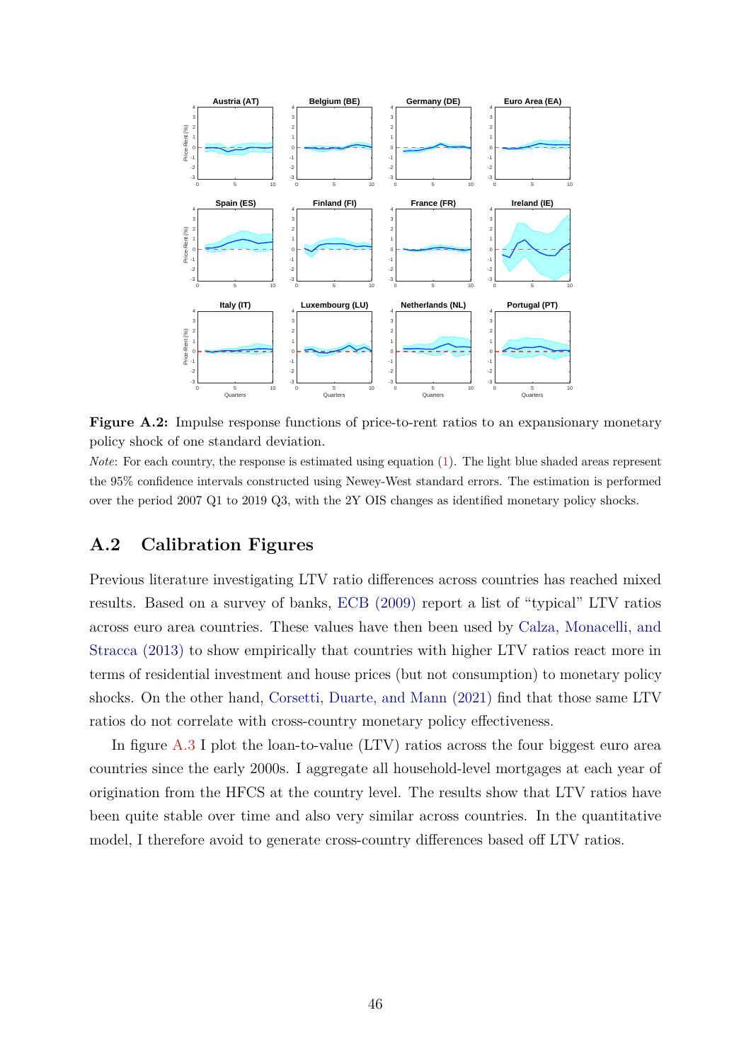**Figure A.2:** Impulse response functions of price-to-rent ratios to an expansionary monetary policy shock of one standard deviation.

*Note*: For each country, the response is estimated using equation (1). The light blue shaded areas represent the 95% confidence intervals constructed using Newey-West standard errors. The estimation is performed over the period 2007 Q1 to 2019 Q3, with the 2Y OIS changes as identified monetary policy shocks.

## A.2 Calibration Figures

Previous literature investigating LTV ratio differences across countries has reached mixed results. Based on a survey of banks, ECB (2009) report a list of "typical" LTV ratios across euro area countries. These values have then been used by Calza, Monacelli, and Stracca (2013) to show empirically that countries with higher LTV ratios react more in terms of residential investment and house prices (but not consumption) to monetary policy shocks. On the other hand, Corsetti, Duarte, and Mann (2021) find that those same LTV ratios do not correlate with cross-country monetary policy effectiveness.

In figure A.3 I plot the loan-to-value (LTV) ratios across the four biggest euro area countries since the early 2000s. I aggregate all household-level mortgages at each year of origination from the HFCS at the country level. The results show that LTV ratios have been quite stable over time and also very similar across countries. In the quantitative model, I therefore avoid to generate cross-country differences based off LTV ratios.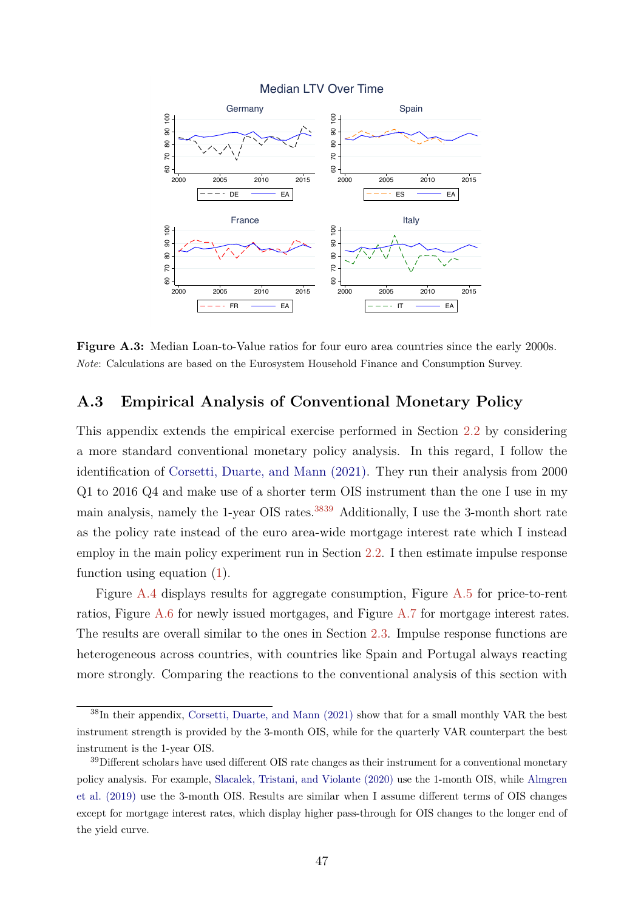Figure A.3: Median Loan-to-Value ratios for four euro area countries since the early 2000s. *Note*: Calculations are based on the Eurosystem Household Finance and Consumption Survey.

## A.3 Empirical Analysis of Conventional Monetary Policy

This appendix extends the empirical exercise performed in Section 2.2 by considering a more standard conventional monetary policy analysis. In this regard, I follow the identification of Corsetti, Duarte, and Mann (2021). They run their analysis from 2000 Q1 to 2016 Q4 and make use of a shorter term OIS instrument than the one I use in my main analysis, namely the 1-year OIS rates.[38][39] Additionally, I use the 3-month short rate as the policy rate instead of the euro area-wide mortgage interest rate which I instead employ in the main policy experiment run in Section 2.2. I then estimate impulse response function using equation (1).

Figure A.4 displays results for aggregate consumption, Figure A.5 for price-to-rent ratios, Figure A.6 for newly issued mortgages, and Figure A.7 for mortgage interest rates. The results are overall similar to the ones in Section 2.3. Impulse response functions are heterogeneous across countries, with countries like Spain and Portugal always reacting more strongly. Comparing the reactions to the conventional analysis of this section with

[38] In their appendix, Corsetti, Duarte, and Mann (2021) show that for a small monthly VAR the best instrument strength is provided by the 3-month OIS, while for the quarterly VAR counterpart the best instrument is the 1-year OIS.

[39] Different scholars have used different OIS rate changes as their instrument for a conventional monetary policy analysis. For example, Slacalek, Tristani, and Violante (2020) use the 1-month OIS, while Almgren et al. (2019) use the 3-month OIS. Results are similar when I assume different terms of OIS changes except for mortgage interest rates, which display higher pass-through for OIS changes to the longer end of the yield curve.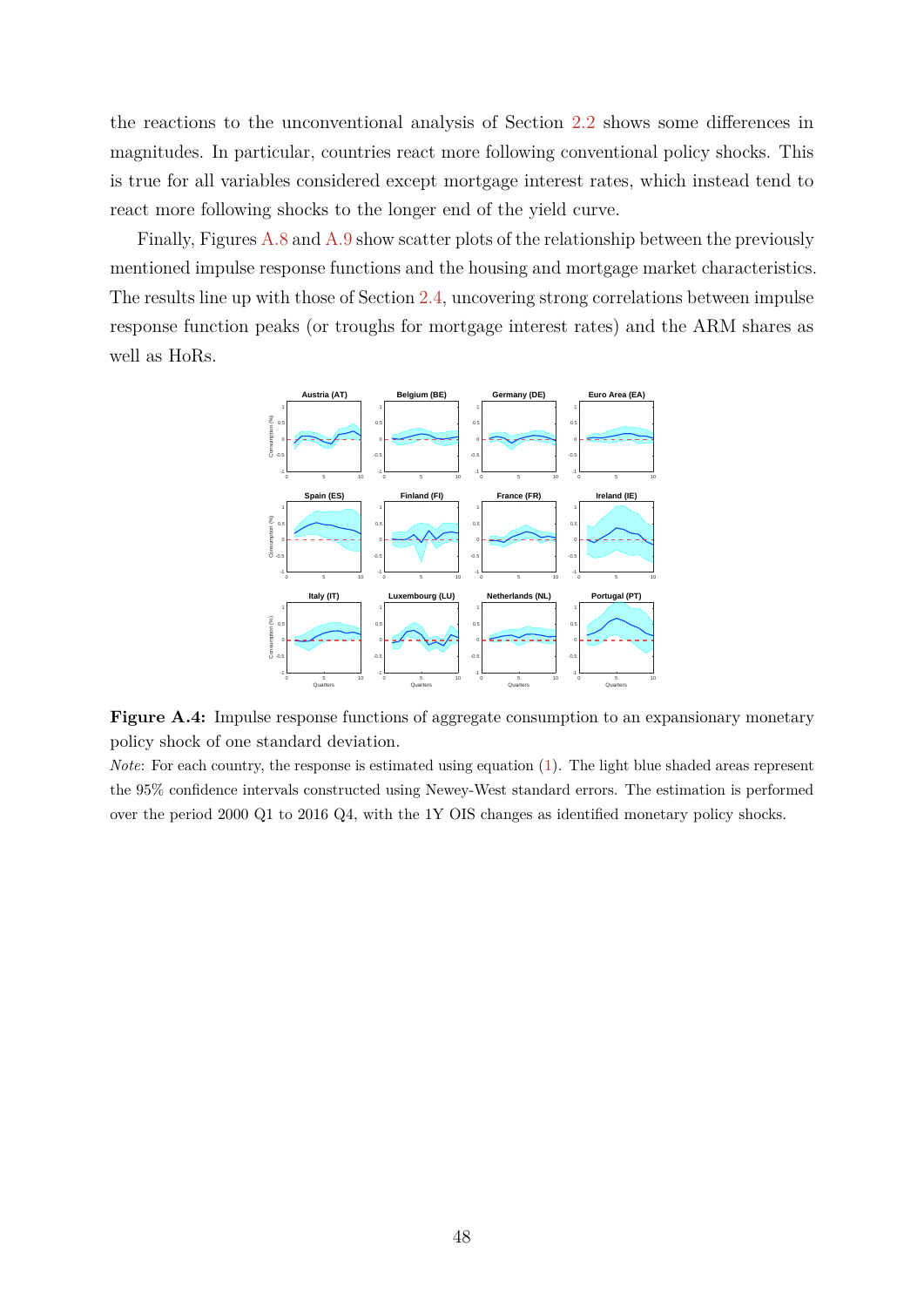the reactions to the unconventional analysis of Section 2.2 shows some differences in magnitudes. In particular, countries react more following conventional policy shocks. This is true for all variables considered except mortgage interest rates, which instead tend to react more following shocks to the longer end of the yield curve.

Finally, Figures A.8 and A.9 show scatter plots of the relationship between the previously mentioned impulse response functions and the housing and mortgage market characteristics. The results line up with those of Section 2.4, uncovering strong correlations between impulse response function peaks (or troughs for mortgage interest rates) and the ARM shares as well as HoRs.

**Figure A.4:** Impulse response functions of aggregate consumption to an expansionary monetary policy shock of one standard deviation.

*Note*: For each country, the response is estimated using equation (1). The light blue shaded areas represent the 95% confidence intervals constructed using Newey-West standard errors. The estimation is performed over the period 2000 Q1 to 2016 Q4, with the 1Y OIS changes as identified monetary policy shocks.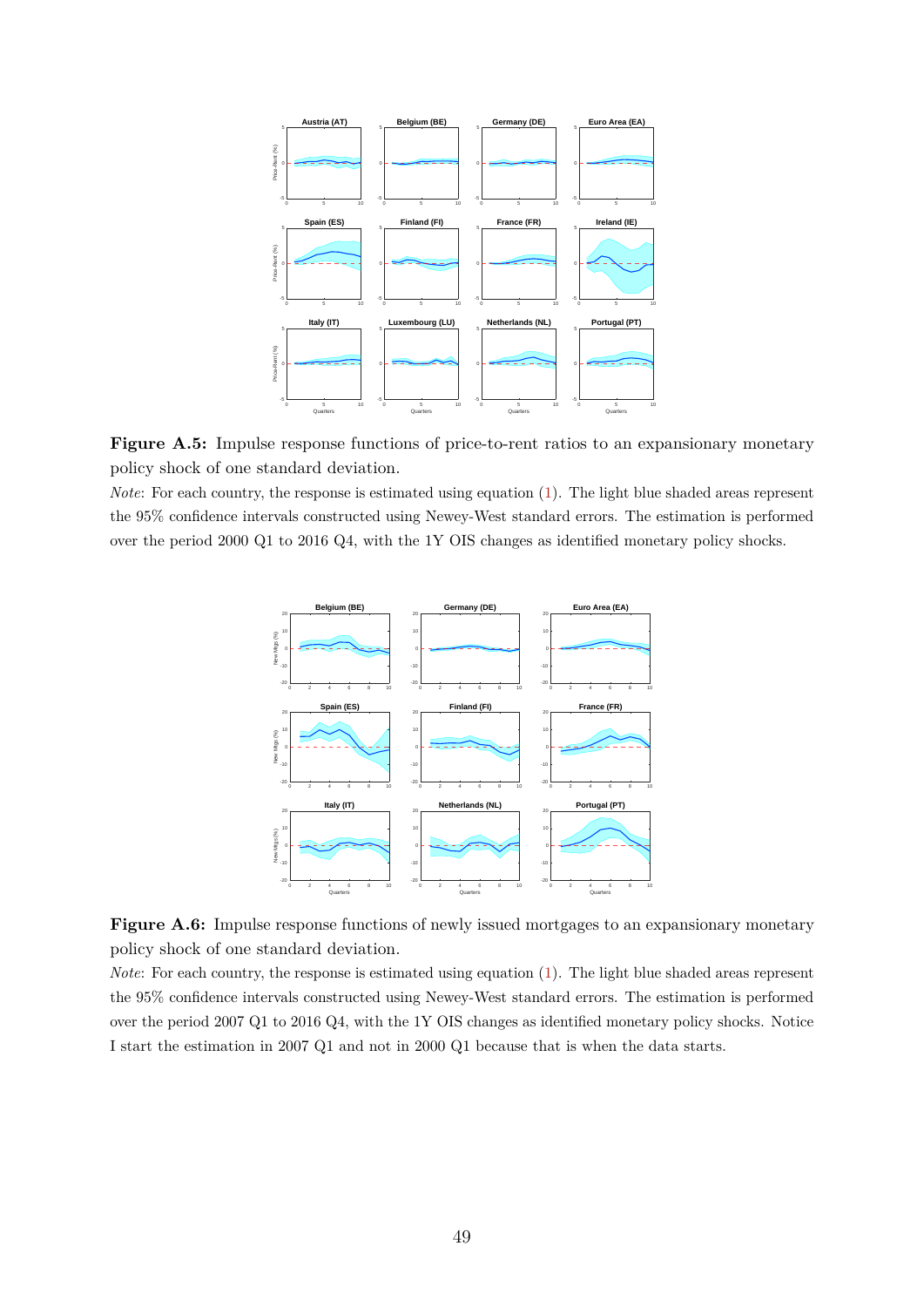**Figure A.5:** Impulse response functions of price-to-rent ratios to an expansionary monetary policy shock of one standard deviation.

*Note*: For each country, the response is estimated using equation (1). The light blue shaded areas represent the 95% confidence intervals constructed using Newey-West standard errors. The estimation is performed over the period 2000 Q1 to 2016 Q4, with the 1Y OIS changes as identified monetary policy shocks.

**Figure A.6:** Impulse response functions of newly issued mortgages to an expansionary monetary policy shock of one standard deviation.

*Note*: For each country, the response is estimated using equation (1). The light blue shaded areas represent the 95% confidence intervals constructed using Newey-West standard errors. The estimation is performed over the period 2007 Q1 to 2016 Q4, with the 1Y OIS changes as identified monetary policy shocks. Notice I start the estimation in 2007 Q1 and not in 2000 Q1 because that is when the data starts.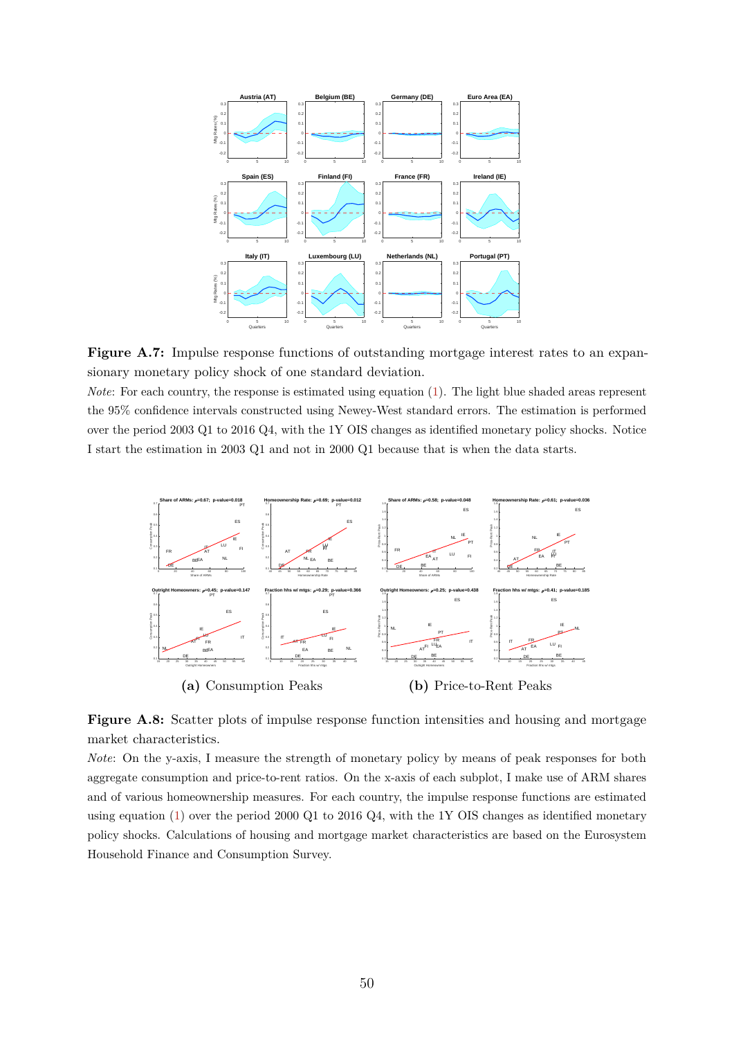**Figure A.7:** Impulse response functions of outstanding mortgage interest rates to an expansionary monetary policy shock of one standard deviation.

*Note*: For each country, the response is estimated using equation (1). The light blue shaded areas represent the 95% confidence intervals constructed using Newey-West standard errors. The estimation is performed over the period 2003 Q1 to 2016 Q4, with the 1Y OIS changes as identified monetary policy shocks. Notice I start the estimation in 2003 Q1 and not in 2000 Q1 because that is when the data starts.

**(a)** Consumption Peaks **(b)** Price-to-Rent Peaks

**Figure A.8:** Scatter plots of impulse response function intensities and housing and mortgage market characteristics.

*Note*: On the y-axis, I measure the strength of monetary policy by means of peak responses for both aggregate consumption and price-to-rent ratios. On the x-axis of each subplot, I make use of ARM shares and of various homeownership measures. For each country, the impulse response functions are estimated using equation (1) over the period 2000 Q1 to 2016 Q4, with the 1Y OIS changes as identified monetary policy shocks. Calculations of housing and mortgage market characteristics are based on the Eurosystem Household Finance and Consumption Survey.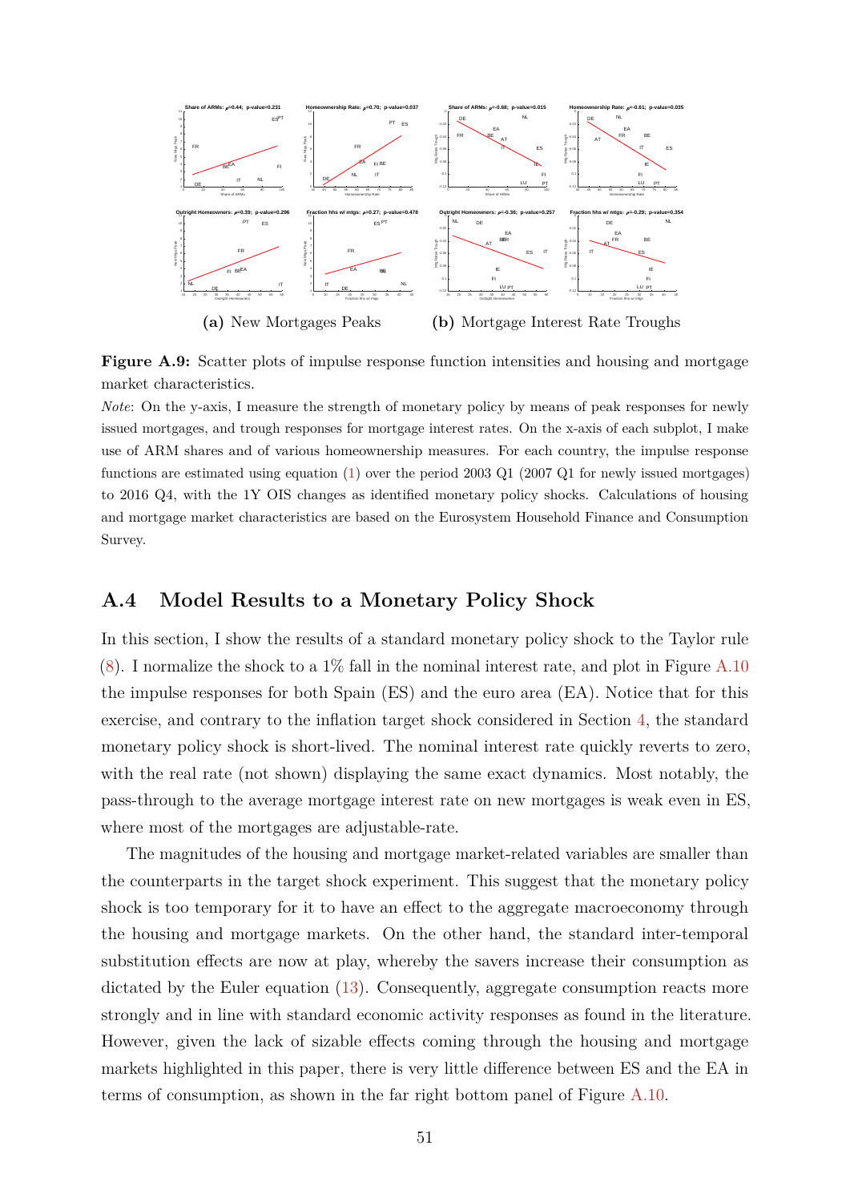(a) New Mortgages Peaks (b) Mortgage Interest Rate Troughs

**Figure A.9:** Scatter plots of impulse response function intensities and housing and mortgage market characteristics.

*Note*: On the y-axis, I measure the strength of monetary policy by means of peak responses for newly issued mortgages, and trough responses for mortgage interest rates. On the x-axis of each subplot, I make use of ARM shares and of various homeownership measures. For each country, the impulse response functions are estimated using equation (1) over the period 2003 Q1 (2007 Q1 for newly issued mortgages) to 2016 Q4, with the 1Y OIS changes as identified monetary policy shocks. Calculations of housing and mortgage market characteristics are based on the Eurosystem Household Finance and Consumption Survey.

## A.4 Model Results to a Monetary Policy Shock

In this section, I show the results of a standard monetary policy shock to the Taylor rule (8). I normalize the shock to a 1% fall in the nominal interest rate, and plot in Figure A.10 the impulse responses for both Spain (ES) and the euro area (EA). Notice that for this exercise, and contrary to the inflation target shock considered in Section 4, the standard monetary policy shock is short-lived. The nominal interest rate quickly reverts to zero, with the real rate (not shown) displaying the same exact dynamics. Most notably, the pass-through to the average mortgage interest rate on new mortgages is weak even in ES, where most of the mortgages are adjustable-rate.

The magnitudes of the housing and mortgage market-related variables are smaller than the counterparts in the target shock experiment. This suggest that the monetary policy shock is too temporary for it to have an effect to the aggregate macroeconomy through the housing and mortgage markets. On the other hand, the standard inter-temporal substitution effects are now at play, whereby the savers increase their consumption as dictated by the Euler equation (13). Consequently, aggregate consumption reacts more strongly and in line with standard economic activity responses as found in the literature. However, given the lack of sizable effects coming through the housing and mortgage markets highlighted in this paper, there is very little difference between ES and the EA in terms of consumption, as shown in the far right bottom panel of Figure A.10.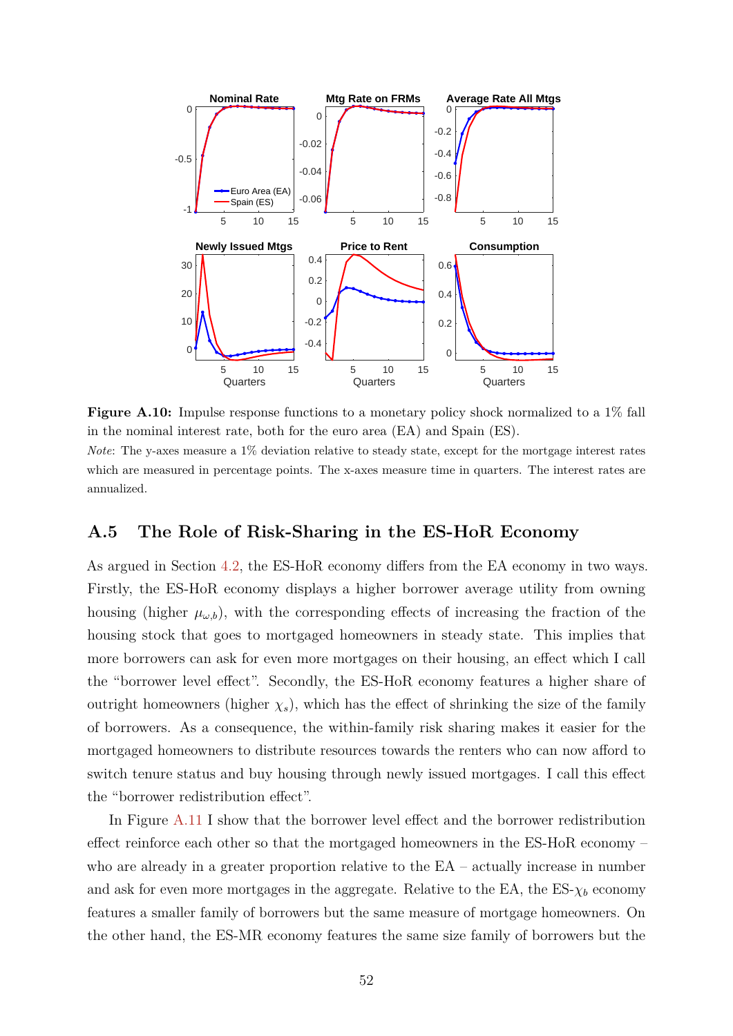**Figure A.10:** Impulse response functions to a monetary policy shock normalized to a 1% fall in the nominal interest rate, both for the euro area (EA) and Spain (ES).

*Note*: The y-axes measure a 1% deviation relative to steady state, except for the mortgage interest rates which are measured in percentage points. The x-axes measure time in quarters. The interest rates are annualized.

## A.5 The Role of Risk-Sharing in the ES-HoR Economy

As argued in Section 4.2, the ES-HoR economy differs from the EA economy in two ways. Firstly, the ES-HoR economy displays a higher borrower average utility from owning housing (higher $\mu_{\omega,b}$), with the corresponding effects of increasing the fraction of the housing stock that goes to mortgaged homeowners in steady state. This implies that more borrowers can ask for even more mortgages on their housing, an effect which I call the "borrower level effect". Secondly, the ES-HoR economy features a higher share of outright homeowners (higher $\chi_s$), which has the effect of shrinking the size of the family of borrowers. As a consequence, the within-family risk sharing makes it easier for the mortgaged homeowners to distribute resources towards the renters who can now afford to switch tenure status and buy housing through newly issued mortgages. I call this effect the "borrower redistribution effect".

In Figure A.11 I show that the borrower level effect and the borrower redistribution effect reinforce each other so that the mortgaged homeowners in the ES-HoR economy – who are already in a greater proportion relative to the EA – actually increase in number and ask for even more mortgages in the aggregate. Relative to the EA, the ES-$\chi_b$ economy features a smaller family of borrowers but the same measure of mortgage homeowners. On the other hand, the ES-MR economy features the same size family of borrowers but the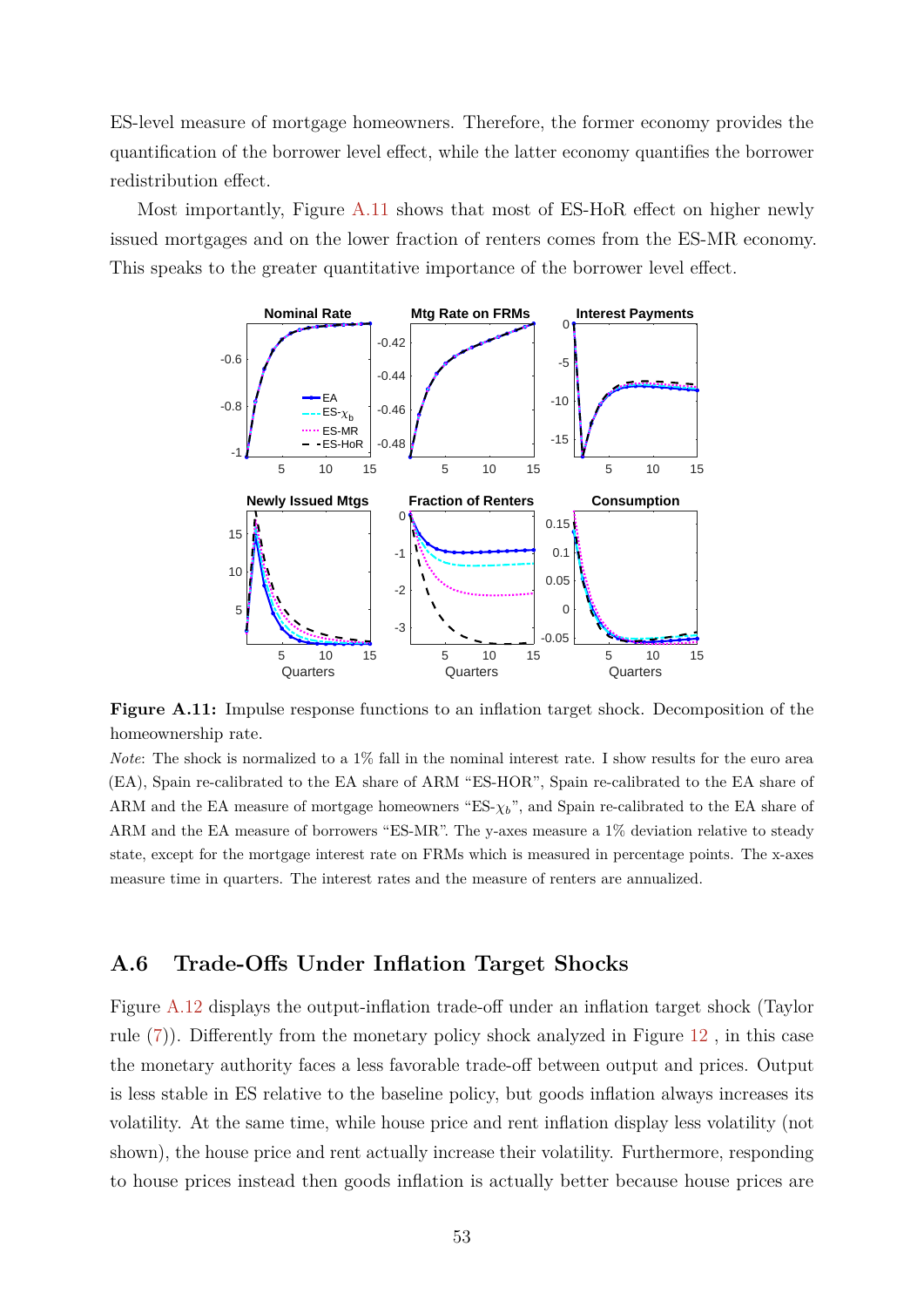ES-level measure of mortgage homeowners. Therefore, the former economy provides the quantification of the borrower level effect, while the latter economy quantifies the borrower redistribution effect.

Most importantly, Figure A.11 shows that most of ES-HoR effect on higher newly issued mortgages and on the lower fraction of renters comes from the ES-MR economy. This speaks to the greater quantitative importance of the borrower level effect.

**Figure A.11:** Impulse response functions to an inflation target shock. Decomposition of the homeownership rate.

*Note*: The shock is normalized to a 1% fall in the nominal interest rate. I show results for the euro area (EA), Spain re-calibrated to the EA share of ARM "ES-HOR", Spain re-calibrated to the EA share of ARM and the EA measure of mortgage homeowners "ES-$\chi_b$", and Spain re-calibrated to the EA share of ARM and the EA measure of borrowers "ES-MR". The y-axes measure a 1% deviation relative to steady state, except for the mortgage interest rate on FRMs which is measured in percentage points. The x-axes measure time in quarters. The interest rates and the measure of renters are annualized.

## A.6 Trade-Offs Under Inflation Target Shocks

Figure A.12 displays the output-inflation trade-off under an inflation target shock (Taylor rule (7)). Differently from the monetary policy shock analyzed in Figure 12 , in this case the monetary authority faces a less favorable trade-off between output and prices. Output is less stable in ES relative to the baseline policy, but goods inflation always increases its volatility. At the same time, while house price and rent inflation display less volatility (not shown), the house price and rent actually increase their volatility. Furthermore, responding to house prices instead then goods inflation is actually better because house prices are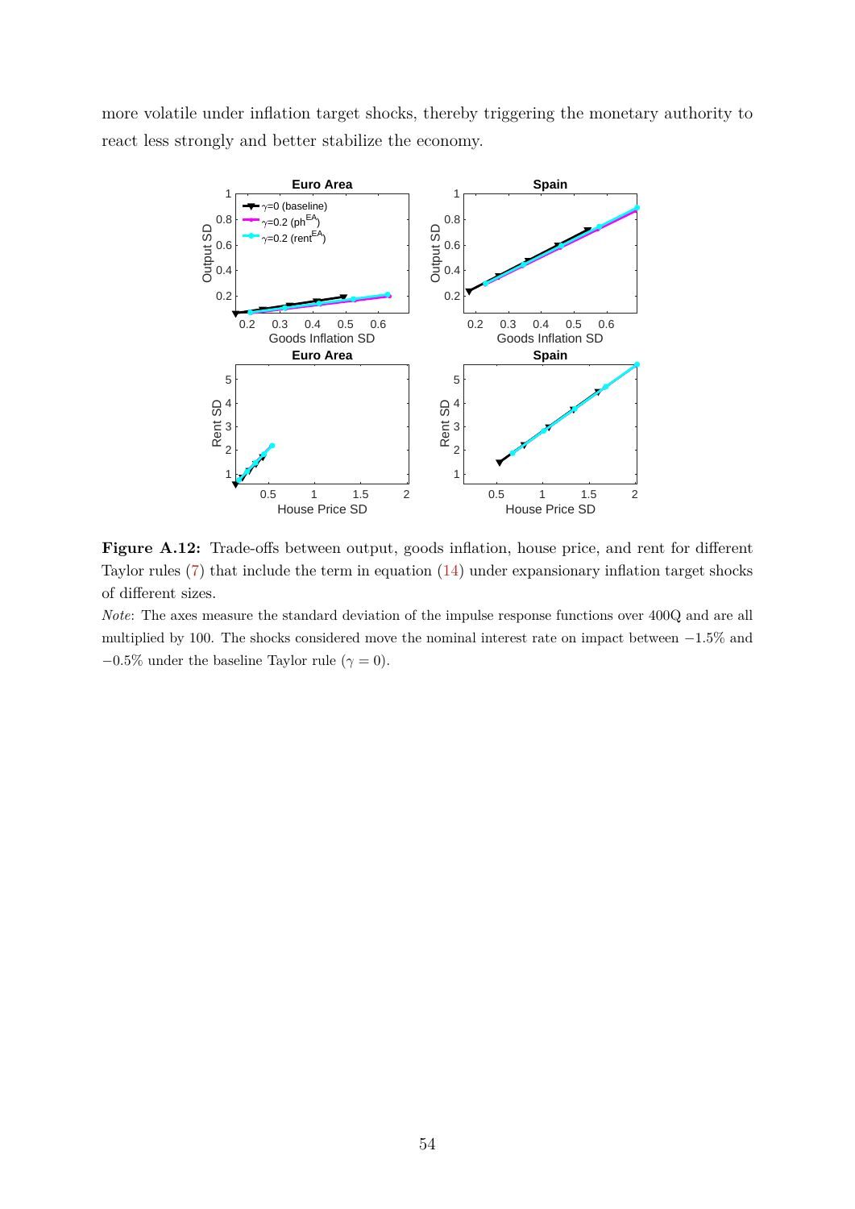more volatile under inflation target shocks, thereby triggering the monetary authority to react less strongly and better stabilize the economy.

**Figure A.12:** Trade-offs between output, goods inflation, house price, and rent for different Taylor rules (7) that include the term in equation (14) under expansionary inflation target shocks of different sizes.

*Note*: The axes measure the standard deviation of the impulse response functions over 400Q and are all multiplied by 100. The shocks considered move the nominal interest rate on impact between $-1.5\%$ and $-0.5\%$ under the baseline Taylor rule ($\gamma = 0$).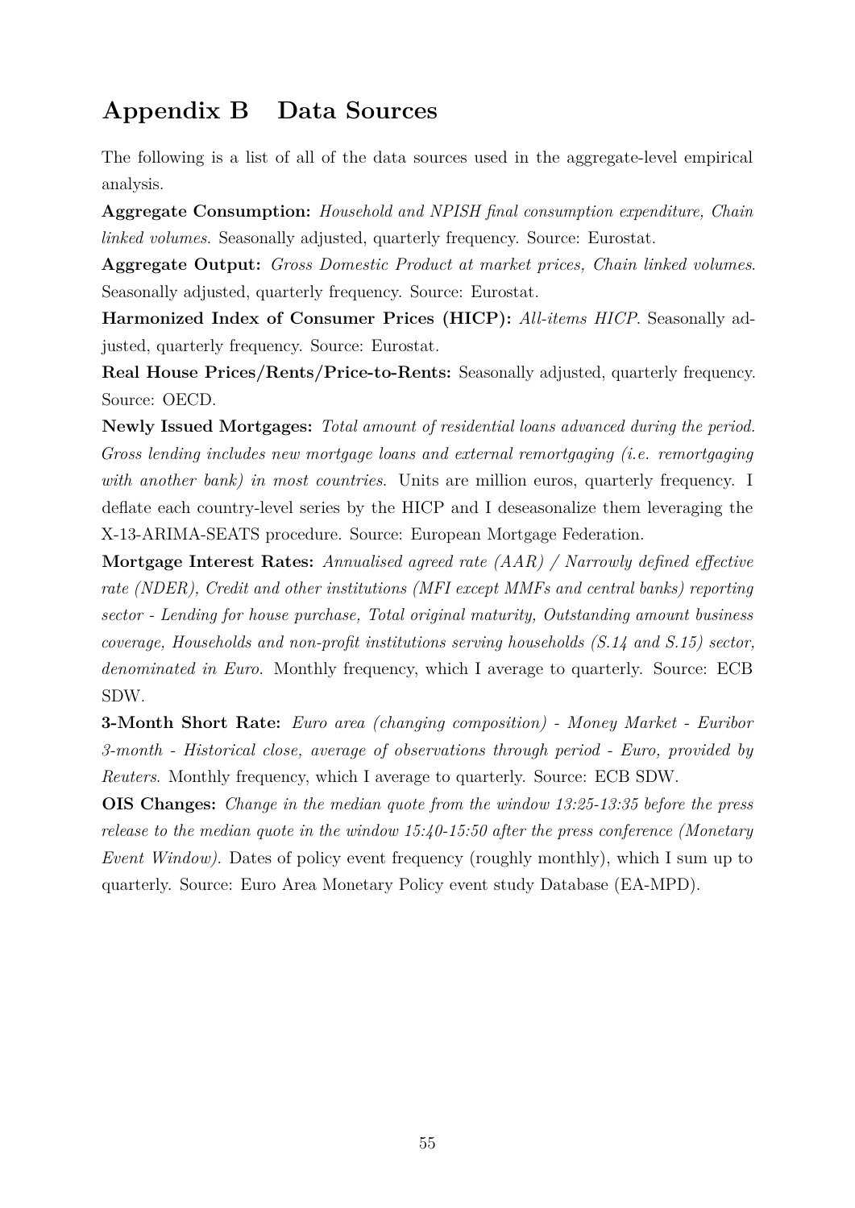# Appendix B Data Sources

The following is a list of all of the data sources used in the aggregate-level empirical analysis.

**Aggregate Consumption:** *Household and NPISH final consumption expenditure, Chain linked volumes*. Seasonally adjusted, quarterly frequency. Source: Eurostat.

**Aggregate Output:** *Gross Domestic Product at market prices, Chain linked volumes*. Seasonally adjusted, quarterly frequency. Source: Eurostat.

**Harmonized Index of Consumer Prices (HICP):** *All-items HICP*. Seasonally adjusted, quarterly frequency. Source: Eurostat.

**Real House Prices/Rents/Price-to-Rents:** Seasonally adjusted, quarterly frequency. Source: OECD.

**Newly Issued Mortgages:** *Total amount of residential loans advanced during the period. Gross lending includes new mortgage loans and external remortgaging (i.e. remortgaging with another bank) in most countries*. Units are million euros, quarterly frequency. I deflate each country-level series by the HICP and I deseasonalize them leveraging the X-13-ARIMA-SEATS procedure. Source: European Mortgage Federation.

**Mortgage Interest Rates:** *Annualised agreed rate (AAR) / Narrowly defined effective rate (NDER), Credit and other institutions (MFI except MMFs and central banks) reporting sector - Lending for house purchase, Total original maturity, Outstanding amount business coverage, Households and non-profit institutions serving households (S.14 and S.15) sector, denominated in Euro*. Monthly frequency, which I average to quarterly. Source: ECB SDW.

**3-Month Short Rate:** *Euro area (changing composition) - Money Market - Euribor 3-month - Historical close, average of observations through period - Euro, provided by Reuters*. Monthly frequency, which I average to quarterly. Source: ECB SDW.

**OIS Changes:** *Change in the median quote from the window 13:25-13:35 before the press release to the median quote in the window 15:40-15:50 after the press conference (Monetary Event Window)*. Dates of policy event frequency (roughly monthly), which I sum up to quarterly. Source: Euro Area Monetary Policy event study Database (EA-MPD).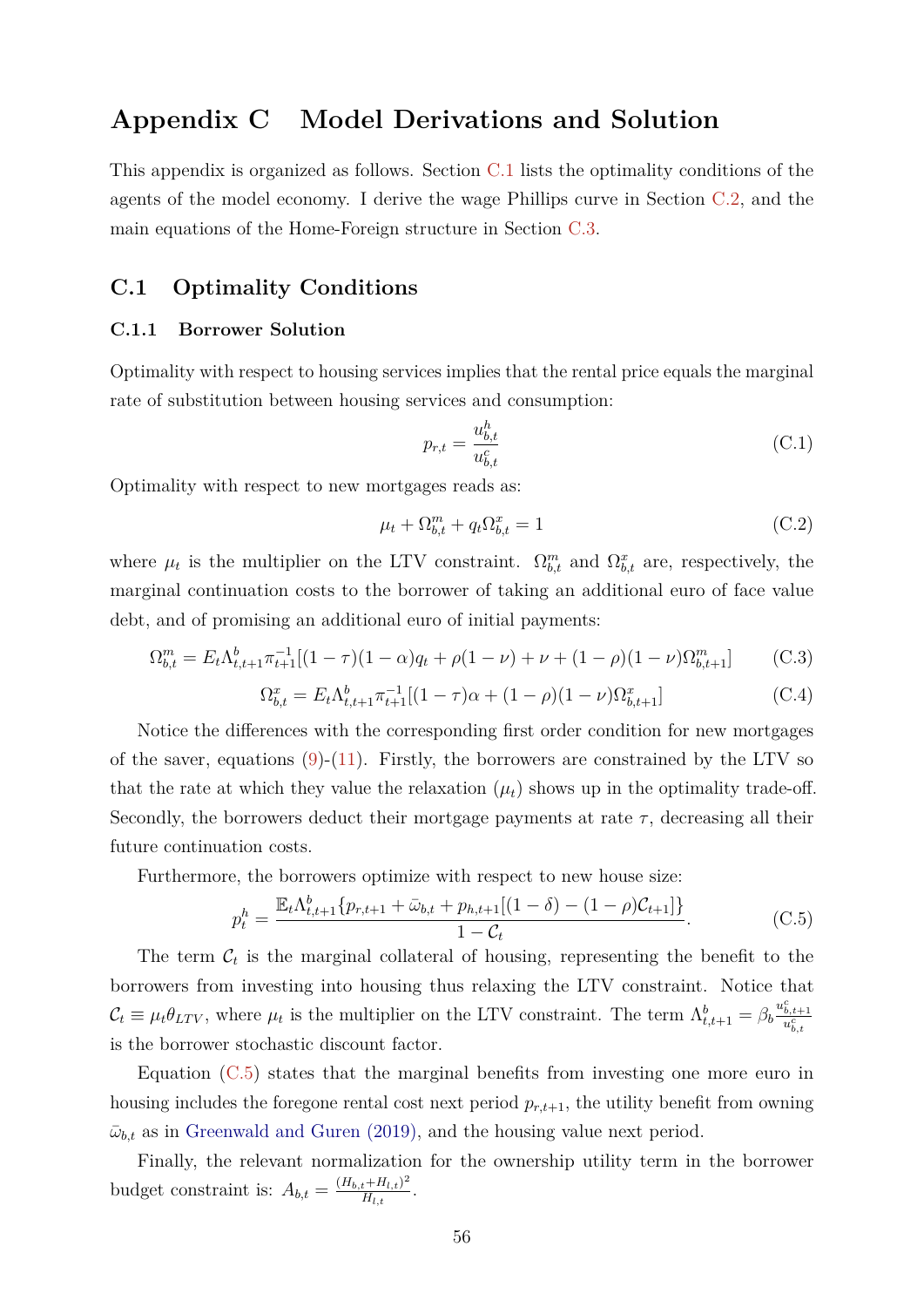# Appendix C Model Derivations and Solution

This appendix is organized as follows. Section C.1 lists the optimality conditions of the agents of the model economy. I derive the wage Phillips curve in Section C.2, and the main equations of the Home-Foreign structure in Section C.3.

## C.1 Optimality Conditions

### C.1.1 Borrower Solution

Optimality with respect to housing services implies that the rental price equals the marginal rate of substitution between housing services and consumption:

$$p_{r,t} = \frac{u^h_{b,t}}{u^c_{b,t}} \tag{C.1}$$

Optimality with respect to new mortgages reads as:

$$\mu_t + \Omega^m_{b,t} + q_t \Omega^x_{b,t} = 1 \tag{C.2}$$

where $\mu_t$ is the multiplier on the LTV constraint. $\Omega^m_{b,t}$ and $\Omega^x_{b,t}$ are, respectively, the marginal continuation costs to the borrower of taking an additional euro of face value debt, and of promising an additional euro of initial payments:

$$\Omega^m_{b,t} = E_t \Lambda^b_{t,t+1} \pi^{-1}_{t+1}[(1-\tau)(1-\alpha)q_t + \rho(1-\nu) + \nu + (1-\rho)(1-\nu)\Omega^m_{b,t+1}] \tag{C.3}$$

$$\Omega^x_{b,t} = E_t \Lambda^b_{t,t+1} \pi^{-1}_{t+1}[(1-\tau)\alpha + (1-\rho)(1-\nu)\Omega^x_{b,t+1}] \tag{C.4}$$

Notice the differences with the corresponding first order condition for new mortgages of the saver, equations (9)-(11). Firstly, the borrowers are constrained by the LTV so that the rate at which they value the relaxation ($\mu_t$) shows up in the optimality trade-off. Secondly, the borrowers deduct their mortgage payments at rate $\tau$, decreasing all their future continuation costs.

Furthermore, the borrowers optimize with respect to new house size:

$$p^h_t = \frac{\mathbb{E}_t \Lambda^b_{t,t+1}\{p_{r,t+1} + \bar{\omega}_{b,t} + p_{h,t+1}[(1-\delta) - (1-\rho)\mathcal{C}_{t+1}]\}}{1 - \mathcal{C}_t}. \tag{C.5}$$

The term $\mathcal{C}_t$ is the marginal collateral of housing, representing the benefit to the borrowers from investing into housing thus relaxing the LTV constraint. Notice that $\mathcal{C}_t \equiv \mu_t \theta_{LTV}$, where $\mu_t$ is the multiplier on the LTV constraint. The term $\Lambda^b_{t,t+1} = \beta_b \frac{u^c_{b,t+1}}{u^c_{b,t}}$ is the borrower stochastic discount factor.

Equation (C.5) states that the marginal benefits from investing one more euro in housing includes the foregone rental cost next period $p_{r,t+1}$, the utility benefit from owning $\bar{\omega}_{b,t}$ as in Greenwald and Guren (2019), and the housing value next period.

Finally, the relevant normalization for the ownership utility term in the borrower budget constraint is: $A_{b,t} = \frac{(H_{b,t}+H_{l,t})^2}{H_{l,t}}$.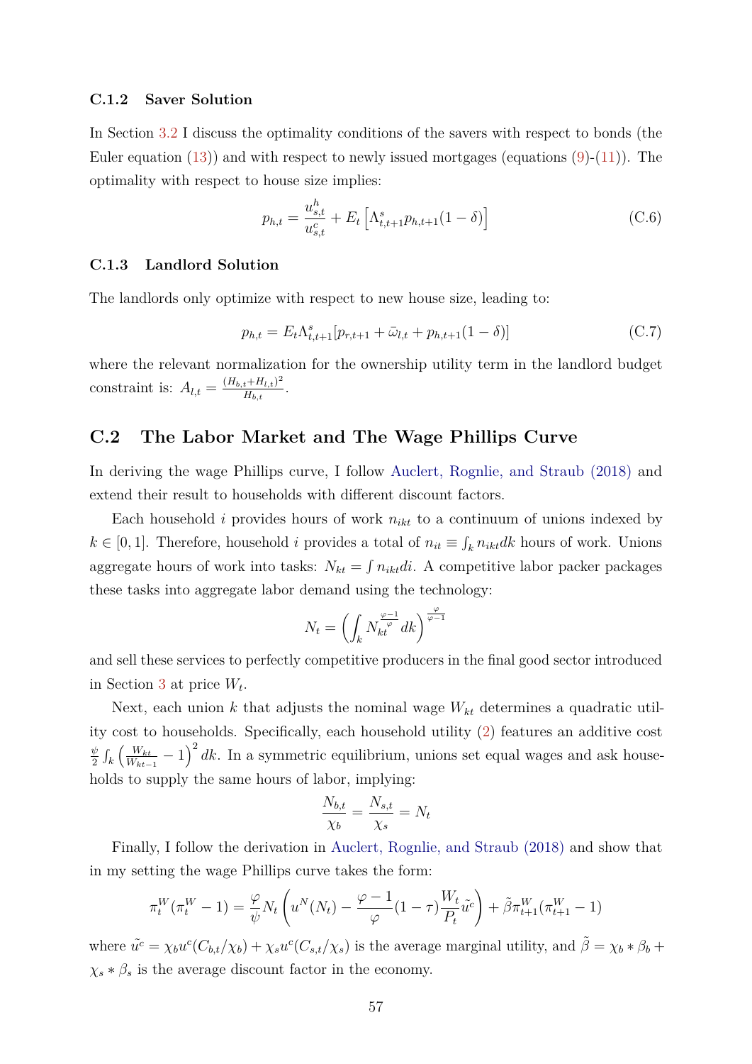### C.1.2 Saver Solution

In Section 3.2 I discuss the optimality conditions of the savers with respect to bonds (the Euler equation (13)) and with respect to newly issued mortgages (equations (9)-(11)). The optimality with respect to house size implies:

$$p_{h,t} = \frac{u^h_{s,t}}{u^c_{s,t}} + E_t\left[\Lambda^s_{t,t+1} p_{h,t+1}(1-\delta)\right] \tag{C.6}$$

### C.1.3 Landlord Solution

The landlords only optimize with respect to new house size, leading to:

$$p_{h,t} = E_t \Lambda^s_{t,t+1}[p_{r,t+1} + \bar{\omega}_{l,t} + p_{h,t+1}(1-\delta)] \tag{C.7}$$

where the relevant normalization for the ownership utility term in the landlord budget constraint is: $A_{l,t} = \frac{(H_{b,t}+H_{l,t})^2}{H_{b,t}}$.

## C.2 The Labor Market and The Wage Phillips Curve

In deriving the wage Phillips curve, I follow Auclert, Rognlie, and Straub (2018) and extend their result to households with different discount factors.

Each household $i$ provides hours of work $n_{ikt}$ to a continuum of unions indexed by $k \in [0,1]$. Therefore, household $i$ provides a total of $n_{it} \equiv \int_k n_{ikt} dk$ hours of work. Unions aggregate hours of work into tasks: $N_{kt} = \int n_{ikt} di$. A competitive labor packer packages these tasks into aggregate labor demand using the technology:

$$N_t = \left(\int_k N_{kt}^{\frac{\varphi-1}{\varphi}} dk\right)^{\frac{\varphi}{\varphi-1}}$$

and sell these services to perfectly competitive producers in the final good sector introduced in Section 3 at price $W_t$.

Next, each union $k$ that adjusts the nominal wage $W_{kt}$ determines a quadratic utility cost to households. Specifically, each household utility (2) features an additive cost $\frac{\psi}{2}\int_k \left(\frac{W_{kt}}{W_{kt-1}} - 1\right)^2 dk$. In a symmetric equilibrium, unions set equal wages and ask households to supply the same hours of labor, implying:

$$\frac{N_{b,t}}{\chi_b} = \frac{N_{s,t}}{\chi_s} = N_t$$

Finally, I follow the derivation in Auclert, Rognlie, and Straub (2018) and show that in my setting the wage Phillips curve takes the form:

$$\pi^W_t(\pi^W_t - 1) = \frac{\varphi}{\psi} N_t \left(u^N(N_t) - \frac{\varphi - 1}{\varphi}(1-\tau)\frac{W_t}{P_t}\tilde{u^c}\right) + \tilde{\beta}\pi^W_{t+1}(\pi^W_{t+1} - 1)$$

where $\tilde{u^c} = \chi_b u^c(C_{b,t}/\chi_b) + \chi_s u^c(C_{s,t}/\chi_s)$ is the average marginal utility, and $\tilde{\beta} = \chi_b * \beta_b + \chi_s * \beta_s$ is the average discount factor in the economy.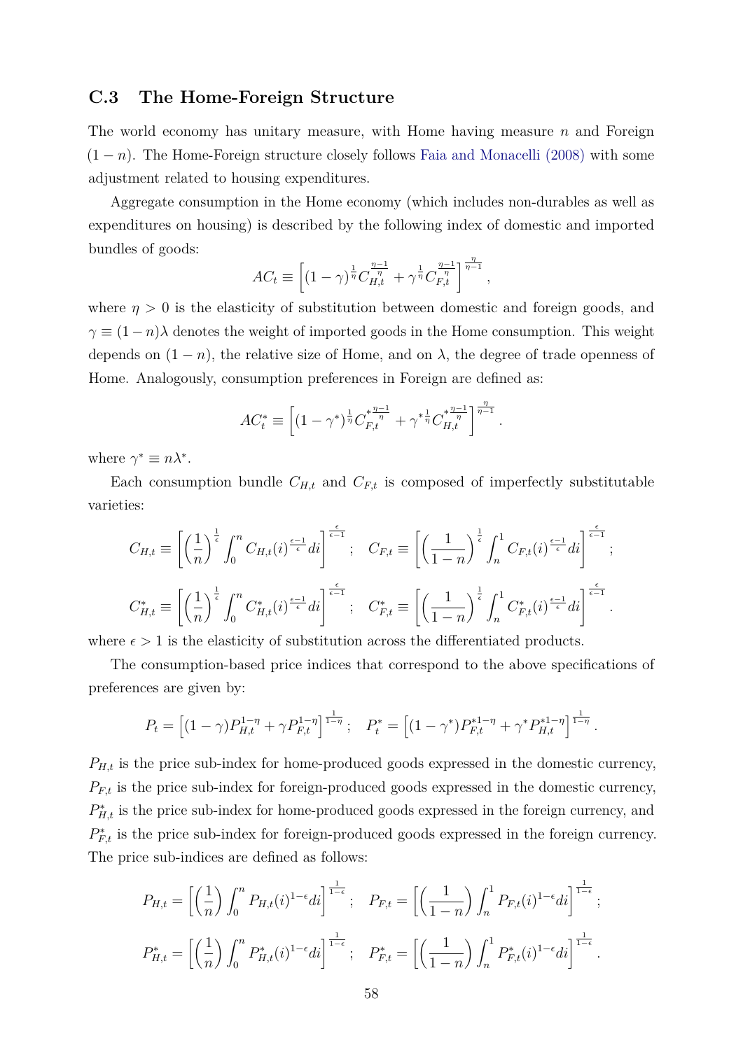### C.3 The Home-Foreign Structure

The world economy has unitary measure, with Home having measure $n$ and Foreign $(1-n)$. The Home-Foreign structure closely follows Faia and Monacelli (2008) with some adjustment related to housing expenditures.

Aggregate consumption in the Home economy (which includes non-durables as well as expenditures on housing) is described by the following index of domestic and imported bundles of goods:

$$AC_t \equiv \left[(1-\gamma)^{\frac{1}{\eta}} C_{H,t}^{\frac{\eta-1}{\eta}} + \gamma^{\frac{1}{\eta}} C_{F,t}^{\frac{\eta-1}{\eta}}\right]^{\frac{\eta}{\eta-1}},$$

where $\eta > 0$ is the elasticity of substitution between domestic and foreign goods, and $\gamma \equiv (1-n)\lambda$ denotes the weight of imported goods in the Home consumption. This weight depends on $(1-n)$, the relative size of Home, and on $\lambda$, the degree of trade openness of Home. Analogously, consumption preferences in Foreign are defined as:

$$AC_t^* \equiv \left[(1-\gamma^*)^{\frac{1}{\eta}} C_{F,t}^{*\frac{\eta-1}{\eta}} + \gamma^{*\frac{1}{\eta}} C_{H,t}^{*\frac{\eta-1}{\eta}}\right]^{\frac{\eta}{\eta-1}}.$$

where $\gamma^* \equiv n\lambda^*$.

Each consumption bundle $C_{H,t}$ and $C_{F,t}$ is composed of imperfectly substitutable varieties:

$$C_{H,t} \equiv \left[\left(\frac{1}{n}\right)^{\frac{1}{\epsilon}} \int_0^n C_{H,t}(i)^{\frac{\epsilon-1}{\epsilon}} di\right]^{\frac{\epsilon}{\epsilon-1}}; \quad C_{F,t} \equiv \left[\left(\frac{1}{1-n}\right)^{\frac{1}{\epsilon}} \int_n^1 C_{F,t}(i)^{\frac{\epsilon-1}{\epsilon}} di\right]^{\frac{\epsilon}{\epsilon-1}};$$

$$C_{H,t}^* \equiv \left[\left(\frac{1}{n}\right)^{\frac{1}{\epsilon}} \int_0^n C_{H,t}^*(i)^{\frac{\epsilon-1}{\epsilon}} di\right]^{\frac{\epsilon}{\epsilon-1}}; \quad C_{F,t}^* \equiv \left[\left(\frac{1}{1-n}\right)^{\frac{1}{\epsilon}} \int_n^1 C_{F,t}^*(i)^{\frac{\epsilon-1}{\epsilon}} di\right]^{\frac{\epsilon}{\epsilon-1}}.$$

where $\epsilon > 1$ is the elasticity of substitution across the differentiated products.

The consumption-based price indices that correspond to the above specifications of preferences are given by:

$$P_t = \left[(1-\gamma) P_{H,t}^{1-\eta} + \gamma P_{F,t}^{1-\eta}\right]^{\frac{1}{1-\eta}}; \quad P_t^* = \left[(1-\gamma^*) P_{F,t}^{*1-\eta} + \gamma^* P_{H,t}^{*1-\eta}\right]^{\frac{1}{1-\eta}}.$$

$P_{H,t}$ is the price sub-index for home-produced goods expressed in the domestic currency, $P_{F,t}$ is the price sub-index for foreign-produced goods expressed in the domestic currency, $P_{H,t}^*$ is the price sub-index for home-produced goods expressed in the foreign currency, and $P_{F,t}^*$ is the price sub-index for foreign-produced goods expressed in the foreign currency. The price sub-indices are defined as follows:

$$P_{H,t} = \left[\left(\frac{1}{n}\right) \int_0^n P_{H,t}(i)^{1-\epsilon} di\right]^{\frac{1}{1-\epsilon}}; \quad P_{F,t} = \left[\left(\frac{1}{1-n}\right) \int_n^1 P_{F,t}(i)^{1-\epsilon} di\right]^{\frac{1}{1-\epsilon}};$$

$$P_{H,t}^* = \left[\left(\frac{1}{n}\right) \int_0^n P_{H,t}^*(i)^{1-\epsilon} di\right]^{\frac{1}{1-\epsilon}}; \quad P_{F,t}^* = \left[\left(\frac{1}{1-n}\right) \int_n^1 P_{F,t}^*(i)^{1-\epsilon} di\right]^{\frac{1}{1-\epsilon}}.$$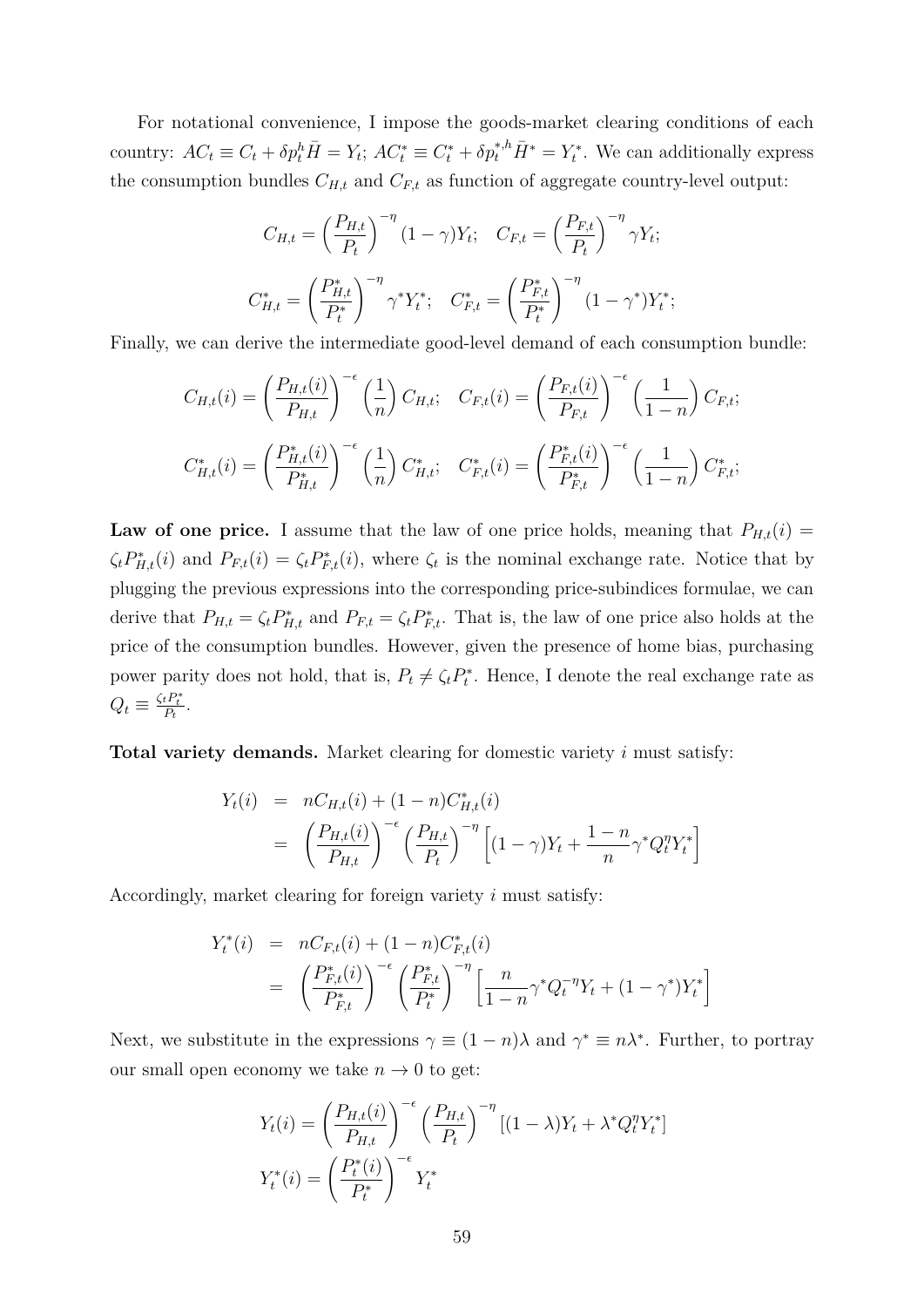For notational convenience, I impose the goods-market clearing conditions of each country: $AC_t \equiv C_t + \delta p_t^h \bar{H} = Y_t$; $AC_t^* \equiv C_t^* + \delta p_t^{*,h} \bar{H}^* = Y_t^*$. We can additionally express the consumption bundles $C_{H,t}$ and $C_{F,t}$ as function of aggregate country-level output:

$$C_{H,t} = \left(\frac{P_{H,t}}{P_t}\right)^{-\eta} (1-\gamma) Y_t; \quad C_{F,t} = \left(\frac{P_{F,t}}{P_t}\right)^{-\eta} \gamma Y_t;$$

$$C_{H,t}^* = \left(\frac{P_{H,t}^*}{P_t^*}\right)^{-\eta} \gamma^* Y_t^*; \quad C_{F,t}^* = \left(\frac{P_{F,t}^*}{P_t^*}\right)^{-\eta} (1-\gamma^*) Y_t^*;$$

Finally, we can derive the intermediate good-level demand of each consumption bundle:

$$C_{H,t}(i) = \left(\frac{P_{H,t}(i)}{P_{H,t}}\right)^{-\epsilon} \left(\frac{1}{n}\right) C_{H,t}; \quad C_{F,t}(i) = \left(\frac{P_{F,t}(i)}{P_{F,t}}\right)^{-\epsilon} \left(\frac{1}{1-n}\right) C_{F,t};$$

$$C_{H,t}^*(i) = \left(\frac{P_{H,t}^*(i)}{P_{H,t}^*}\right)^{-\epsilon} \left(\frac{1}{n}\right) C_{H,t}^*; \quad C_{F,t}^*(i) = \left(\frac{P_{F,t}^*(i)}{P_{F,t}^*}\right)^{-\epsilon} \left(\frac{1}{1-n}\right) C_{F,t}^*;$$

**Law of one price.** I assume that the law of one price holds, meaning that $P_{H,t}(i) = \zeta_t P_{H,t}^*(i)$ and $P_{F,t}(i) = \zeta_t P_{F,t}^*(i)$, where $\zeta_t$ is the nominal exchange rate. Notice that by plugging the previous expressions into the corresponding price-subindices formulae, we can derive that $P_{H,t} = \zeta_t P_{H,t}^*$ and $P_{F,t} = \zeta_t P_{F,t}^*$. That is, the law of one price also holds at the price of the consumption bundles. However, given the presence of home bias, purchasing power parity does not hold, that is, $P_t \neq \zeta_t P_t^*$. Hence, I denote the real exchange rate as $Q_t \equiv \frac{\zeta_t P_t^*}{P_t}$.

**Total variety demands.** Market clearing for domestic variety $i$ must satisfy:

$$\begin{aligned} Y_t(i) &= nC_{H,t}(i) + (1-n)C_{H,t}^*(i) \\ &= \left(\frac{P_{H,t}(i)}{P_{H,t}}\right)^{-\epsilon} \left(\frac{P_{H,t}}{P_t}\right)^{-\eta} \left[(1-\gamma)Y_t + \frac{1-n}{n}\gamma^* Q_t^\eta Y_t^*\right] \end{aligned}$$

Accordingly, market clearing for foreign variety $i$ must satisfy:

$$\begin{aligned} Y_t^*(i) &= nC_{F,t}(i) + (1-n)C_{F,t}^*(i) \\ &= \left(\frac{P_{F,t}^*(i)}{P_{F,t}^*}\right)^{-\epsilon} \left(\frac{P_{F,t}^*}{P_t^*}\right)^{-\eta} \left[\frac{n}{1-n}\gamma^* Q_t^{-\eta} Y_t + (1-\gamma^*)Y_t^*\right] \end{aligned}$$

Next, we substitute in the expressions $\gamma \equiv (1-n)\lambda$ and $\gamma^* \equiv n\lambda^*$. Further, to portray our small open economy we take $n \to 0$ to get:

$$Y_t(i) = \left(\frac{P_{H,t}(i)}{P_{H,t}}\right)^{-\epsilon} \left(\frac{P_{H,t}}{P_t}\right)^{-\eta} \left[(1-\lambda)Y_t + \lambda^* Q_t^\eta Y_t^*\right]$$

$$Y_t^*(i) = \left(\frac{P_t^*(i)}{P_t^*}\right)^{-\epsilon} Y_t^*$$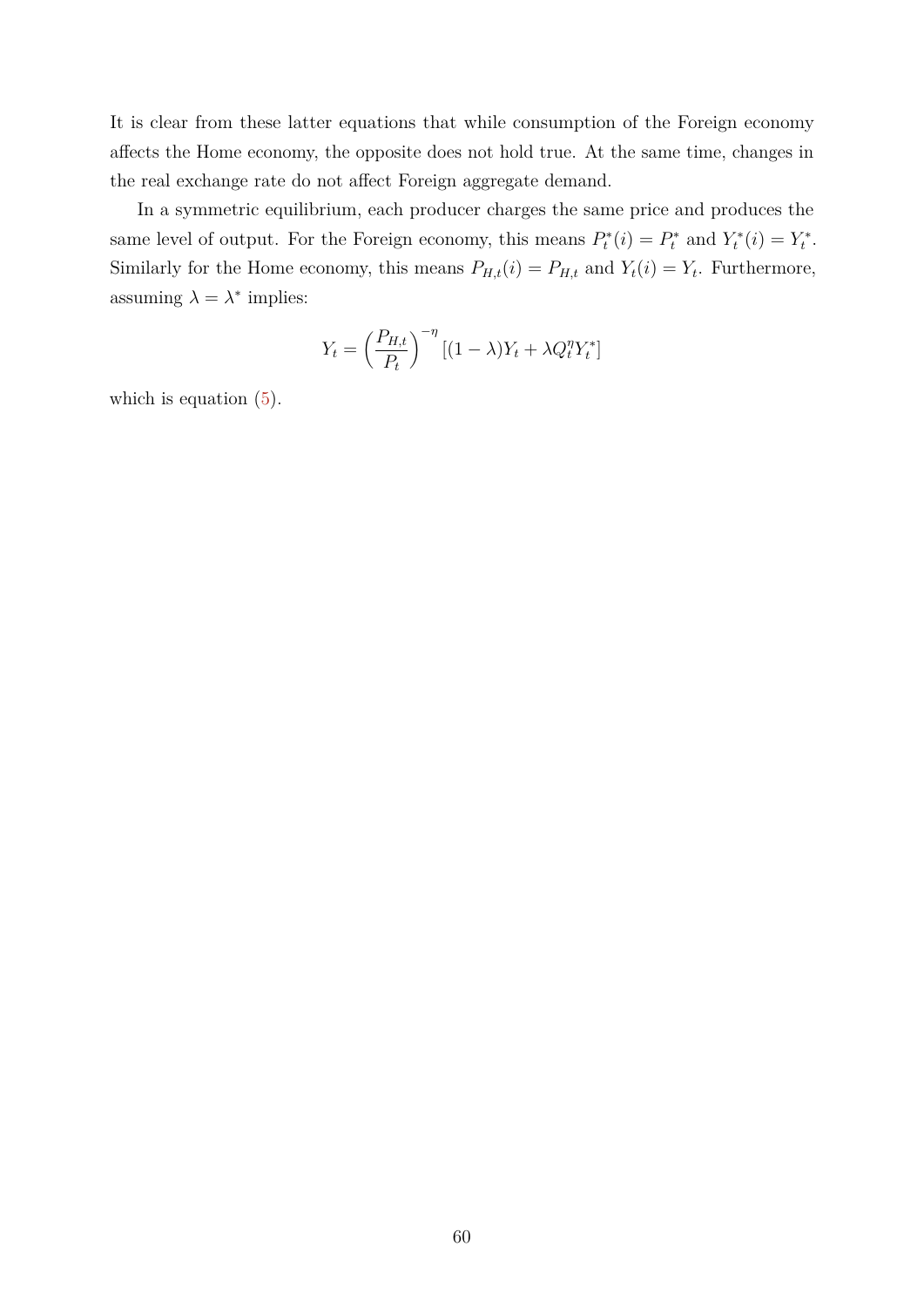It is clear from these latter equations that while consumption of the Foreign economy affects the Home economy, the opposite does not hold true. At the same time, changes in the real exchange rate do not affect Foreign aggregate demand.

In a symmetric equilibrium, each producer charges the same price and produces the same level of output. For the Foreign economy, this means $P_t^*(i) = P_t^*$ and $Y_t^*(i) = Y_t^*$. Similarly for the Home economy, this means $P_{H,t}(i) = P_{H,t}$ and $Y_t(i) = Y_t$. Furthermore, assuming $\lambda = \lambda^*$ implies:

$$Y_t = \left(\frac{P_{H,t}}{P_t}\right)^{-\eta} [(1-\lambda)Y_t + \lambda Q_t^{\eta} Y_t^*]$$

which is equation (5).